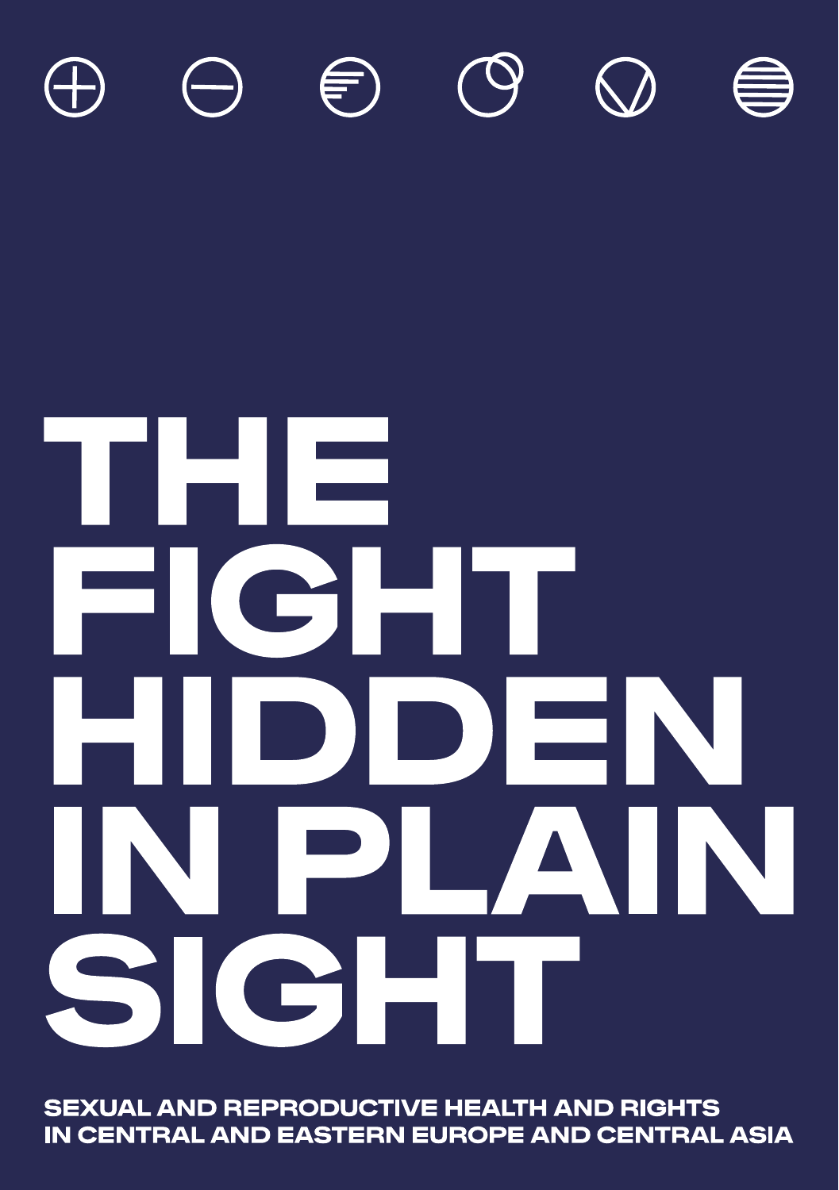# THE FIGHT HIDDEN IN PLAIN SIGHT

**SEXUAL AND REPRODUCTIVE HEALTH AND RIGHTS IN CENTRAL AND EASTERN EUROPE AND CENTRAL ASIA**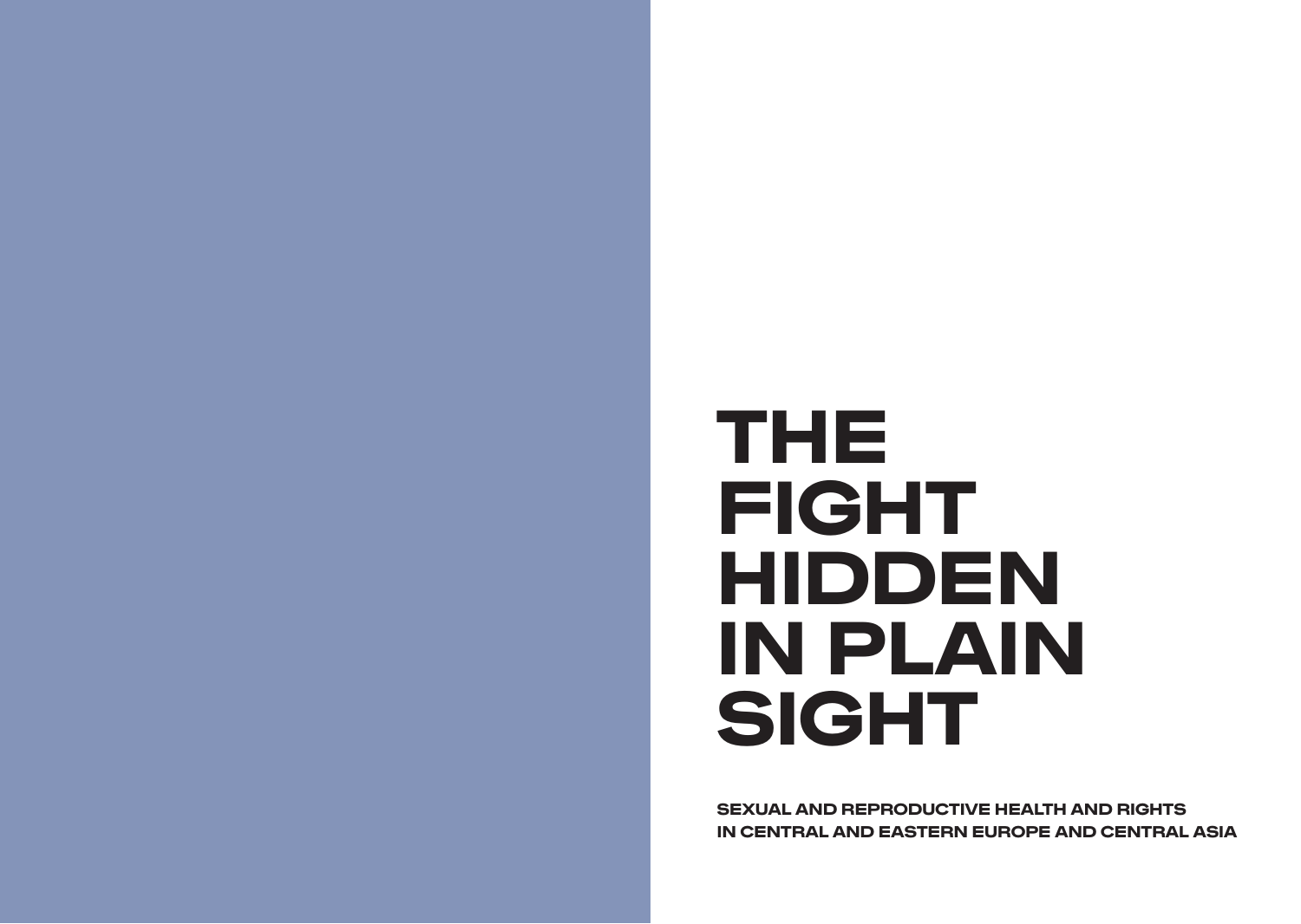# THE FIGHT HIDDEN IN PLAIN SIGHT

**SEXUAL AND REPRODUCTIVE HEALTH AND RIGHTS IN CENTRAL AND EASTERN EUROPE AND CENTRAL ASIA**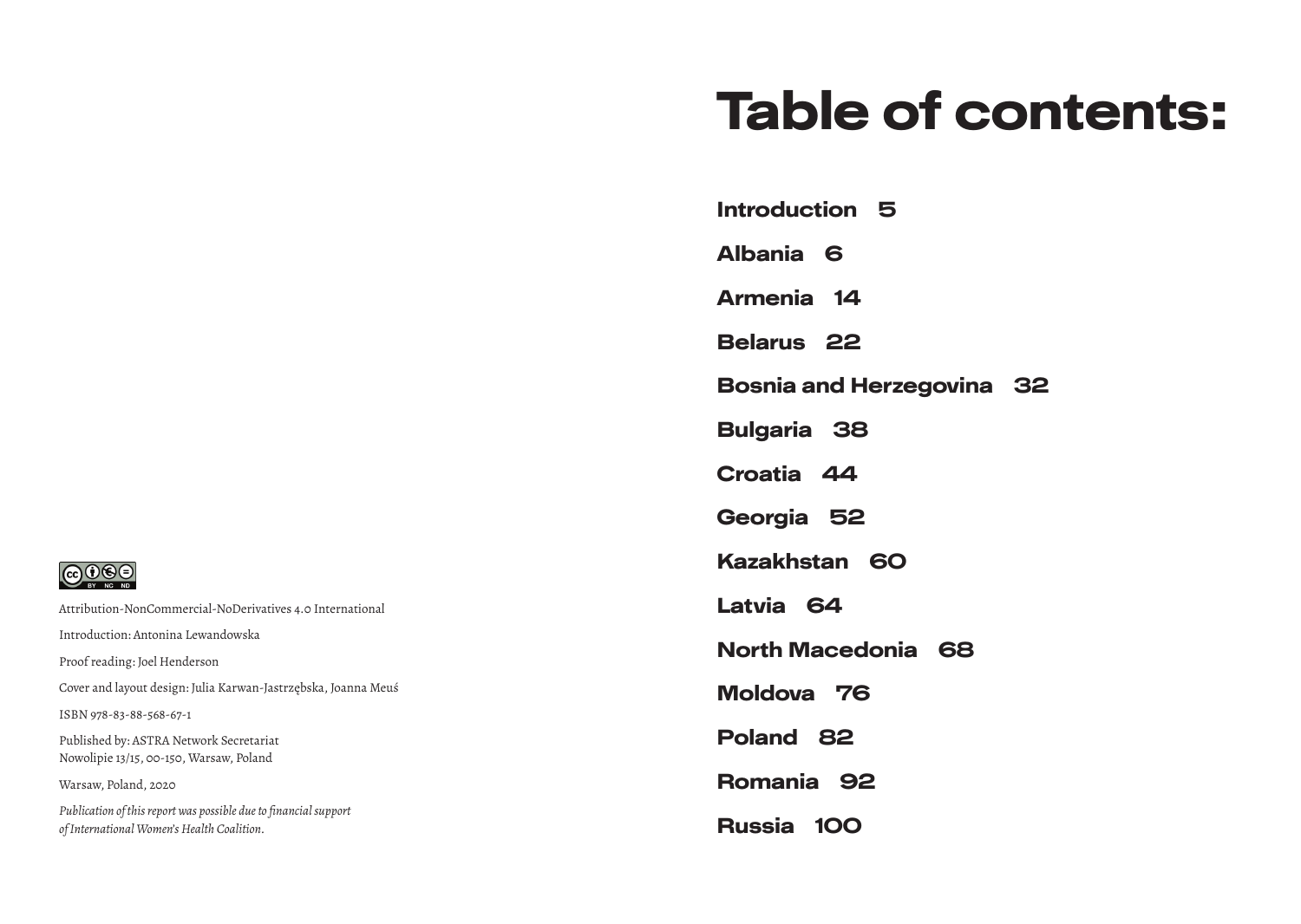Attribution-NonCommercial-NoDerivatives 4.0 International

Introduction: Antonina Lewandowska

Proof reading: Joel Henderson

Cover and layout design: Julia Karwan-Jastrzębska, Joanna Meuś

ISBN 978-83-88-568-67-1

Published by: ASTRA Network Secretariat
Nowolipie 13/15, 00-150, Warsaw, Poland

Warsaw, Poland, 2020

*Publication of this report was possible due to financial support of International Women's Health Coalition.*

# Table of contents:

**Introduction 5**

**Albania 6**

**Armenia 14**

**Belarus 22**

**Bosnia and Herzegovina 32**

**Bulgaria 38**

**Croatia 44**

**Georgia 52**

**Kazakhstan 60**

**Latvia 64**

**North Macedonia 68**

**Moldova 76**

**Poland 82**

**Romania 92**

**Russia 100**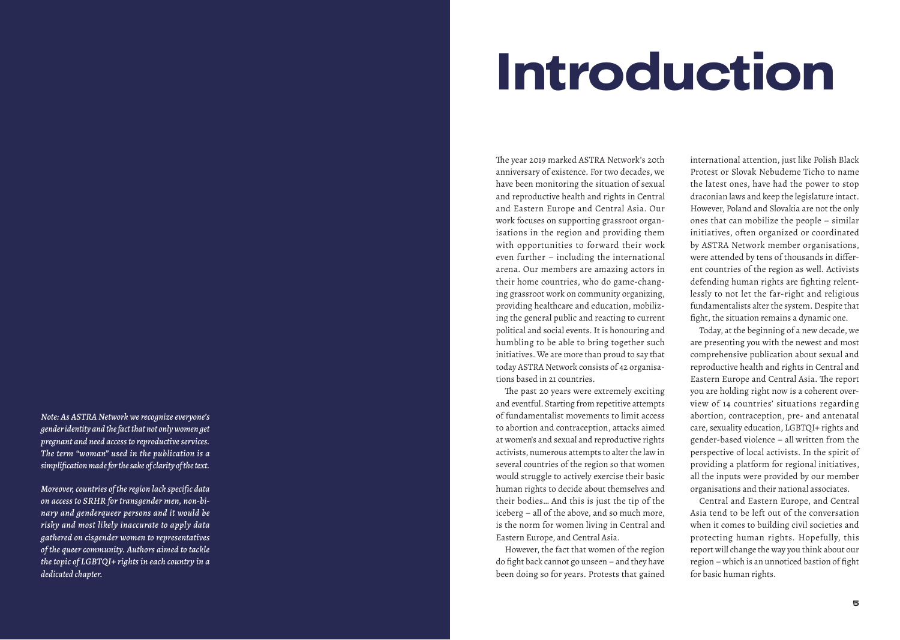# Introduction

*Note: As ASTRA Network we recognize everyone's gender identity and the fact that not only women get pregnant and need access to reproductive services. The term "woman" used in the publication is a simplification made for the sake of clarity of the text.*

*Moreover, countries of the region lack specific data on access to SRHR for transgender men, non-binary and genderqueer persons and it would be risky and most likely inaccurate to apply data gathered on cisgender women to representatives of the queer community. Authors aimed to tackle the topic of LGBTQI+ rights in each country in a dedicated chapter.*

The year 2019 marked ASTRA Network's 20th anniversary of existence. For two decades, we have been monitoring the situation of sexual and reproductive health and rights in Central and Eastern Europe and Central Asia. Our work focuses on supporting grassroot organisations in the region and providing them with opportunities to forward their work even further – including the international arena. Our members are amazing actors in their home countries, who do game-changing grassroot work on community organizing, providing healthcare and education, mobilizing the general public and reacting to current political and social events. It is honouring and humbling to be able to bring together such initiatives. We are more than proud to say that today ASTRA Network consists of 42 organisations based in 21 countries.

The past 20 years were extremely exciting and eventful. Starting from repetitive attempts of fundamentalist movements to limit access to abortion and contraception, attacks aimed at women's and sexual and reproductive rights activists, numerous attempts to alter the law in several countries of the region so that women would struggle to actively exercise their basic human rights to decide about themselves and their bodies… And this is just the tip of the iceberg – all of the above, and so much more, is the norm for women living in Central and Eastern Europe, and Central Asia.

However, the fact that women of the region do fight back cannot go unseen – and they have been doing so for years. Protests that gained international attention, just like Polish Black Protest or Slovak Nebudeme Ticho to name the latest ones, have had the power to stop draconian laws and keep the legislature intact. However, Poland and Slovakia are not the only ones that can mobilize the people – similar initiatives, often organized or coordinated by ASTRA Network member organisations, were attended by tens of thousands in different countries of the region as well. Activists defending human rights are fighting relentlessly to not let the far-right and religious fundamentalists alter the system. Despite that fight, the situation remains a dynamic one.

Today, at the beginning of a new decade, we are presenting you with the newest and most comprehensive publication about sexual and reproductive health and rights in Central and Eastern Europe and Central Asia. The report you are holding right now is a coherent overview of 14 countries' situations regarding abortion, contraception, pre- and antenatal care, sexuality education, LGBTQI+ rights and gender-based violence – all written from the perspective of local activists. In the spirit of providing a platform for regional initiatives, all the inputs were provided by our member organisations and their national associates.

Central and Eastern Europe, and Central Asia tend to be left out of the conversation when it comes to building civil societies and protecting human rights. Hopefully, this report will change the way you think about our region – which is an unnoticed bastion of fight for basic human rights.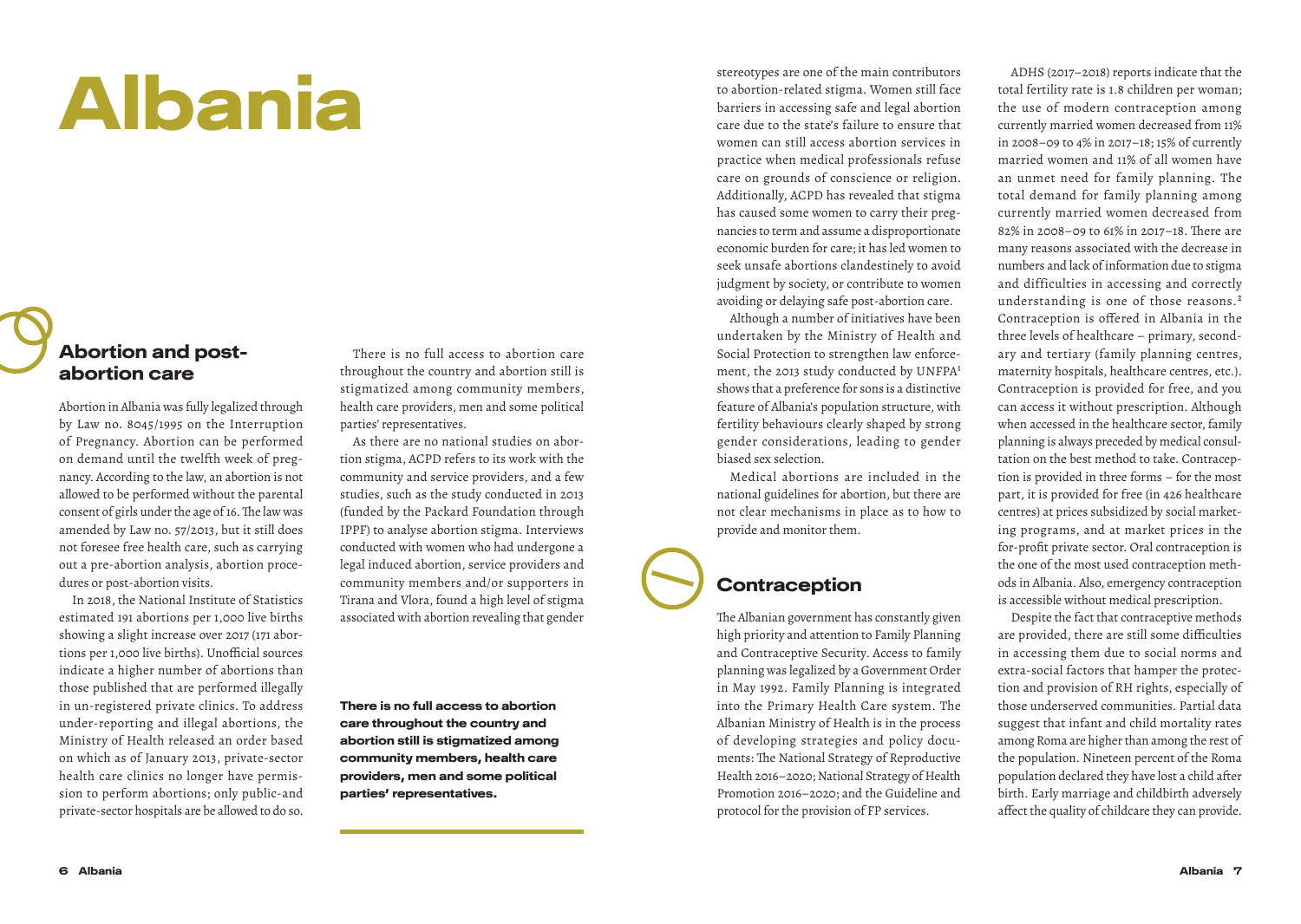# Albania

## Abortion and post-abortion care

Abortion in Albania was fully legalized through by Law no. 8045/1995 on the Interruption of Pregnancy. Abortion can be performed on demand until the twelfth week of pregnancy. According to the law, an abortion is not allowed to be performed without the parental consent of girls under the age of 16. The law was amended by Law no. 57/2013, but it still does not foresee free health care, such as carrying out a pre-abortion analysis, abortion procedures or post-abortion visits.

In 2018, the National Institute of Statistics estimated 191 abortions per 1,000 live births showing a slight increase over 2017 (171 abortions per 1,000 live births). Unofficial sources indicate a higher number of abortions than those published that are performed illegally in un-registered private clinics. To address under-reporting and illegal abortions, the Ministry of Health released an order based on which as of January 2013, private-sector health care clinics no longer have permission to perform abortions; only public-and private-sector hospitals are be allowed to do so.

There is no full access to abortion care throughout the country and abortion still is stigmatized among community members, health care providers, men and some political parties' representatives.

As there are no national studies on abortion stigma, ACPD refers to its work with the community and service providers, and a few studies, such as the study conducted in 2013 (funded by the Packard Foundation through IPPF) to analyse abortion stigma. Interviews conducted with women who had undergone a legal induced abortion, service providers and community members and/or supporters in Tirana and Vlora, found a high level of stigma associated with abortion revealing that gender stereotypes are one of the main contributors to abortion-related stigma. Women still face barriers in accessing safe and legal abortion care due to the state's failure to ensure that women can still access abortion services in practice when medical professionals refuse care on grounds of conscience or religion. Additionally, ACPD has revealed that stigma has caused some women to carry their pregnancies to term and assume a disproportionate economic burden for care; it has led women to seek unsafe abortions clandestinely to avoid judgment by society, or contribute to women avoiding or delaying safe post-abortion care.

**There is no full access to abortion care throughout the country and abortion still is stigmatized among community members, health care providers, men and some political parties' representatives.**

Although a number of initiatives have been undertaken by the Ministry of Health and Social Protection to strengthen law enforcement, the 2013 study conducted by UNFPA[1] shows that a preference for sons is a distinctive feature of Albania's population structure, with fertility behaviours clearly shaped by strong gender considerations, leading to gender biased sex selection.

Medical abortions are included in the national guidelines for abortion, but there are not clear mechanisms in place as to how to provide and monitor them.

## Contraception

The Albanian government has constantly given high priority and attention to Family Planning and Contraceptive Security. Access to family planning was legalized by a Government Order in May 1992. Family Planning is integrated into the Primary Health Care system. The Albanian Ministry of Health is in the process of developing strategies and policy documents: The National Strategy of Reproductive Health 2016–2020; National Strategy of Health Promotion 2016–2020; and the Guideline and protocol for the provision of FP services.

ADHS (2017–2018) reports indicate that the total fertility rate is 1.8 children per woman; the use of modern contraception among currently married women decreased from 11% in 2008–09 to 4% in 2017–18; 15% of currently married women and 11% of all women have an unmet need for family planning. The total demand for family planning among currently married women decreased from 82% in 2008–09 to 61% in 2017–18. There are many reasons associated with the decrease in numbers and lack of information due to stigma and difficulties in accessing and correctly understanding is one of those reasons.[2] Contraception is offered in Albania in the three levels of healthcare – primary, secondary and tertiary (family planning centres, maternity hospitals, healthcare centres, etc.). Contraception is provided for free, and you can access it without prescription. Although when accessed in the healthcare sector, family planning is always preceded by medical consultation on the best method to take. Contraception is provided in three forms – for the most part, it is provided for free (in 426 healthcare centres) at prices subsidized by social marketing programs, and at market prices in the for-profit private sector. Oral contraception is the one of the most used contraception methods in Albania. Also, emergency contraception is accessible without medical prescription.

Despite the fact that contraceptive methods are provided, there are still some difficulties in accessing them due to social norms and extra-social factors that hamper the protection and provision of RH rights, especially of those underserved communities. Partial data suggest that infant and child mortality rates among Roma are higher than among the rest of the population. Nineteen percent of the Roma population declared they have lost a child after birth. Early marriage and childbirth adversely affect the quality of childcare they can provide.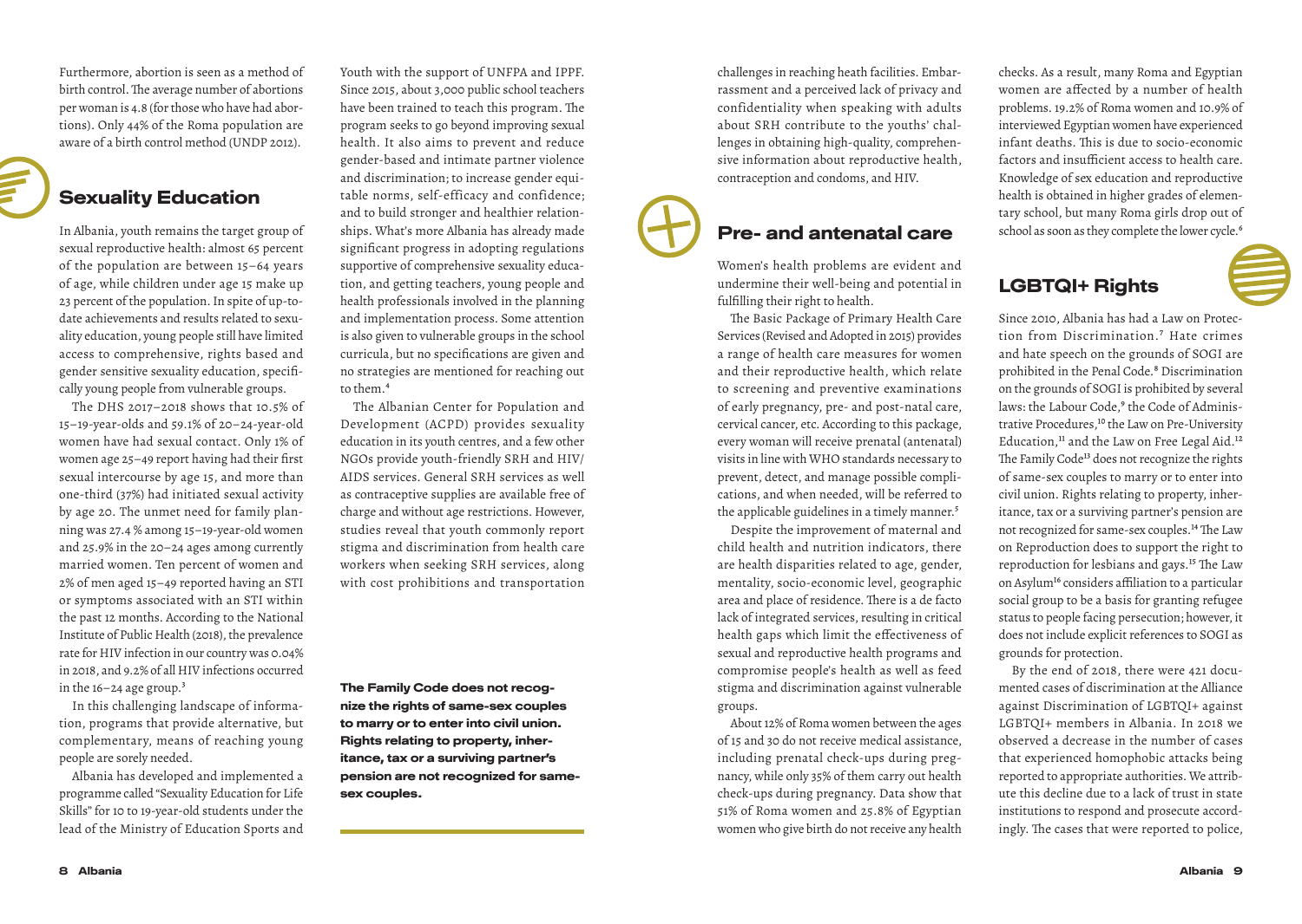Furthermore, abortion is seen as a method of birth control. The average number of abortions per woman is 4.8 (for those who have had abortions). Only 44% of the Roma population are aware of a birth control method (UNDP 2012).

## Sexuality Education

In Albania, youth remains the target group of sexual reproductive health: almost 65 percent of the population are between 15–64 years of age, while children under age 15 make up 23 percent of the population. In spite of up-to-date achievements and results related to sexuality education, young people still have limited access to comprehensive, rights based and gender sensitive sexuality education, specifically young people from vulnerable groups.

The DHS 2017–2018 shows that 10.5% of 15–19-year-olds and 59.1% of 20–24-year-old women have had sexual contact. Only 1% of women age 25–49 report having had their first sexual intercourse by age 15, and more than one-third (37%) had initiated sexual activity by age 20. The unmet need for family planning was 27.4 % among 15–19-year-old women and 25.9% in the 20–24 ages among currently married women. Ten percent of women and 2% of men aged 15–49 reported having an STI or symptoms associated with an STI within the past 12 months. According to the National Institute of Public Health (2018), the prevalence rate for HIV infection in our country was 0.04% in 2018, and 9.2% of all HIV infections occurred in the 16–24 age group.[3]

In this challenging landscape of information, programs that provide alternative, but complementary, means of reaching young people are sorely needed.

Albania has developed and implemented a programme called "Sexuality Education for Life Skills" for 10 to 19-year-old students under the lead of the Ministry of Education Sports and Youth with the support of UNFPA and IPPF. Since 2015, about 3,000 public school teachers have been trained to teach this program. The program seeks to go beyond improving sexual health. It also aims to prevent and reduce gender-based and intimate partner violence and discrimination; to increase gender equitable norms, self-efficacy and confidence; and to build stronger and healthier relationships. What's more Albania has already made significant progress in adopting regulations supportive of comprehensive sexuality education, and getting teachers, young people and health professionals involved in the planning and implementation process. Some attention is also given to vulnerable groups in the school curricula, but no specifications are given and no strategies are mentioned for reaching out to them.[4]

The Albanian Center for Population and Development (ACPD) provides sexuality education in its youth centres, and a few other NGOs provide youth-friendly SRH and HIV/AIDS services. General SRH services as well as contraceptive supplies are available free of charge and without age restrictions. However, studies reveal that youth commonly report stigma and discrimination from health care workers when seeking SRH services, along with cost prohibitions and transportation challenges in reaching heath facilities. Embarrassment and a perceived lack of privacy and confidentiality when speaking with adults about SRH contribute to the youths' challenges in obtaining high-quality, comprehensive information about reproductive health, contraception and condoms, and HIV.

**The Family Code does not recognize the rights of same-sex couples to marry or to enter into civil union. Rights relating to property, inheritance, tax or a surviving partner's pension are not recognized for same-sex couples.**

## Pre- and antenatal care

Women's health problems are evident and undermine their well-being and potential in fulfilling their right to health.

The Basic Package of Primary Health Care Services (Revised and Adopted in 2015) provides a range of health care measures for women and their reproductive health, which relate to screening and preventive examinations of early pregnancy, pre- and post-natal care, cervical cancer, etc. According to this package, every woman will receive prenatal (antenatal) visits in line with WHO standards necessary to prevent, detect, and manage possible complications, and when needed, will be referred to the applicable guidelines in a timely manner.[5]

Despite the improvement of maternal and child health and nutrition indicators, there are health disparities related to age, gender, mentality, socio-economic level, geographic area and place of residence. There is a de facto lack of integrated services, resulting in critical health gaps which limit the effectiveness of sexual and reproductive health programs and compromise people's health as well as feed stigma and discrimination against vulnerable groups.

About 12% of Roma women between the ages of 15 and 30 do not receive medical assistance, including prenatal check-ups during pregnancy, while only 35% of them carry out health check-ups during pregnancy. Data show that 51% of Roma women and 25.8% of Egyptian women who give birth do not receive any health checks. As a result, many Roma and Egyptian women are affected by a number of health problems. 19.2% of Roma women and 10.9% of interviewed Egyptian women have experienced infant deaths. This is due to socio-economic factors and insufficient access to health care. Knowledge of sex education and reproductive health is obtained in higher grades of elementary school, but many Roma girls drop out of school as soon as they complete the lower cycle.[6]

## LGBTQI+ Rights

Since 2010, Albania has had a Law on Protection from Discrimination.[7] Hate crimes and hate speech on the grounds of SOGI are prohibited in the Penal Code.[8] Discrimination on the grounds of SOGI is prohibited by several laws: the Labour Code,[9] the Code of Administrative Procedures,[10] the Law on Pre-University Education,[11] and the Law on Free Legal Aid.[12] The Family Code[13] does not recognize the rights of same-sex couples to marry or to enter into civil union. Rights relating to property, inheritance, tax or a surviving partner's pension are not recognized for same-sex couples.[14] The Law on Reproduction does to support the right to reproduction for lesbians and gays.[15] The Law on Asylum[16] considers affiliation to a particular social group to be a basis for granting refugee status to people facing persecution; however, it does not include explicit references to SOGI as grounds for protection.

By the end of 2018, there were 421 documented cases of discrimination at the Alliance against Discrimination of LGBTQI+ against LGBTQI+ members in Albania. In 2018 we observed a decrease in the number of cases that experienced homophobic attacks being reported to appropriate authorities. We attribute this decline due to a lack of trust in state institutions to respond and prosecute accordingly. The cases that were reported to police,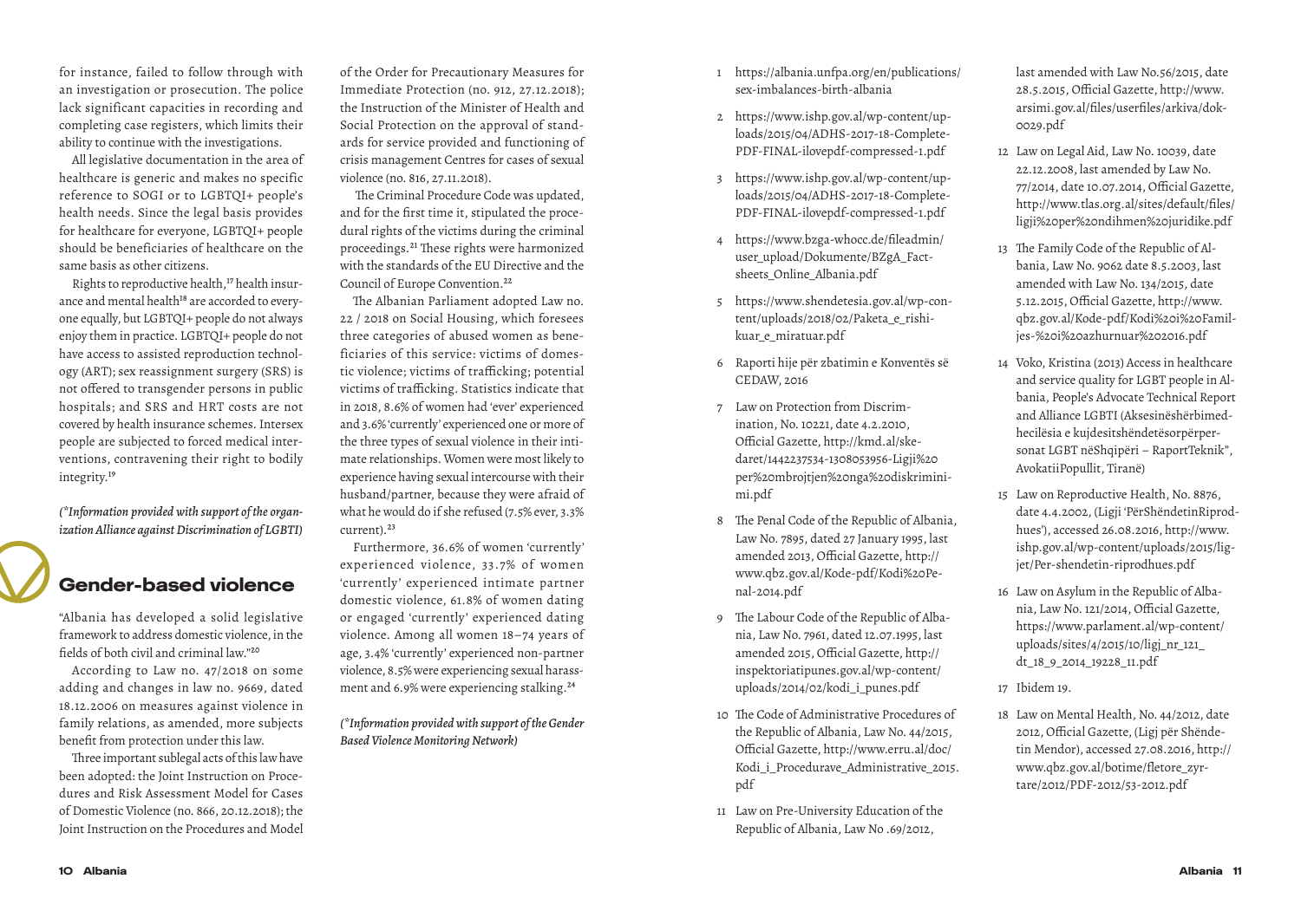for instance, failed to follow through with an investigation or prosecution. The police lack significant capacities in recording and completing case registers, which limits their ability to continue with the investigations.

All legislative documentation in the area of healthcare is generic and makes no specific reference to SOGI or to LGBTQI+ people's health needs. Since the legal basis provides for healthcare for everyone, LGBTQI+ people should be beneficiaries of healthcare on the same basis as other citizens.

Rights to reproductive health,[17] health insurance and mental health[18] are accorded to everyone equally, but LGBTQI+ people do not always enjoy them in practice. LGBTQI+ people do not have access to assisted reproduction technology (ART); sex reassignment surgery (SRS) is not offered to transgender persons in public hospitals; and SRS and HRT costs are not covered by health insurance schemes. Intersex people are subjected to forced medical interventions, contravening their right to bodily integrity.[19]

*(*Information provided with support of the organization Alliance against Discrimination of LGBTI)*

## Gender-based violence

"Albania has developed a solid legislative framework to address domestic violence, in the fields of both civil and criminal law."[20]

According to Law no. 47/2018 on some adding and changes in law no. 9669, dated 18.12.2006 on measures against violence in family relations, as amended, more subjects benefit from protection under this law.

Three important sublegal acts of this law have been adopted: the Joint Instruction on Procedures and Risk Assessment Model for Cases of Domestic Violence (no. 866, 20.12.2018); the Joint Instruction on the Procedures and Model of the Order for Precautionary Measures for Immediate Protection (no. 912, 27.12.2018); the Instruction of the Minister of Health and Social Protection on the approval of standards for service provided and functioning of crisis management Centres for cases of sexual violence (no. 816, 27.11.2018).

The Criminal Procedure Code was updated, and for the first time it, stipulated the procedural rights of the victims during the criminal proceedings.[21] These rights were harmonized with the standards of the EU Directive and the Council of Europe Convention.[22]

The Albanian Parliament adopted Law no. 22 / 2018 on Social Housing, which foresees three categories of abused women as beneficiaries of this service: victims of domestic violence; victims of trafficking; potential victims of trafficking. Statistics indicate that in 2018, 8.6% of women had 'ever' experienced and 3.6% 'currently' experienced one or more of the three types of sexual violence in their intimate relationships. Women were most likely to experience having sexual intercourse with their husband/partner, because they were afraid of what he would do if she refused (7.5% ever, 3.3% current).[23]

Furthermore, 36.6% of women 'currently' experienced violence, 33.7% of women 'currently' experienced intimate partner domestic violence, 61.8% of women dating or engaged 'currently' experienced dating violence. Among all women 18–74 years of age, 3.4% 'currently' experienced non-partner violence, 8.5% were experiencing sexual harassment and 6.9% were experiencing stalking.[24]

*(*Information provided with support of the Gender Based Violence Monitoring Network)*

1. https://albania.unfpa.org/en/publications/sex-imbalances-birth-albania
2. https://www.ishp.gov.al/wp-content/uploads/2015/04/ADHS-2017-18-Complete-PDF-FINAL-ilovepdf-compressed-1.pdf
3. https://www.ishp.gov.al/wp-content/uploads/2015/04/ADHS-2017-18-Complete-PDF-FINAL-ilovepdf-compressed-1.pdf
4. https://www.bzga-whocc.de/fileadmin/user_upload/Dokumente/BZgA_Factsheets_Online_Albania.pdf
5. https://www.shendetesia.gov.al/wp-content/uploads/2018/02/Paketa_e_rishikuar_e_miratuar.pdf
6. Raporti hije për zbatimin e Konventës së CEDAW, 2016
7. Law on Protection from Discrimination, No. 10221, date 4.2.2010, Official Gazette, http://kmd.al/skedaret/1442237534-1308053956-Ligji%20per%20mbrojtjen%20nga%20diskriminimi.pdf
8. The Penal Code of the Republic of Albania, Law No. 7895, dated 27 January 1995, last amended 2013, Official Gazette, http://www.qbz.gov.al/Kode-pdf/Kodi%20Penal-2014.pdf
9. The Labour Code of the Republic of Albania, Law No. 7961, dated 12.07.1995, last amended 2015, Official Gazette, http://inspektoriatipunes.gov.al/wp-content/uploads/2014/02/kodi_i_punes.pdf
10. The Code of Administrative Procedures of the Republic of Albania, Law No. 44/2015, Official Gazette, http://www.erru.al/doc/Kodi_i_Procedurave_Administrative_2015.pdf
11. Law on Pre-University Education of the Republic of Albania, Law No .69/2012, last amended with Law No.56/2015, date 28.5.2015, Official Gazette, http://www.arsimi.gov.al/files/userfiles/arkiva/dok-0029.pdf
12. Law on Legal Aid, Law No. 10039, date 22.12.2008, last amended by Law No. 77/2014, date 10.07.2014, Official Gazette, http://www.tlas.org.al/sites/default/files/ligji%20per%20ndihmen%20juridike.pdf
13. The Family Code of the Republic of Albania, Law No. 9062 date 8.5.2003, last amended with Law No. 134/2015, date 5.12.2015, Official Gazette, http://www.qbz.gov.al/Kode-pdf/Kodi%20i%20Familjes-%20i%20azhurnuar%202016.pdf
14. Voko, Kristina (2013) Access in healthcare and service quality for LGBT people in Albania, People's Advocate Technical Report and Alliance LGBTI (Aksesinëshërbimedhecilësia e kujdesitshëndetësorpërpersonat LGBT nëShqipëri – RaportTeknik", AvokatiiPopullit, Tiranë)
15. Law on Reproductive Health, No. 8876, date 4.4.2002, (Ligji 'PërShëndetinRiprodhues'), accessed 26.08.2016, http://www.ishp.gov.al/wp-content/uploads/2015/ligjet/Per-shendetin-riprodhues.pdf
16. Law on Asylum in the Republic of Albania, Law No. 121/2014, Official Gazette, https://www.parlament.al/wp-content/uploads/sites/4/2015/10/ligj_nr_121_dt_18_9_2014_19228_11.pdf
17. Ibidem 19.
18. Law on Mental Health, No. 44/2012, date 2012, Official Gazette, (Ligj për Shëndetin Mendor), accessed 27.08.2016, http://www.qbz.gov.al/botime/fletore_zyrtare/2012/PDF-2012/53-2012.pdf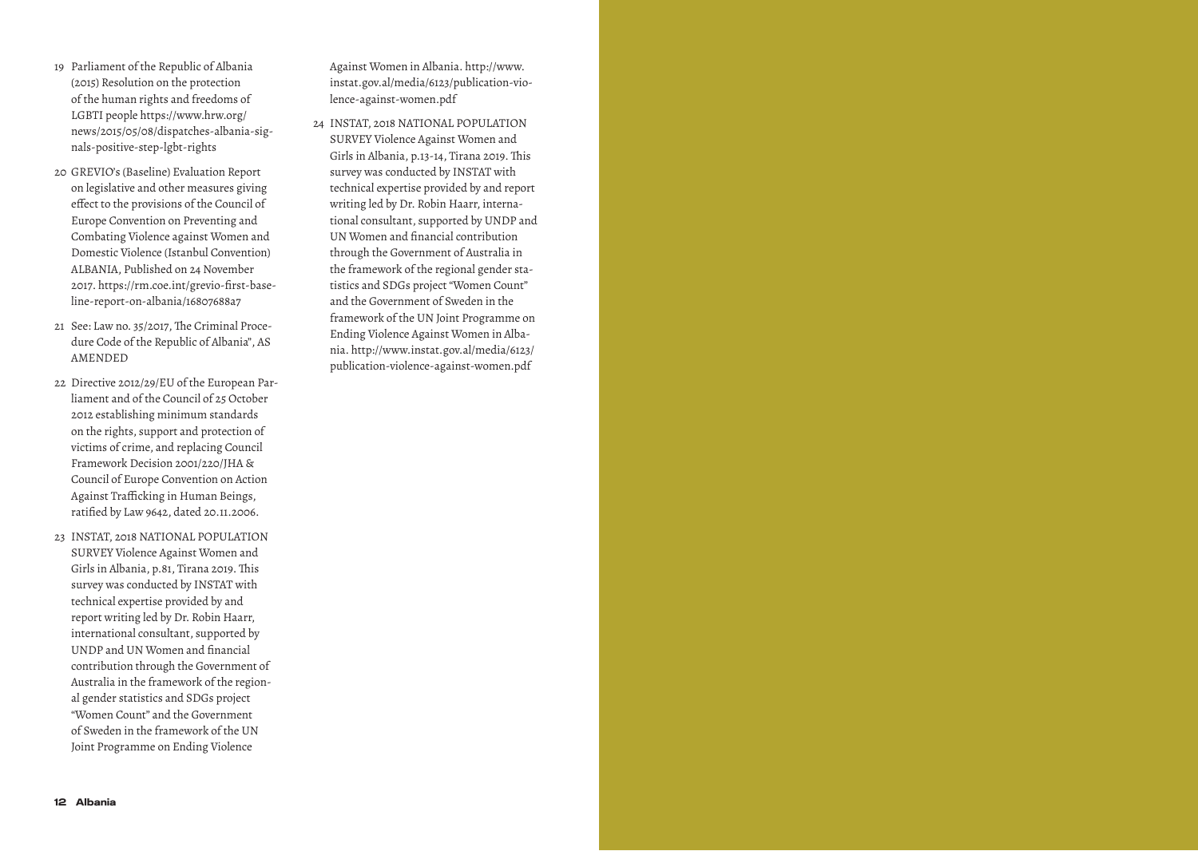19 Parliament of the Republic of Albania (2015) Resolution on the protection of the human rights and freedoms of LGBTI people https://www.hrw.org/news/2015/05/08/dispatches-albania-signals-positive-step-lgbt-rights

20 GREVIO's (Baseline) Evaluation Report on legislative and other measures giving effect to the provisions of the Council of Europe Convention on Preventing and Combating Violence against Women and Domestic Violence (Istanbul Convention) ALBANIA, Published on 24 November 2017. https://rm.coe.int/grevio-first-baseline-report-on-albania/16807688a7

21 See: Law no. 35/2017, The Criminal Procedure Code of the Republic of Albania", AS AMENDED

22 Directive 2012/29/EU of the European Parliament and of the Council of 25 October 2012 establishing minimum standards on the rights, support and protection of victims of crime, and replacing Council Framework Decision 2001/220/JHA & Council of Europe Convention on Action Against Trafficking in Human Beings, ratified by Law 9642, dated 20.11.2006.

23 INSTAT, 2018 NATIONAL POPULATION SURVEY Violence Against Women and Girls in Albania, p.81, Tirana 2019. This survey was conducted by INSTAT with technical expertise provided by and report writing led by Dr. Robin Haarr, international consultant, supported by UNDP and UN Women and financial contribution through the Government of Australia in the framework of the regional gender statistics and SDGs project "Women Count" and the Government of Sweden in the framework of the UN Joint Programme on Ending Violence Against Women in Albania. http://www.instat.gov.al/media/6123/publication-violence-against-women.pdf

24 INSTAT, 2018 NATIONAL POPULATION SURVEY Violence Against Women and Girls in Albania, p.13-14, Tirana 2019. This survey was conducted by INSTAT with technical expertise provided by and report writing led by Dr. Robin Haarr, international consultant, supported by UNDP and UN Women and financial contribution through the Government of Australia in the framework of the regional gender statistics and SDGs project "Women Count" and the Government of Sweden in the framework of the UN Joint Programme on Ending Violence Against Women in Albania. http://www.instat.gov.al/media/6123/publication-violence-against-women.pdf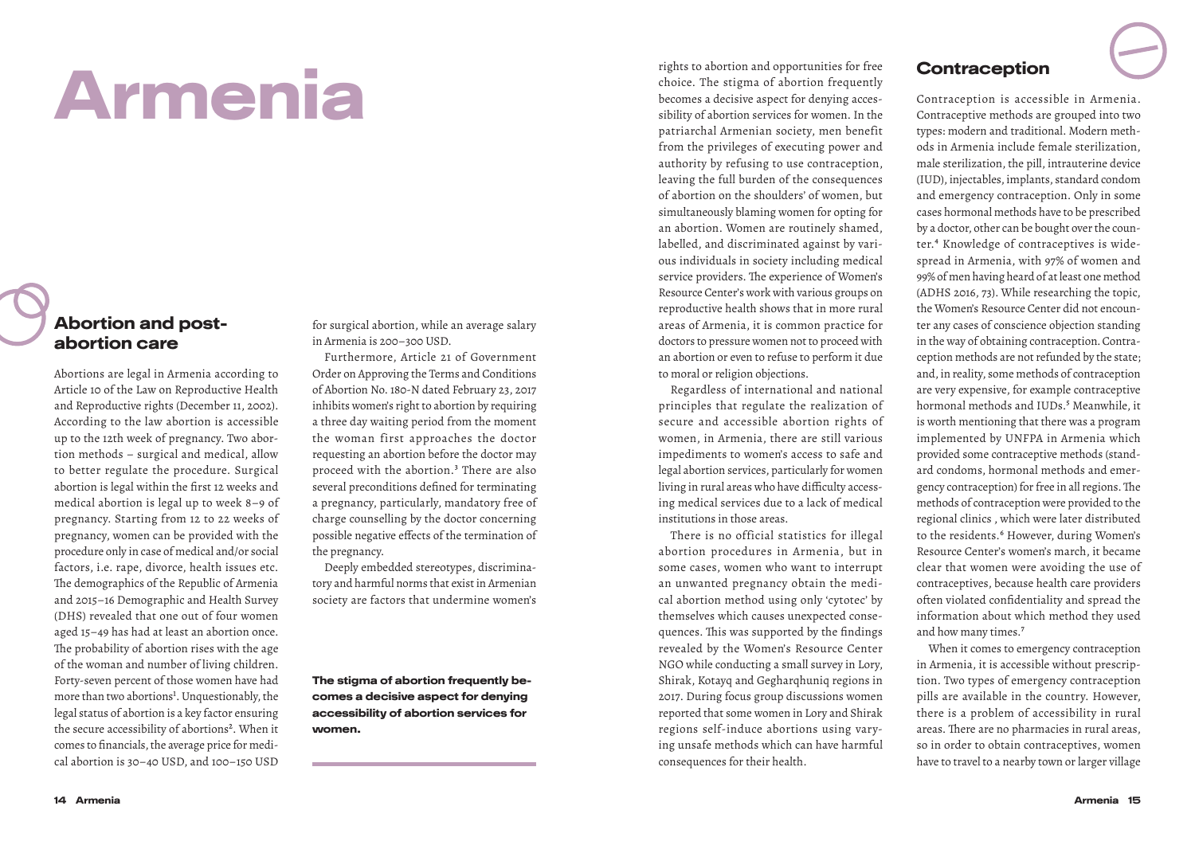# Armenia

## Abortion and post-abortion care

Abortions are legal in Armenia according to Article 10 of the Law on Reproductive Health and Reproductive rights (December 11, 2002). According to the law abortion is accessible up to the 12th week of pregnancy. Two abortion methods – surgical and medical, allow to better regulate the procedure. Surgical abortion is legal within the first 12 weeks and medical abortion is legal up to week 8–9 of pregnancy. Starting from 12 to 22 weeks of pregnancy, women can be provided with the procedure only in case of medical and/or social factors, i.e. rape, divorce, health issues etc. The demographics of the Republic of Armenia and 2015–16 Demographic and Health Survey (DHS) revealed that one out of four women aged 15–49 has had at least an abortion once. The probability of abortion rises with the age of the woman and number of living children. Forty-seven percent of those women have had more than two abortions[1]. Unquestionably, the legal status of abortion is a key factor ensuring the secure accessibility of abortions[2]. When it comes to financials, the average price for medical abortion is 30–40 USD, and 100–150 USD for surgical abortion, while an average salary in Armenia is 200–300 USD.

Furthermore, Article 21 of Government Order on Approving the Terms and Conditions of Abortion No. 180-N dated February 23, 2017 inhibits women's right to abortion by requiring a three day waiting period from the moment the woman first approaches the doctor requesting an abortion before the doctor may proceed with the abortion.[3] There are also several preconditions defined for terminating a pregnancy, particularly, mandatory free of charge counselling by the doctor concerning possible negative effects of the termination of the pregnancy.

Deeply embedded stereotypes, discriminatory and harmful norms that exist in Armenian society are factors that undermine women's rights to abortion and opportunities for free choice. The stigma of abortion frequently becomes a decisive aspect for denying accessibility of abortion services for women. In the patriarchal Armenian society, men benefit from the privileges of executing power and authority by refusing to use contraception, leaving the full burden of the consequences of abortion on the shoulders' of women, but simultaneously blaming women for opting for an abortion. Women are routinely shamed, labelled, and discriminated against by various individuals in society including medical service providers. The experience of Women's Resource Center's work with various groups on reproductive health shows that in more rural areas of Armenia, it is common practice for doctors to pressure women not to proceed with an abortion or even to refuse to perform it due to moral or religion objections.

**The stigma of abortion frequently becomes a decisive aspect for denying accessibility of abortion services for women.**

Regardless of international and national principles that regulate the realization of secure and accessible abortion rights of women, in Armenia, there are still various impediments to women's access to safe and legal abortion services, particularly for women living in rural areas who have difficulty accessing medical services due to a lack of medical institutions in those areas.

There is no official statistics for illegal abortion procedures in Armenia, but in some cases, women who want to interrupt an unwanted pregnancy obtain the medical abortion method using only 'cytotec' by themselves which causes unexpected consequences. This was supported by the findings revealed by the Women's Resource Center NGO while conducting a small survey in Lory, Shirak, Kotayq and Gegharqhuniq regions in 2017. During focus group discussions women reported that some women in Lory and Shirak regions self-induce abortions using varying unsafe methods which can have harmful consequences for their health.

## Contraception

Contraception is accessible in Armenia. Contraceptive methods are grouped into two types: modern and traditional. Modern methods in Armenia include female sterilization, male sterilization, the pill, intrauterine device (IUD), injectables, implants, standard condom and emergency contraception. Only in some cases hormonal methods have to be prescribed by a doctor, other can be bought over the counter.[4] Knowledge of contraceptives is widespread in Armenia, with 97% of women and 99% of men having heard of at least one method (ADHS 2016, 73). While researching the topic, the Women's Resource Center did not encounter any cases of conscience objection standing in the way of obtaining contraception. Contraception methods are not refunded by the state; and, in reality, some methods of contraception are very expensive, for example contraceptive hormonal methods and IUDs.[5] Meanwhile, it is worth mentioning that there was a program implemented by UNFPA in Armenia which provided some contraceptive methods (standard condoms, hormonal methods and emergency contraception) for free in all regions. The methods of contraception were provided to the regional clinics , which were later distributed to the residents.[6] However, during Women's Resource Center's women's march, it became clear that women were avoiding the use of contraceptives, because health care providers often violated confidentiality and spread the information about which method they used and how many times.[7]

When it comes to emergency contraception in Armenia, it is accessible without prescription. Two types of emergency contraception pills are available in the country. However, there is a problem of accessibility in rural areas. There are no pharmacies in rural areas, so in order to obtain contraceptives, women have to travel to a nearby town or larger village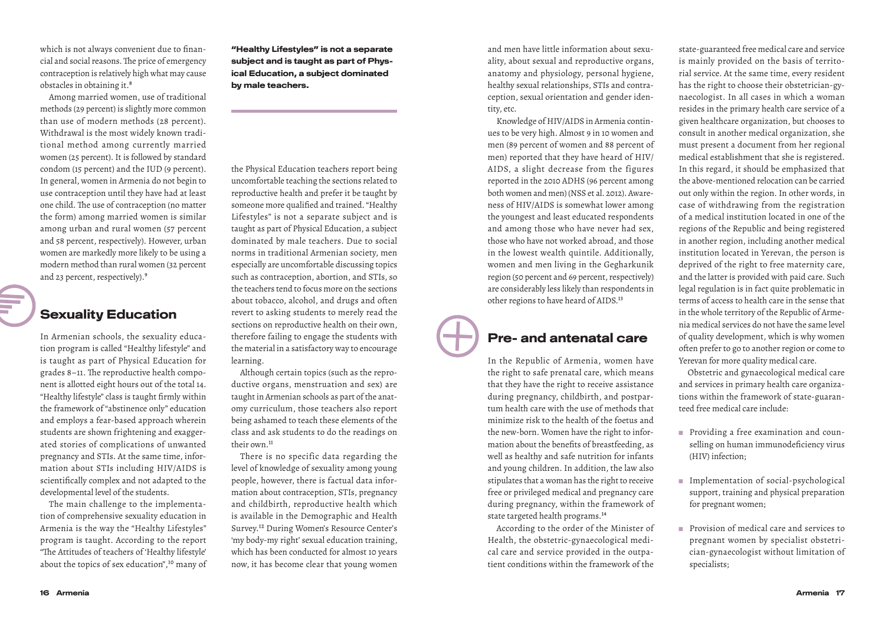which is not always convenient due to financial and social reasons. The price of emergency contraception is relatively high what may cause obstacles in obtaining it.[8]

Among married women, use of traditional methods (29 percent) is slightly more common than use of modern methods (28 percent). Withdrawal is the most widely known traditional method among currently married women (25 percent). It is followed by standard condom (15 percent) and the IUD (9 percent). In general, women in Armenia do not begin to use contraception until they have had at least one child. The use of contraception (no matter the form) among married women is similar among urban and rural women (57 percent and 58 percent, respectively). However, urban women are markedly more likely to be using a modern method than rural women (32 percent and 23 percent, respectively).[9]

## Sexuality Education

In Armenian schools, the sexuality education program is called "Healthy lifestyle" and is taught as part of Physical Education for grades 8–11. The reproductive health component is allotted eight hours out of the total 14. "Healthy lifestyle" class is taught firmly within the framework of "abstinence only" education and employs a fear-based approach wherein students are shown frightening and exaggerated stories of complications of unwanted pregnancy and STIs. At the same time, information about STIs including HIV/AIDS is scientifically complex and not adapted to the developmental level of the students.

The main challenge to the implementation of comprehensive sexuality education in Armenia is the way the "Healthy Lifestyles" program is taught. According to the report "The Attitudes of teachers of 'Healthy lifestyle' about the topics of sex education",[10] many of the Physical Education teachers report being uncomfortable teaching the sections related to reproductive health and prefer it be taught by someone more qualified and trained. "Healthy Lifestyles" is not a separate subject and is taught as part of Physical Education, a subject dominated by male teachers. Due to social norms in traditional Armenian society, men especially are uncomfortable discussing topics such as contraception, abortion, and STIs, so the teachers tend to focus more on the sections about tobacco, alcohol, and drugs and often revert to asking students to merely read the sections on reproductive health on their own, therefore failing to engage the students with the material in a satisfactory way to encourage learning.

**"Healthy Lifestyles" is not a separate subject and is taught as part of Physical Education, a subject dominated by male teachers.**

Although certain topics (such as the reproductive organs, menstruation and sex) are taught in Armenian schools as part of the anatomy curriculum, those teachers also report being ashamed to teach these elements of the class and ask students to do the readings on their own.[11]

There is no specific data regarding the level of knowledge of sexuality among young people, however, there is factual data information about contraception, STIs, pregnancy and childbirth, reproductive health which is available in the Demographic and Health Survey.[12] During Women's Resource Center's 'my body-my right' sexual education training, which has been conducted for almost 10 years now, it has become clear that young women and men have little information about sexuality, about sexual and reproductive organs, anatomy and physiology, personal hygiene, healthy sexual relationships, STIs and contraception, sexual orientation and gender identity, etc.

Knowledge of HIV/AIDS in Armenia continues to be very high. Almost 9 in 10 women and men (89 percent of women and 88 percent of men) reported that they have heard of HIV/AIDS, a slight decrease from the figures reported in the 2010 ADHS (96 percent among both women and men) (NSS et al. 2012). Awareness of HIV/AIDS is somewhat lower among the youngest and least educated respondents and among those who have never had sex, those who have not worked abroad, and those in the lowest wealth quintile. Additionally, women and men living in the Gegharkunik region (50 percent and 69 percent, respectively) are considerably less likely than respondents in other regions to have heard of AIDS.[13]

## Pre- and antenatal care

In the Republic of Armenia, women have the right to safe prenatal care, which means that they have the right to receive assistance during pregnancy, childbirth, and postpartum health care with the use of methods that minimize risk to the health of the foetus and the new-born. Women have the right to information about the benefits of breastfeeding, as well as healthy and safe nutrition for infants and young children. In addition, the law also stipulates that a woman has the right to receive free or privileged medical and pregnancy care during pregnancy, within the framework of state targeted health programs.[14]

According to the order of the Minister of Health, the obstetric-gynaecological medical care and service provided in the outpatient conditions within the framework of the state-guaranteed free medical care and service is mainly provided on the basis of territorial service. At the same time, every resident has the right to choose their obstetrician-gynaecologist. In all cases in which a woman resides in the primary health care service of a given healthcare organization, but chooses to consult in another medical organization, she must present a document from her regional medical establishment that she is registered. In this regard, it should be emphasized that the above-mentioned relocation can be carried out only within the region. In other words, in case of withdrawing from the registration of a medical institution located in one of the regions of the Republic and being registered in another region, including another medical institution located in Yerevan, the person is deprived of the right to free maternity care, and the latter is provided with paid care. Such legal regulation is in fact quite problematic in terms of access to health care in the sense that in the whole territory of the Republic of Armenia medical services do not have the same level of quality development, which is why women often prefer to go to another region or come to Yerevan for more quality medical care.

Obstetric and gynaecological medical care and services in primary health care organizations within the framework of state-guaranteed free medical care include:

- Providing a free examination and counselling on human immunodeficiency virus (HIV) infection;
- Implementation of social-psychological support, training and physical preparation for pregnant women;
- Provision of medical care and services to pregnant women by specialist obstetrician-gynaecologist without limitation of specialists;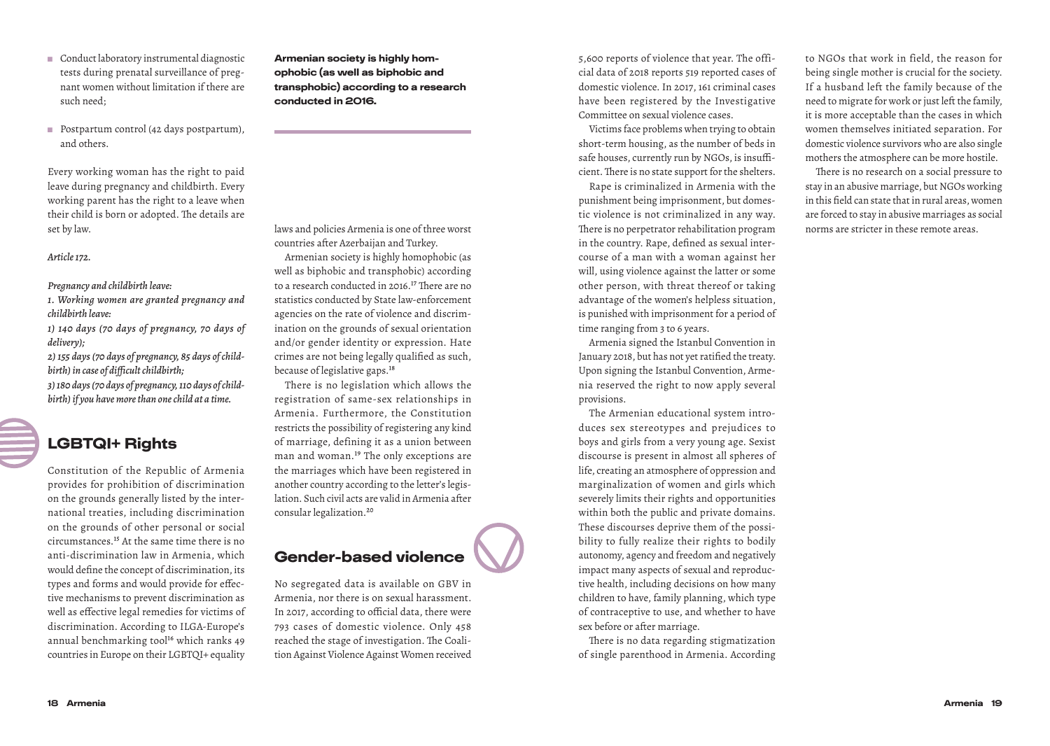- Conduct laboratory instrumental diagnostic tests during prenatal surveillance of pregnant women without limitation if there are such need;
- Postpartum control (42 days postpartum), and others.

Every working woman has the right to paid leave during pregnancy and childbirth. Every working parent has the right to a leave when their child is born or adopted. The details are set by law.

*Article 172.*

*Pregnancy and childbirth leave:*

*1. Working women are granted pregnancy and childbirth leave:*

*1) 140 days (70 days of pregnancy, 70 days of delivery);*

*2) 155 days (70 days of pregnancy, 85 days of childbirth) in case of difficult childbirth;*

*3) 180 days (70 days of pregnancy, 110 days of childbirth) if you have more than one child at a time.*

## LGBTQI+ Rights

Constitution of the Republic of Armenia provides for prohibition of discrimination on the grounds generally listed by the international treaties, including discrimination on the grounds of other personal or social circumstances.[15] At the same time there is no anti-discrimination law in Armenia, which would define the concept of discrimination, its types and forms and would provide for effective mechanisms to prevent discrimination as well as effective legal remedies for victims of discrimination. According to ILGA-Europe's annual benchmarking tool[16] which ranks 49 countries in Europe on their LGBTQI+ equality laws and policies Armenia is one of three worst countries after Azerbaijan and Turkey.

**Armenian society is highly homophobic (as well as biphobic and transphobic) according to a research conducted in 2016.**

Armenian society is highly homophobic (as well as biphobic and transphobic) according to a research conducted in 2016.[17] There are no statistics conducted by State law-enforcement agencies on the rate of violence and discrimination on the grounds of sexual orientation and/or gender identity or expression. Hate crimes are not being legally qualified as such, because of legislative gaps.[18]

There is no legislation which allows the registration of same-sex relationships in Armenia. Furthermore, the Constitution restricts the possibility of registering any kind of marriage, defining it as a union between man and woman.[19] The only exceptions are the marriages which have been registered in another country according to the letter's legislation. Such civil acts are valid in Armenia after consular legalization.[20]

## Gender-based violence

No segregated data is available on GBV in Armenia, nor there is on sexual harassment. In 2017, according to official data, there were 793 cases of domestic violence. Only 458 reached the stage of investigation. The Coalition Against Violence Against Women received 5,600 reports of violence that year. The official data of 2018 reports 519 reported cases of domestic violence. In 2017, 161 criminal cases have been registered by the Investigative Committee on sexual violence cases.

Victims face problems when trying to obtain short-term housing, as the number of beds in safe houses, currently run by NGOs, is insufficient. There is no state support for the shelters.

Rape is criminalized in Armenia with the punishment being imprisonment, but domestic violence is not criminalized in any way. There is no perpetrator rehabilitation program in the country. Rape, defined as sexual intercourse of a man with a woman against her will, using violence against the latter or some other person, with threat thereof or taking advantage of the women's helpless situation, is punished with imprisonment for a period of time ranging from 3 to 6 years.

Armenia signed the Istanbul Convention in January 2018, but has not yet ratified the treaty. Upon signing the Istanbul Convention, Armenia reserved the right to now apply several provisions.

The Armenian educational system introduces sex stereotypes and prejudices to boys and girls from a very young age. Sexist discourse is present in almost all spheres of life, creating an atmosphere of oppression and marginalization of women and girls which severely limits their rights and opportunities within both the public and private domains. These discourses deprive them of the possibility to fully realize their rights to bodily autonomy, agency and freedom and negatively impact many aspects of sexual and reproductive health, including decisions on how many children to have, family planning, which type of contraceptive to use, and whether to have sex before or after marriage.

There is no data regarding stigmatization of single parenthood in Armenia. According to NGOs that work in field, the reason for being single mother is crucial for the society. If a husband left the family because of the need to migrate for work or just left the family, it is more acceptable than the cases in which women themselves initiated separation. For domestic violence survivors who are also single mothers the atmosphere can be more hostile.

There is no research on a social pressure to stay in an abusive marriage, but NGOs working in this field can state that in rural areas, women are forced to stay in abusive marriages as social norms are stricter in these remote areas.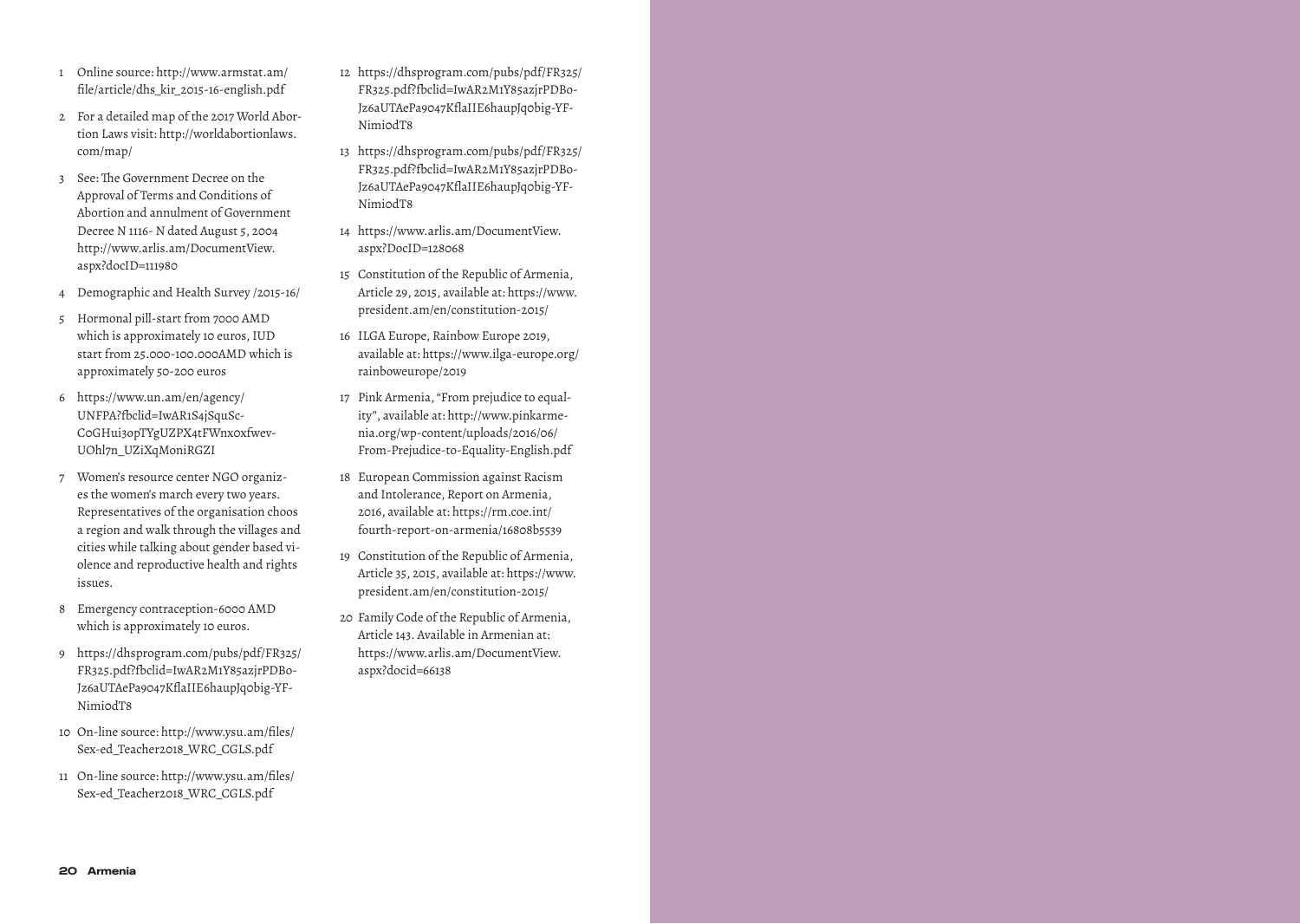1. Online source: http://www.armstat.am/file/article/dhs_kir_2015-16-english.pdf
2. For a detailed map of the 2017 World Abortion Laws visit: http://worldabortionlaws.com/map/
3. See: The Government Decree on the Approval of Terms and Conditions of Abortion and annulment of Government Decree N 1116- N dated August 5, 2004 http://www.arlis.am/DocumentView.aspx?docID=111980
4. Demographic and Health Survey /2015-16/
5. Hormonal pill-start from 7000 AMD which is approximately 10 euros, IUD start from 25.000-100.000AMD which is approximately 50-200 euros
6. https://www.un.am/en/agency/UNFPA?fbclid=IwAR1S4jSquSc-C0GHui3opTYgUZPX4tFWnx0xfwev-UOhl7n_UZiXqMoniRGZI
7. Women's resource center NGO organizes the women's march every two years. Representatives of the organisation choos a region and walk through the villages and cities while talking about gender based violence and reproductive health and rights issues.
8. Emergency contraception-6000 AMD which is approximately 10 euros.
9. https://dhsprogram.com/pubs/pdf/FR325/FR325.pdf?fbclid=IwAR2M1Y85azjrPDB0-Jz6aUTAePa9047KflaIIE6haupJq0big-YF-Nimi0dT8
10. On-line source: http://www.ysu.am/files/Sex-ed_Teacher2018_WRC_CGLS.pdf
11. On-line source: http://www.ysu.am/files/Sex-ed_Teacher2018_WRC_CGLS.pdf
12. https://dhsprogram.com/pubs/pdf/FR325/FR325.pdf?fbclid=IwAR2M1Y85azjrPDB0-Jz6aUTAePa9047KflaIIE6haupJq0big-YF-Nimi0dT8
13. https://dhsprogram.com/pubs/pdf/FR325/FR325.pdf?fbclid=IwAR2M1Y85azjrPDB0-Jz6aUTAePa9047KflaIIE6haupJq0big-YF-Nimi0dT8
14. https://www.arlis.am/DocumentView.aspx?DocID=128068
15. Constitution of the Republic of Armenia, Article 29, 2015, available at: https://www.president.am/en/constitution-2015/
16. ILGA Europe, Rainbow Europe 2019, available at: https://www.ilga-europe.org/rainboweurope/2019
17. Pink Armenia, "From prejudice to equality", available at: http://www.pinkarmenia.org/wp-content/uploads/2016/06/From-Prejudice-to-Equality-English.pdf
18. European Commission against Racism and Intolerance, Report on Armenia, 2016, available at: https://rm.coe.int/fourth-report-on-armenia/16808b5539
19. Constitution of the Republic of Armenia, Article 35, 2015, available at: https://www.president.am/en/constitution-2015/
20. Family Code of the Republic of Armenia, Article 143. Available in Armenian at: https://www.arlis.am/DocumentView.aspx?docid=66138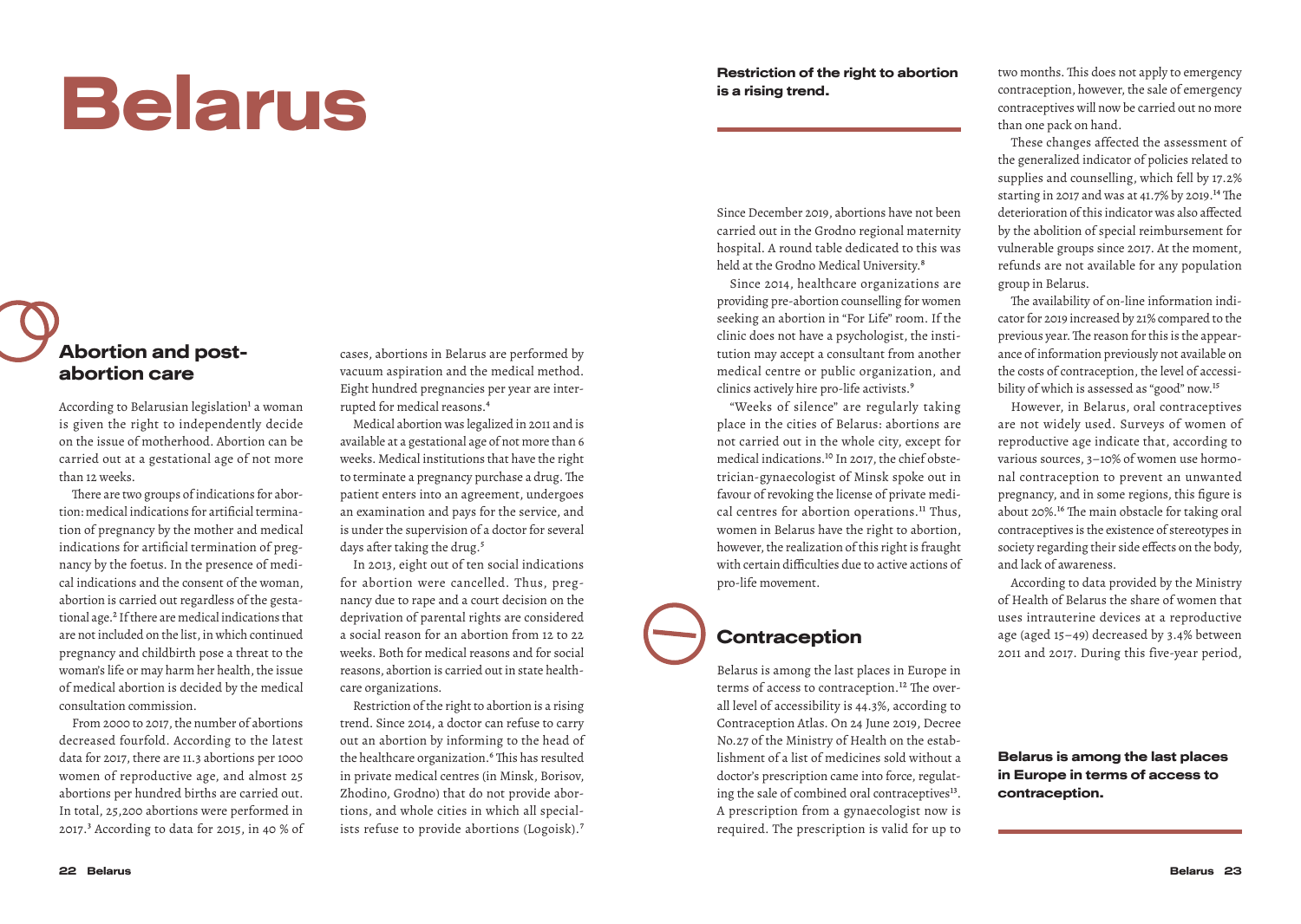# Belarus

## Abortion and post-abortion care

According to Belarusian legislation[1] a woman is given the right to independently decide on the issue of motherhood. Abortion can be carried out at a gestational age of not more than 12 weeks.

There are two groups of indications for abortion: medical indications for artificial termination of pregnancy by the mother and medical indications for artificial termination of pregnancy by the foetus. In the presence of medical indications and the consent of the woman, abortion is carried out regardless of the gestational age.[2] If there are medical indications that are not included on the list, in which continued pregnancy and childbirth pose a threat to the woman's life or may harm her health, the issue of medical abortion is decided by the medical consultation commission.

From 2000 to 2017, the number of abortions decreased fourfold. According to the latest data for 2017, there are 11.3 abortions per 1000 women of reproductive age, and almost 25 abortions per hundred births are carried out. In total, 25,200 abortions were performed in 2017.[3] According to data for 2015, in 40 % of cases, abortions in Belarus are performed by vacuum aspiration and the medical method. Eight hundred pregnancies per year are interrupted for medical reasons.[4]

Medical abortion was legalized in 2011 and is available at a gestational age of not more than 6 weeks. Medical institutions that have the right to terminate a pregnancy purchase a drug. The patient enters into an agreement, undergoes an examination and pays for the service, and is under the supervision of a doctor for several days after taking the drug.[5]

In 2013, eight out of ten social indications for abortion were cancelled. Thus, pregnancy due to rape and a court decision on the deprivation of parental rights are considered a social reason for an abortion from 12 to 22 weeks. Both for medical reasons and for social reasons, abortion is carried out in state healthcare organizations.

Restriction of the right to abortion is a rising trend. Since 2014, a doctor can refuse to carry out an abortion by informing to the head of the healthcare organization.[6] This has resulted in private medical centres (in Minsk, Borisov, Zhodino, Grodno) that do not provide abortions, and whole cities in which all specialists refuse to provide abortions (Logoisk).[7]

**Restriction of the right to abortion is a rising trend.**

Since December 2019, abortions have not been carried out in the Grodno regional maternity hospital. A round table dedicated to this was held at the Grodno Medical University.[8]

Since 2014, healthcare organizations are providing pre-abortion counselling for women seeking an abortion in "For Life" room. If the clinic does not have a psychologist, the institution may accept a consultant from another medical centre or public organization, and clinics actively hire pro-life activists.[9]

"Weeks of silence" are regularly taking place in the cities of Belarus: abortions are not carried out in the whole city, except for medical indications.[10] In 2017, the chief obstetrician-gynaecologist of Minsk spoke out in favour of revoking the license of private medical centres for abortion operations.[11] Thus, women in Belarus have the right to abortion, however, the realization of this right is fraught with certain difficulties due to active actions of pro-life movement.

## Contraception

Belarus is among the last places in Europe in terms of access to contraception.[12] The overall level of accessibility is 44.3%, according to Contraception Atlas. On 24 June 2019, Decree No.27 of the Ministry of Health on the establishment of a list of medicines sold without a doctor's prescription came into force, regulating the sale of combined oral contraceptives[13]. A prescription from a gynaecologist now is required. The prescription is valid for up to two months. This does not apply to emergency contraception, however, the sale of emergency contraceptives will now be carried out no more than one pack on hand.

These changes affected the assessment of the generalized indicator of policies related to supplies and counselling, which fell by 17.2% starting in 2017 and was at 41.7% by 2019.[14] The deterioration of this indicator was also affected by the abolition of special reimbursement for vulnerable groups since 2017. At the moment, refunds are not available for any population group in Belarus.

The availability of on-line information indicator for 2019 increased by 21% compared to the previous year. The reason for this is the appearance of information previously not available on the costs of contraception, the level of accessibility of which is assessed as "good" now.[15]

However, in Belarus, oral contraceptives are not widely used. Surveys of women of reproductive age indicate that, according to various sources, 3–10% of women use hormonal contraception to prevent an unwanted pregnancy, and in some regions, this figure is about 20%.[16] The main obstacle for taking oral contraceptives is the existence of stereotypes in society regarding their side effects on the body, and lack of awareness.

According to data provided by the Ministry of Health of Belarus the share of women that uses intrauterine devices at a reproductive age (aged 15–49) decreased by 3.4% between 2011 and 2017. During this five-year period,

**Belarus is among the last places in Europe in terms of access to contraception.**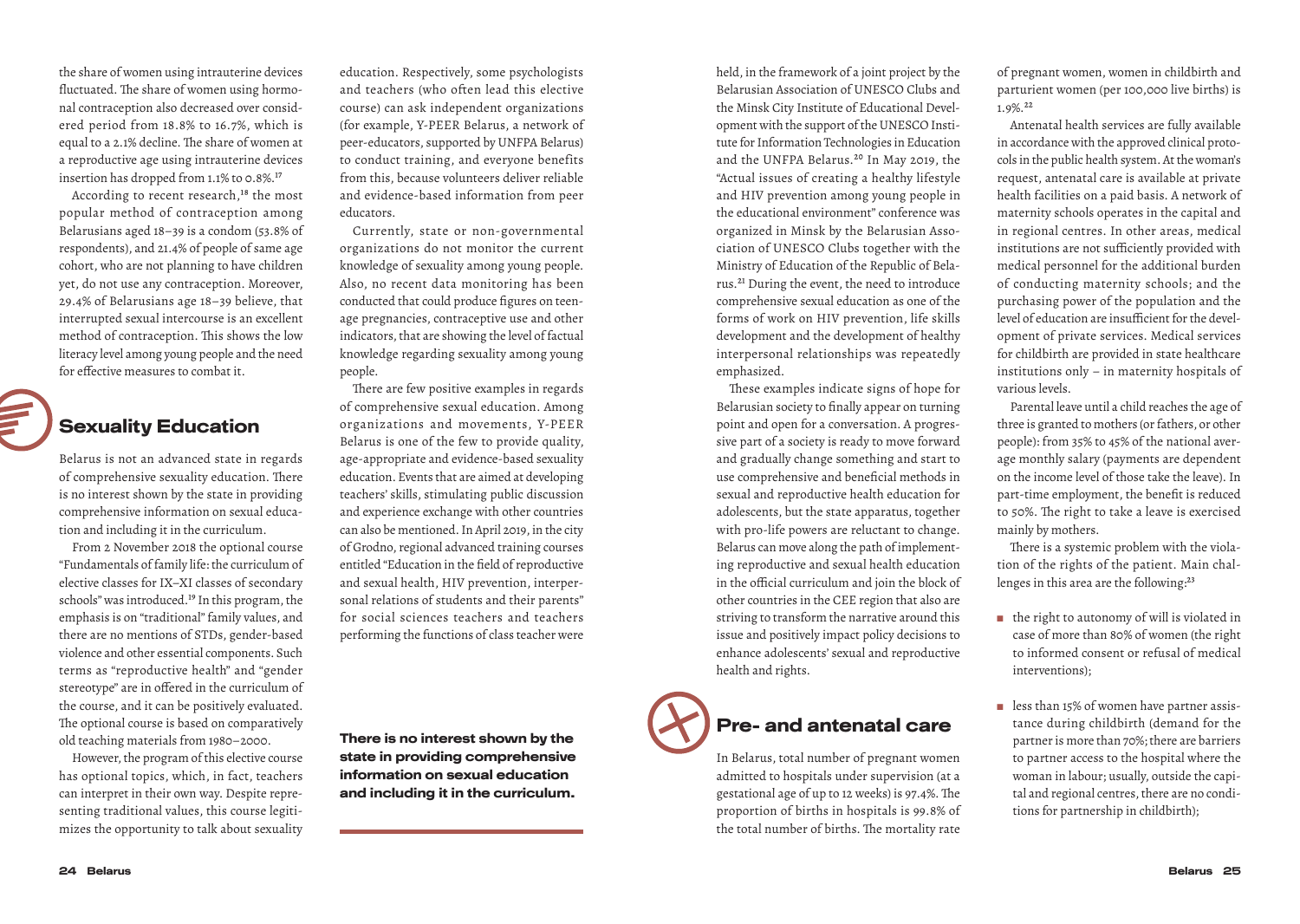the share of women using intrauterine devices fluctuated. The share of women using hormonal contraception also decreased over considered period from 18.8% to 16.7%, which is equal to a 2.1% decline. The share of women at a reproductive age using intrauterine devices insertion has dropped from 1.1% to 0.8%.[17]

According to recent research,[18] the most popular method of contraception among Belarusians aged 18–39 is a condom (53.8% of respondents), and 21.4% of people of same age cohort, who are not planning to have children yet, do not use any contraception. Moreover, 29.4% of Belarusians age 18–39 believe, that interrupted sexual intercourse is an excellent method of contraception. This shows the low literacy level among young people and the need for effective measures to combat it.

## Sexuality Education

Belarus is not an advanced state in regards of comprehensive sexuality education. There is no interest shown by the state in providing comprehensive information on sexual education and including it in the curriculum.

From 2 November 2018 the optional course "Fundamentals of family life: the curriculum of elective classes for IX–XI classes of secondary schools" was introduced.[19] In this program, the emphasis is on "traditional" family values, and there are no mentions of STDs, gender-based violence and other essential components. Such terms as "reproductive health" and "gender stereotype" are in offered in the curriculum of the course, and it can be positively evaluated. The optional course is based on comparatively old teaching materials from 1980–2000.

However, the program of this elective course has optional topics, which, in fact, teachers can interpret in their own way. Despite representing traditional values, this course legitimizes the opportunity to talk about sexuality education. Respectively, some psychologists and teachers (who often lead this elective course) can ask independent organizations (for example, Y-PEER Belarus, a network of peer-educators, supported by UNFPA Belarus) to conduct training, and everyone benefits from this, because volunteers deliver reliable and evidence-based information from peer educators.

Currently, state or non-governmental organizations do not monitor the current knowledge of sexuality among young people. Also, no recent data monitoring has been conducted that could produce figures on teenage pregnancies, contraceptive use and other indicators, that are showing the level of factual knowledge regarding sexuality among young people.

There are few positive examples in regards of comprehensive sexual education. Among organizations and movements, Y-PEER Belarus is one of the few to provide quality, age-appropriate and evidence-based sexuality education. Events that are aimed at developing teachers' skills, stimulating public discussion and experience exchange with other countries can also be mentioned. In April 2019, in the city of Grodno, regional advanced training courses entitled "Education in the field of reproductive and sexual health, HIV prevention, interpersonal relations of students and their parents" for social sciences teachers and teachers performing the functions of class teacher were held, in the framework of a joint project by the Belarusian Association of UNESCO Clubs and the Minsk City Institute of Educational Development with the support of the UNESCO Institute for Information Technologies in Education and the UNFPA Belarus.[20] In May 2019, the "Actual issues of creating a healthy lifestyle and HIV prevention among young people in the educational environment" conference was organized in Minsk by the Belarusian Association of UNESCO Clubs together with the Ministry of Education of the Republic of Belarus.[21] During the event, the need to introduce comprehensive sexual education as one of the forms of work on HIV prevention, life skills development and the development of healthy interpersonal relationships was repeatedly emphasized.

**There is no interest shown by the state in providing comprehensive information on sexual education and including it in the curriculum.**

These examples indicate signs of hope for Belarusian society to finally appear on turning point and open for a conversation. A progressive part of a society is ready to move forward and gradually change something and start to use comprehensive and beneficial methods in sexual and reproductive health education for adolescents, but the state apparatus, together with pro-life powers are reluctant to change. Belarus can move along the path of implementing reproductive and sexual health education in the official curriculum and join the block of other countries in the CEE region that also are striving to transform the narrative around this issue and positively impact policy decisions to enhance adolescents' sexual and reproductive health and rights.

## Pre- and antenatal care

In Belarus, total number of pregnant women admitted to hospitals under supervision (at a gestational age of up to 12 weeks) is 97.4%. The proportion of births in hospitals is 99.8% of the total number of births. The mortality rate of pregnant women, women in childbirth and parturient women (per 100,000 live births) is 1.9%.[22]

Antenatal health services are fully available in accordance with the approved clinical protocols in the public health system. At the woman's request, antenatal care is available at private health facilities on a paid basis. A network of maternity schools operates in the capital and in regional centres. In other areas, medical institutions are not sufficiently provided with medical personnel for the additional burden of conducting maternity schools; and the purchasing power of the population and the level of education are insufficient for the development of private services. Medical services for childbirth are provided in state healthcare institutions only – in maternity hospitals of various levels.

Parental leave until a child reaches the age of three is granted to mothers (or fathers, or other people): from 35% to 45% of the national average monthly salary (payments are dependent on the income level of those take the leave). In part-time employment, the benefit is reduced to 50%. The right to take a leave is exercised mainly by mothers.

There is a systemic problem with the violation of the rights of the patient. Main challenges in this area are the following:[23]

- the right to autonomy of will is violated in case of more than 80% of women (the right to informed consent or refusal of medical interventions);
- less than 15% of women have partner assistance during childbirth (demand for the partner is more than 70%; there are barriers to partner access to the hospital where the woman in labour; usually, outside the capital and regional centres, there are no conditions for partnership in childbirth);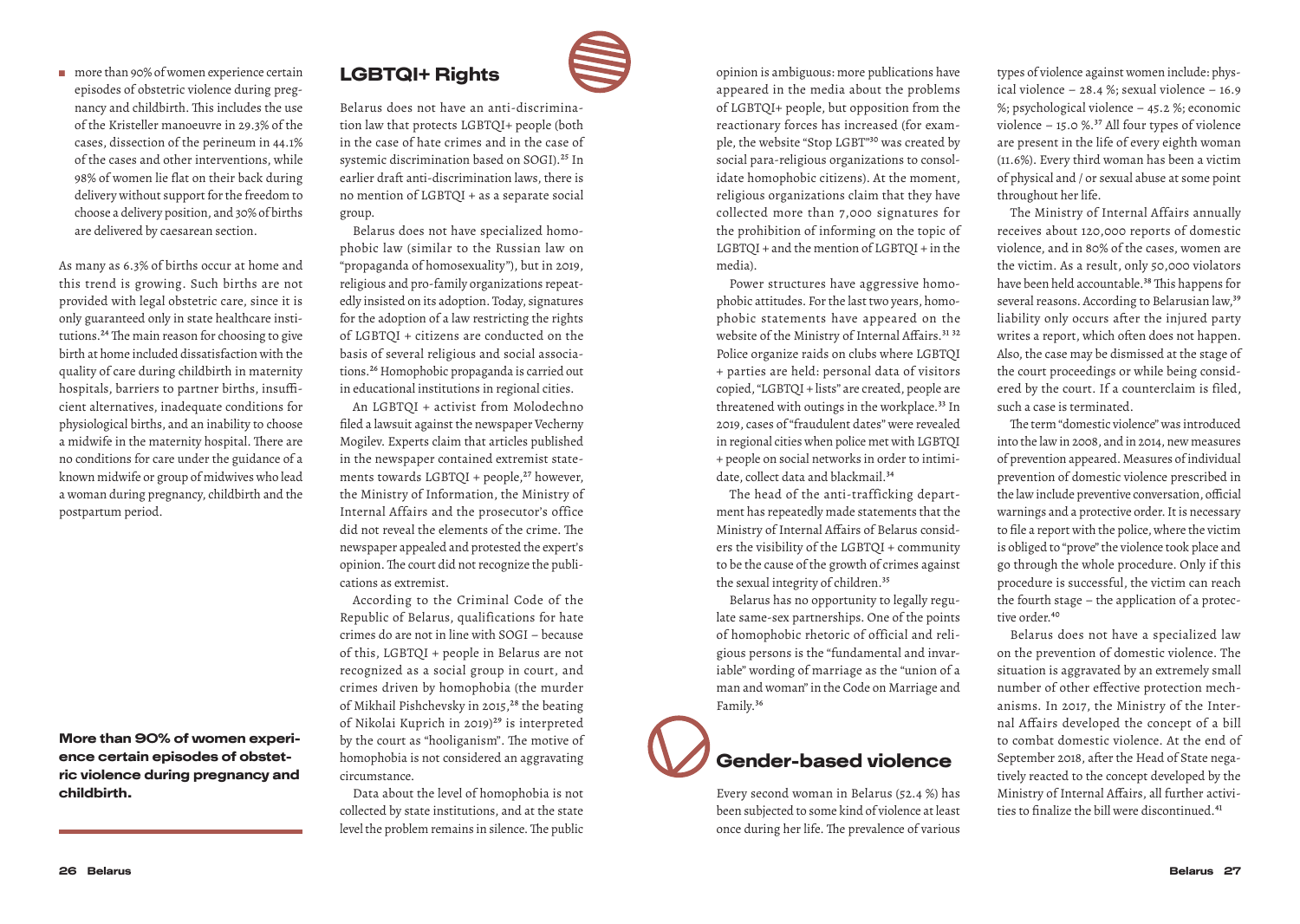- more than 90% of women experience certain episodes of obstetric violence during pregnancy and childbirth. This includes the use of the Kristeller manoeuvre in 29.3% of the cases, dissection of the perineum in 44.1% of the cases and other interventions, while 98% of women lie flat on their back during delivery without support for the freedom to choose a delivery position, and 30% of births are delivered by caesarean section.

As many as 6.3% of births occur at home and this trend is growing. Such births are not provided with legal obstetric care, since it is only guaranteed only in state healthcare institutions.[24] The main reason for choosing to give birth at home included dissatisfaction with the quality of care during childbirth in maternity hospitals, barriers to partner births, insufficient alternatives, inadequate conditions for physiological births, and an inability to choose a midwife in the maternity hospital. There are no conditions for care under the guidance of a known midwife or group of midwives who lead a woman during pregnancy, childbirth and the postpartum period.

**More than 90% of women experience certain episodes of obstetric violence during pregnancy and childbirth.**

## LGBTQI+ Rights

Belarus does not have an anti-discrimination law that protects LGBTQI+ people (both in the case of hate crimes and in the case of systemic discrimination based on SOGI).[25] In earlier draft anti-discrimination laws, there is no mention of LGBTQI + as a separate social group.

Belarus does not have specialized homophobic law (similar to the Russian law on "propaganda of homosexuality"), but in 2019, religious and pro-family organizations repeatedly insisted on its adoption. Today, signatures for the adoption of a law restricting the rights of LGBTQI + citizens are conducted on the basis of several religious and social associations.[26] Homophobic propaganda is carried out in educational institutions in regional cities.

An LGBTQI + activist from Molodechno filed a lawsuit against the newspaper Vecherny Mogilev. Experts claim that articles published in the newspaper contained extremist statements towards LGBTQI + people,[27] however, the Ministry of Information, the Ministry of Internal Affairs and the prosecutor's office did not reveal the elements of the crime. The newspaper appealed and protested the expert's opinion. The court did not recognize the publications as extremist.

According to the Criminal Code of the Republic of Belarus, qualifications for hate crimes do are not in line with SOGI – because of this, LGBTQI + people in Belarus are not recognized as a social group in court, and crimes driven by homophobia (the murder of Mikhail Pishchevsky in 2015,[28] the beating of Nikolai Kuprich in 2019)[29] is interpreted by the court as "hooliganism". The motive of homophobia is not considered an aggravating circumstance.

Data about the level of homophobia is not collected by state institutions, and at the state level the problem remains in silence. The public opinion is ambiguous: more publications have appeared in the media about the problems of LGBTQI+ people, but opposition from the reactionary forces has increased (for example, the website "Stop LGBT"[30] was created by social para-religious organizations to consolidate homophobic citizens). At the moment, religious organizations claim that they have collected more than 7,000 signatures for the prohibition of informing on the topic of LGBTQI + and the mention of LGBTQI + in the media).

Power structures have aggressive homophobic attitudes. For the last two years, homophobic statements have appeared on the website of the Ministry of Internal Affairs.[31 32] Police organize raids on clubs where LGBTQI + parties are held: personal data of visitors copied, "LGBTQI + lists" are created, people are threatened with outings in the workplace.[33] In 2019, cases of "fraudulent dates" were revealed in regional cities when police met with LGBTQI + people on social networks in order to intimidate, collect data and blackmail.[34]

The head of the anti-trafficking department has repeatedly made statements that the Ministry of Internal Affairs of Belarus considers the visibility of the LGBTQI + community to be the cause of the growth of crimes against the sexual integrity of children.[35]

Belarus has no opportunity to legally regulate same-sex partnerships. One of the points of homophobic rhetoric of official and religious persons is the "fundamental and invariable" wording of marriage as the "union of a man and woman" in the Code on Marriage and Family.[36]

## Gender-based violence

Every second woman in Belarus (52.4 %) has been subjected to some kind of violence at least once during her life. The prevalence of various types of violence against women include: physical violence – 28.4 %; sexual violence – 16.9 %; psychological violence – 45.2 %; economic violence – 15.0 %.[37] All four types of violence are present in the life of every eighth woman (11.6%). Every third woman has been a victim of physical and / or sexual abuse at some point throughout her life.

The Ministry of Internal Affairs annually receives about 120,000 reports of domestic violence, and in 80% of the cases, women are the victim. As a result, only 50,000 violators have been held accountable.[38] This happens for several reasons. According to Belarusian law,[39] liability only occurs after the injured party writes a report, which often does not happen. Also, the case may be dismissed at the stage of the court proceedings or while being considered by the court. If a counterclaim is filed, such a case is terminated.

The term "domestic violence" was introduced into the law in 2008, and in 2014, new measures of prevention appeared. Measures of individual prevention of domestic violence prescribed in the law include preventive conversation, official warnings and a protective order. It is necessary to file a report with the police, where the victim is obliged to "prove" the violence took place and go through the whole procedure. Only if this procedure is successful, the victim can reach the fourth stage – the application of a protective order.[40]

Belarus does not have a specialized law on the prevention of domestic violence. The situation is aggravated by an extremely small number of other effective protection mechanisms. In 2017, the Ministry of the Internal Affairs developed the concept of a bill to combat domestic violence. At the end of September 2018, after the Head of State negatively reacted to the concept developed by the Ministry of Internal Affairs, all further activities to finalize the bill were discontinued.[41]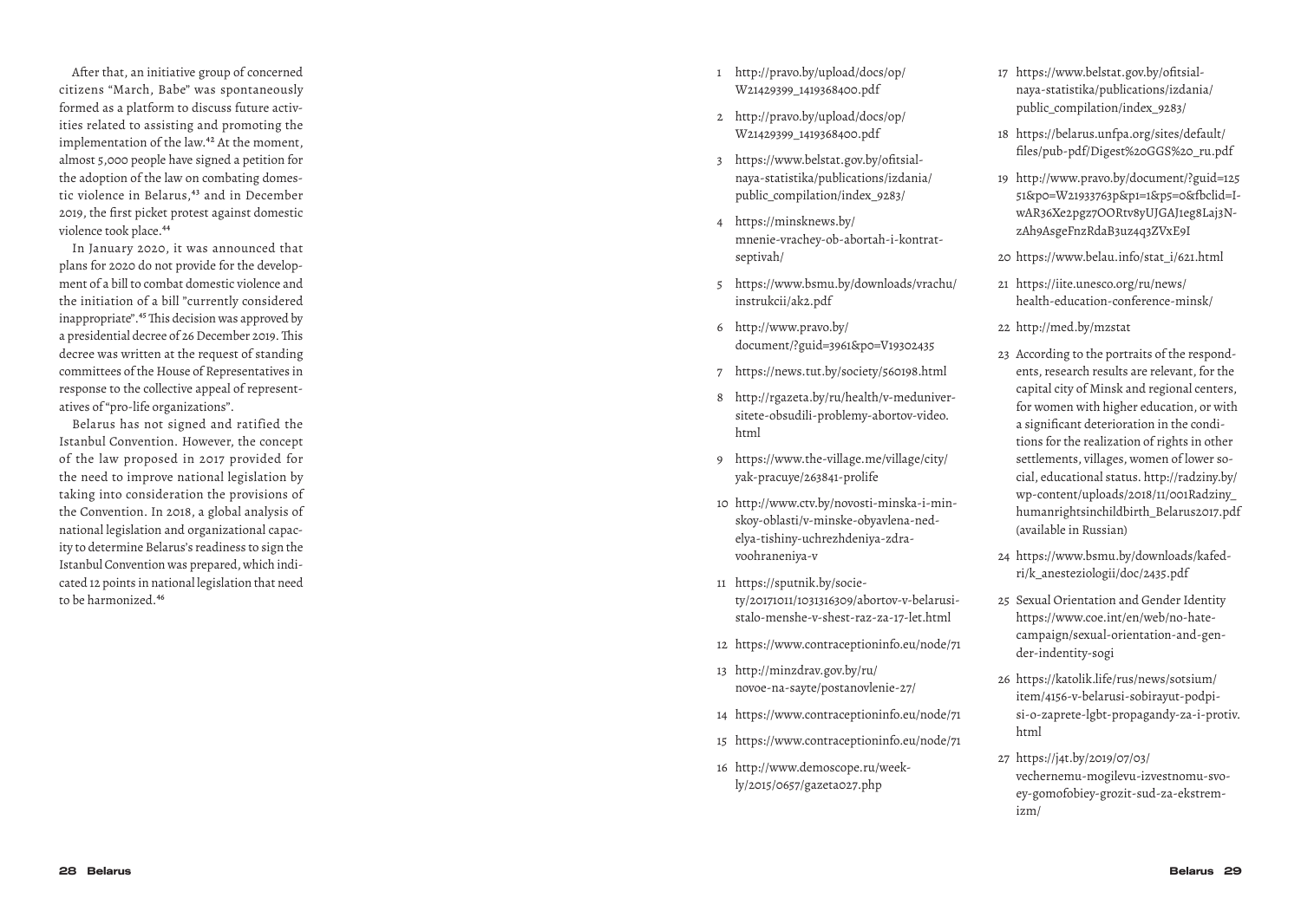After that, an initiative group of concerned citizens "March, Babe" was spontaneously formed as a platform to discuss future activities related to assisting and promoting the implementation of the law.[42] At the moment, almost 5,000 people have signed a petition for the adoption of the law on combating domestic violence in Belarus,[43] and in December 2019, the first picket protest against domestic violence took place.[44]

In January 2020, it was announced that plans for 2020 do not provide for the development of a bill to combat domestic violence and the initiation of a bill "currently considered inappropriate".[45] This decision was approved by a presidential decree of 26 December 2019. This decree was written at the request of standing committees of the House of Representatives in response to the collective appeal of representatives of "pro-life organizations".

Belarus has not signed and ratified the Istanbul Convention. However, the concept of the law proposed in 2017 provided for the need to improve national legislation by taking into consideration the provisions of the Convention. In 2018, a global analysis of national legislation and organizational capacity to determine Belarus's readiness to sign the Istanbul Convention was prepared, which indicated 12 points in national legislation that need to be harmonized.[46]

1. http://pravo.by/upload/docs/op/W21429399_1419368400.pdf
2. http://pravo.by/upload/docs/op/W21429399_1419368400.pdf
3. https://www.belstat.gov.by/ofitsialnaya-statistika/publications/izdania/public_compilation/index_9283/
4. https://minsknews.by/mnenie-vrachey-ob-abortah-i-kontratseptivah/
5. https://www.bsmu.by/downloads/vrachu/instrukcii/ak2.pdf
6. http://www.pravo.by/document/?guid=3961&p0=V19302435
7. https://news.tut.by/society/560198.html
8. http://rgazeta.by/ru/health/v-meduniversitete-obsudili-problemy-abortov-video.html
9. https://www.the-village.me/village/city/yak-pracuye/263841-prolife
10. http://www.ctv.by/novosti-minska-i-minskoy-oblasti/v-minske-obyavlena-nedelya-tishiny-uchrezhdeniya-zdravoohraneniya-v
11. https://sputnik.by/society/20171011/1031316309/abortov-v-belarusi-stalo-menshe-v-shest-raz-za-17-let.html
12. https://www.contraceptioninfo.eu/node/71
13. http://minzdrav.gov.by/ru/novoe-na-sayte/postanovlenie-27/
14. https://www.contraceptioninfo.eu/node/71
15. https://www.contraceptioninfo.eu/node/71
16. http://www.demoscope.ru/weekly/2015/0657/gazeta027.php
17. https://www.belstat.gov.by/ofitsialnaya-statistika/publications/izdania/public_compilation/index_9283/
18. https://belarus.unfpa.org/sites/default/files/pub-pdf/Digest%20GGS%20_ru.pdf
19. http://www.pravo.by/document/?guid=12551&p0=W21933763p&p1=1&p5=0&fbclid=IwAR36Xe2pgz7OORtv8yUJGAJ1eg8Laj3NzAh9AsgeFnzRdaB3uz4q3ZVxE9I
20. https://www.belau.info/stat_i/621.html
21. https://iite.unesco.org/ru/news/health-education-conference-minsk/
22. http://med.by/mzstat
23. According to the portraits of the respondents, research results are relevant, for the capital city of Minsk and regional centers, for women with higher education, or with a significant deterioration in the conditions for the realization of rights in other settlements, villages, women of lower social, educational status. http://radziny.by/wp-content/uploads/2018/11/001Radziny_humanrightsinchildbirth_Belarus2017.pdf (available in Russian)
24. https://www.bsmu.by/downloads/kafedri/k_anesteziologii/doc/2435.pdf
25. Sexual Orientation and Gender Identity https://www.coe.int/en/web/no-hate-campaign/sexual-orientation-and-gender-indentity-sogi
26. https://katolik.life/rus/news/sotsium/item/4156-v-belarusi-sobirayut-podpisi-o-zaprete-lgbt-propagandy-za-i-protiv.html
27. https://j4t.by/2019/07/03/vechernemu-mogilevu-izvestnomu-svoey-gomofobiey-grozit-sud-za-ekstremizm/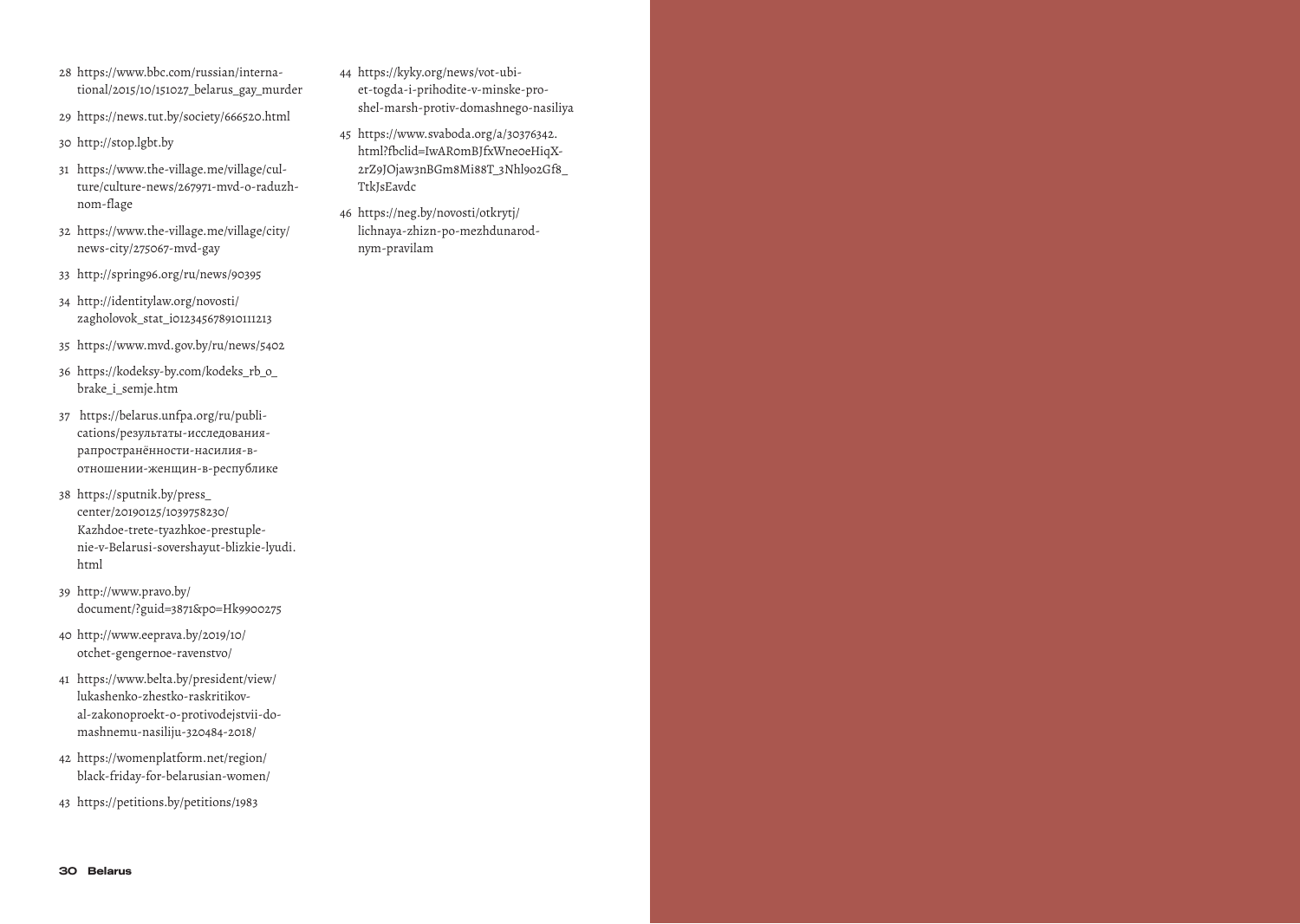28 https://www.bbc.com/russian/international/2015/10/151027_belarus_gay_murder

29 https://news.tut.by/society/666520.html

30 http://stop.lgbt.by

31 https://www.the-village.me/village/culture/culture-news/267971-mvd-o-raduzhnom-flage

32 https://www.the-village.me/village/city/news-city/275067-mvd-gay

33 http://spring96.org/ru/news/90395

34 http://identitylaw.org/novosti/zagholovok_stat_i012345678910111213

35 https://www.mvd.gov.by/ru/news/5402

36 https://kodeksy-by.com/kodeks_rb_o_brake_i_semje.htm

37 https://belarus.unfpa.org/ru/publications/результаты-исследования-рапространённости-насилия-в-отношении-женщин-в-республике

38 https://sputnik.by/press_center/20190125/1039758230/Kazhdoe-trete-tyazhkoe-prestuplenie-v-Belarusi-sovershayut-blizkie-lyudi.html

39 http://www.pravo.by/document/?guid=3871&p0=Hk9900275

40 http://www.eeprava.by/2019/10/otchet-gengernoe-ravenstvo/

41 https://www.belta.by/president/view/lukashenko-zhestko-raskritikoval-zakonoproekt-o-protivodejstvii-domashnemu-nasiliju-320484-2018/

42 https://womenplatform.net/region/black-friday-for-belarusian-women/

43 https://petitions.by/petitions/1983

44 https://kyky.org/news/vot-ubiet-togda-i-prihodite-v-minske-proshel-marsh-protiv-domashnego-nasiliya

45 https://www.svaboda.org/a/30376342.html?fbclid=IwAR0mBJfxWne0eHiqX2rZ9JOjaw3nBGm8Mi88T_3Nhl902Gf8_TtkJsEavdc

46 https://neg.by/novosti/otkrytj/lichnaya-zhizn-po-mezhdunarodnym-pravilam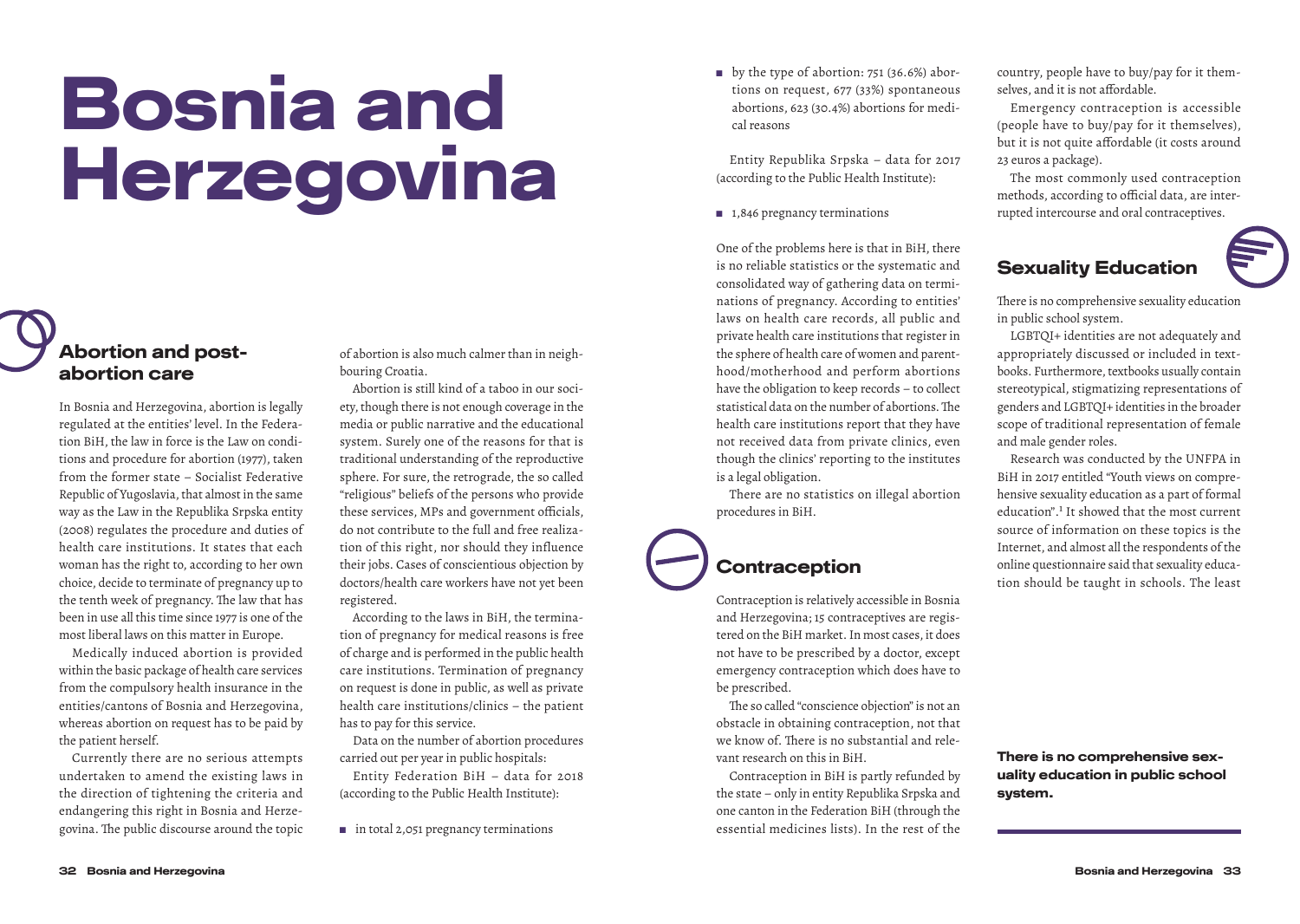# Bosnia and Herzegovina

## Abortion and post-abortion care

In Bosnia and Herzegovina, abortion is legally regulated at the entities' level. In the Federation BiH, the law in force is the Law on conditions and procedure for abortion (1977), taken from the former state – Socialist Federative Republic of Yugoslavia, that almost in the same way as the Law in the Republika Srpska entity (2008) regulates the procedure and duties of health care institutions. It states that each woman has the right to, according to her own choice, decide to terminate of pregnancy up to the tenth week of pregnancy. The law that has been in use all this time since 1977 is one of the most liberal laws on this matter in Europe.

Medically induced abortion is provided within the basic package of health care services from the compulsory health insurance in the entities/cantons of Bosnia and Herzegovina, whereas abortion on request has to be paid by the patient herself.

Currently there are no serious attempts undertaken to amend the existing laws in the direction of tightening the criteria and endangering this right in Bosnia and Herzegovina. The public discourse around the topic of abortion is also much calmer than in neighbouring Croatia.

Abortion is still kind of a taboo in our society, though there is not enough coverage in the media or public narrative and the educational system. Surely one of the reasons for that is traditional understanding of the reproductive sphere. For sure, the retrograde, the so called "religious" beliefs of the persons who provide these services, MPs and government officials, do not contribute to the full and free realization of this right, nor should they influence their jobs. Cases of conscientious objection by doctors/health care workers have not yet been registered.

According to the laws in BiH, the termination of pregnancy for medical reasons is free of charge and is performed in the public health care institutions. Termination of pregnancy on request is done in public, as well as private health care institutions/clinics – the patient has to pay for this service.

Data on the number of abortion procedures carried out per year in public hospitals:

Entity Federation BiH – data for 2018 (according to the Public Health Institute):

- in total 2,051 pregnancy terminations
- by the type of abortion: 751 (36.6%) abortions on request, 677 (33%) spontaneous abortions, 623 (30.4%) abortions for medical reasons

Entity Republika Srpska – data for 2017 (according to the Public Health Institute):

- 1,846 pregnancy terminations

One of the problems here is that in BiH, there is no reliable statistics or the systematic and consolidated way of gathering data on terminations of pregnancy. According to entities' laws on health care records, all public and private health care institutions that register in the sphere of health care of women and parenthood/motherhood and perform abortions have the obligation to keep records – to collect statistical data on the number of abortions. The health care institutions report that they have not received data from private clinics, even though the clinics' reporting to the institutes is a legal obligation.

There are no statistics on illegal abortion procedures in BiH.

## Contraception

Contraception is relatively accessible in Bosnia and Herzegovina; 15 contraceptives are registered on the BiH market. In most cases, it does not have to be prescribed by a doctor, except emergency contraception which does have to be prescribed.

The so called "conscience objection" is not an obstacle in obtaining contraception, not that we know of. There is no substantial and relevant research on this in BiH.

Contraception in BiH is partly refunded by the state – only in entity Republika Srpska and one canton in the Federation BiH (through the essential medicines lists). In the rest of the country, people have to buy/pay for it themselves, and it is not affordable.

Emergency contraception is accessible (people have to buy/pay for it themselves), but it is not quite affordable (it costs around 23 euros a package).

The most commonly used contraception methods, according to official data, are interrupted intercourse and oral contraceptives.

## Sexuality Education

There is no comprehensive sexuality education in public school system.

LGBTQI+ identities are not adequately and appropriately discussed or included in textbooks. Furthermore, textbooks usually contain stereotypical, stigmatizing representations of genders and LGBTQI+ identities in the broader scope of traditional representation of female and male gender roles.

Research was conducted by the UNFPA in BiH in 2017 entitled "Youth views on comprehensive sexuality education as a part of formal education".[1] It showed that the most current source of information on these topics is the Internet, and almost all the respondents of the online questionnaire said that sexuality education should be taught in schools. The least

**There is no comprehensive sexuality education in public school system.**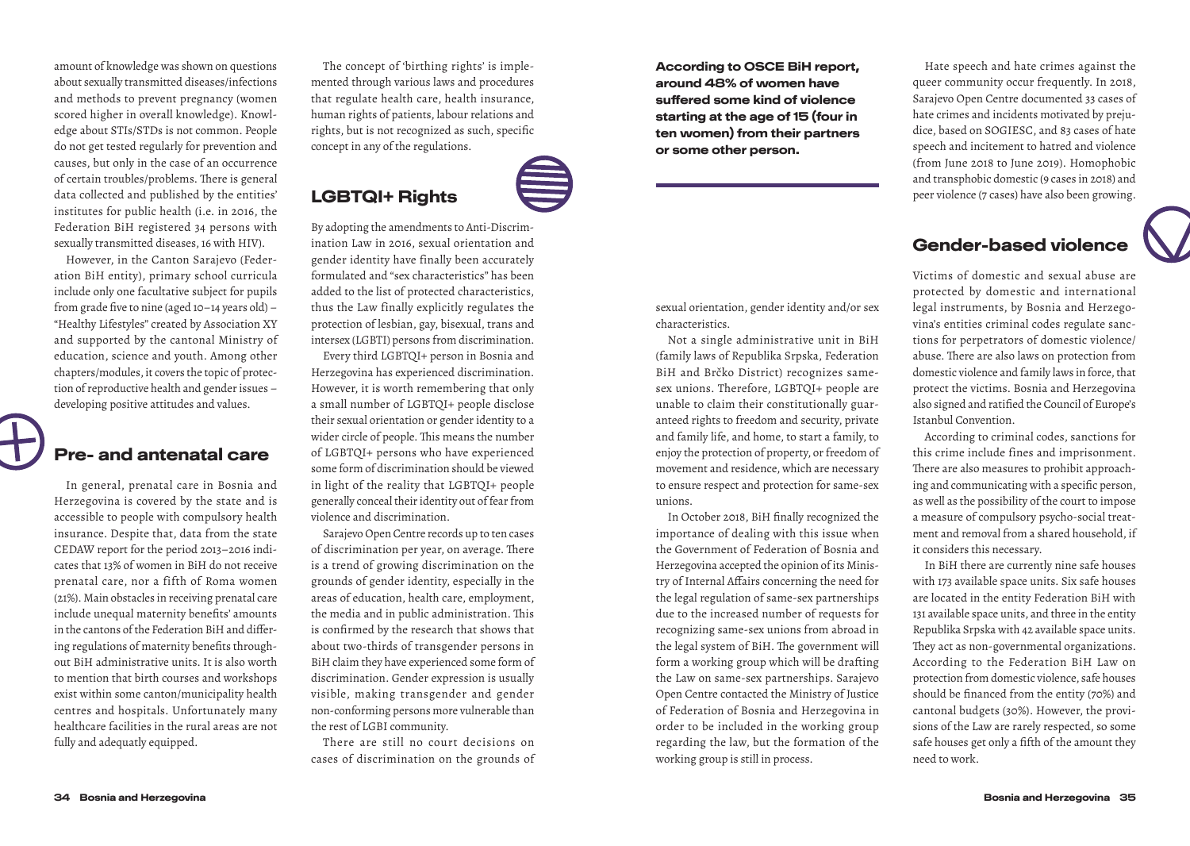amount of knowledge was shown on questions about sexually transmitted diseases/infections and methods to prevent pregnancy (women scored higher in overall knowledge). Knowledge about STIs/STDs is not common. People do not get tested regularly for prevention and causes, but only in the case of an occurrence of certain troubles/problems. There is general data collected and published by the entities' institutes for public health (i.e. in 2016, the Federation BiH registered 34 persons with sexually transmitted diseases, 16 with HIV).

However, in the Canton Sarajevo (Federation BiH entity), primary school curricula include only one facultative subject for pupils from grade five to nine (aged 10–14 years old) – "Healthy Lifestyles" created by Association XY and supported by the cantonal Ministry of education, science and youth. Among other chapters/modules, it covers the topic of protection of reproductive health and gender issues – developing positive attitudes and values.

## Pre- and antenatal care

In general, prenatal care in Bosnia and Herzegovina is covered by the state and is accessible to people with compulsory health insurance. Despite that, data from the state CEDAW report for the period 2013–2016 indicates that 13% of women in BiH do not receive prenatal care, nor a fifth of Roma women (21%). Main obstacles in receiving prenatal care include unequal maternity benefits' amounts in the cantons of the Federation BiH and differing regulations of maternity benefits throughout BiH administrative units. It is also worth to mention that birth courses and workshops exist within some canton/municipality health centres and hospitals. Unfortunately many healthcare facilities in the rural areas are not fully and adequatly equipped.

The concept of 'birthing rights' is implemented through various laws and procedures that regulate health care, health insurance, human rights of patients, labour relations and rights, but is not recognized as such, specific concept in any of the regulations.

## LGBTQI+ Rights

By adopting the amendments to Anti-Discrimination Law in 2016, sexual orientation and gender identity have finally been accurately formulated and "sex characteristics" has been added to the list of protected characteristics, thus the Law finally explicitly regulates the protection of lesbian, gay, bisexual, trans and intersex (LGBTI) persons from discrimination.

Every third LGBTQI+ person in Bosnia and Herzegovina has experienced discrimination. However, it is worth remembering that only a small number of LGBTQI+ people disclose their sexual orientation or gender identity to a wider circle of people. This means the number of LGBTQI+ persons who have experienced some form of discrimination should be viewed in light of the reality that LGBTQI+ people generally conceal their identity out of fear from violence and discrimination.

Sarajevo Open Centre records up to ten cases of discrimination per year, on average. There is a trend of growing discrimination on the grounds of gender identity, especially in the areas of education, health care, employment, the media and in public administration. This is confirmed by the research that shows that about two-thirds of transgender persons in BiH claim they have experienced some form of discrimination. Gender expression is usually visible, making transgender and gender non-conforming persons more vulnerable than the rest of LGBI community.

There are still no court decisions on cases of discrimination on the grounds of sexual orientation, gender identity and/or sex characteristics.

Not a single administrative unit in BiH (family laws of Republika Srpska, Federation BiH and Brčko District) recognizes same-sex unions. Therefore, LGBTQI+ people are unable to claim their constitutionally guaranteed rights to freedom and security, private and family life, and home, to start a family, to enjoy the protection of property, or freedom of movement and residence, which are necessary to ensure respect and protection for same-sex unions.

In October 2018, BiH finally recognized the importance of dealing with this issue when the Government of Federation of Bosnia and Herzegovina accepted the opinion of its Ministry of Internal Affairs concerning the need for the legal regulation of same-sex partnerships due to the increased number of requests for recognizing same-sex unions from abroad in the legal system of BiH. The government will form a working group which will be drafting the Law on same-sex partnerships. Sarajevo Open Centre contacted the Ministry of Justice of Federation of Bosnia and Herzegovina in order to be included in the working group regarding the law, but the formation of the working group is still in process.

**According to OSCE BiH report, around 48% of women have suffered some kind of violence starting at the age of 15 (four in ten women) from their partners or some other person.**

Hate speech and hate crimes against the queer community occur frequently. In 2018, Sarajevo Open Centre documented 33 cases of hate crimes and incidents motivated by prejudice, based on SOGIESC, and 83 cases of hate speech and incitement to hatred and violence (from June 2018 to June 2019). Homophobic and transphobic domestic (9 cases in 2018) and peer violence (7 cases) have also been growing.

## Gender-based violence

Victims of domestic and sexual abuse are protected by domestic and international legal instruments, by Bosnia and Herzegovina's entities criminal codes regulate sanctions for perpetrators of domestic violence/abuse. There are also laws on protection from domestic violence and family laws in force, that protect the victims. Bosnia and Herzegovina also signed and ratified the Council of Europe's Istanbul Convention.

According to criminal codes, sanctions for this crime include fines and imprisonment. There are also measures to prohibit approaching and communicating with a specific person, as well as the possibility of the court to impose a measure of compulsory psycho-social treatment and removal from a shared household, if it considers this necessary.

In BiH there are currently nine safe houses with 173 available space units. Six safe houses are located in the entity Federation BiH with 131 available space units, and three in the entity Republika Srpska with 42 available space units. They act as non-governmental organizations. According to the Federation BiH Law on protection from domestic violence, safe houses should be financed from the entity (70%) and cantonal budgets (30%). However, the provisions of the Law are rarely respected, so some safe houses get only a fifth of the amount they need to work.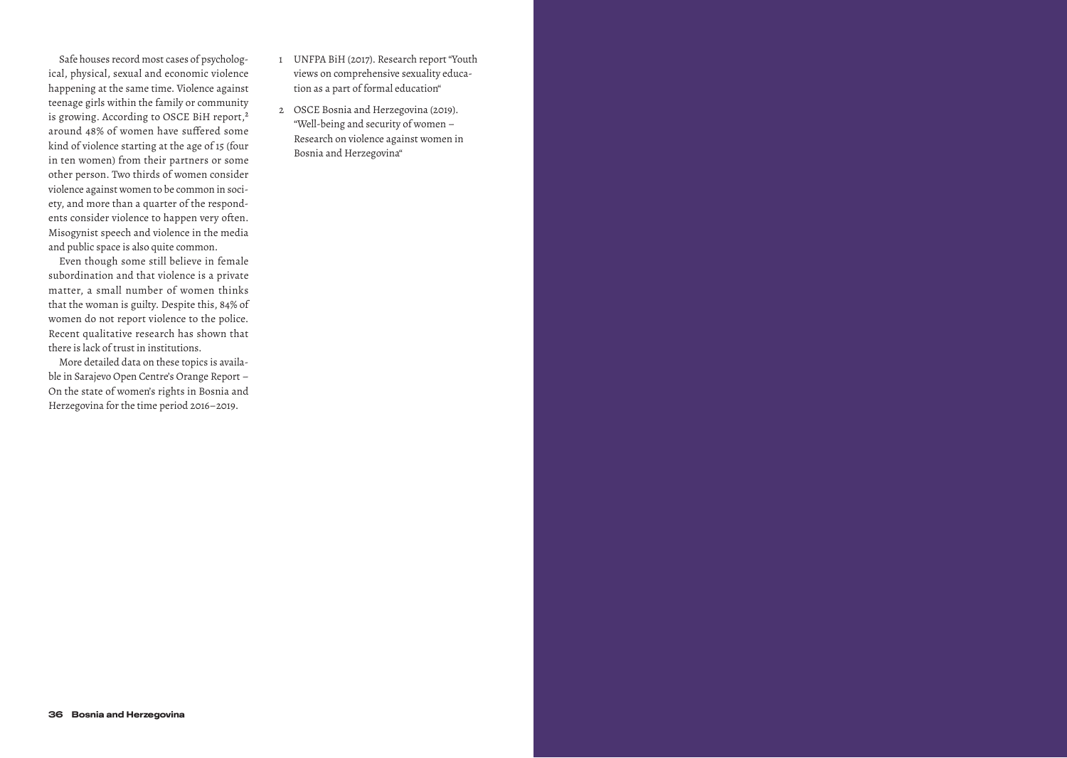Safe houses record most cases of psychological, physical, sexual and economic violence happening at the same time. Violence against teenage girls within the family or community is growing. According to OSCE BiH report,[2] around 48% of women have suffered some kind of violence starting at the age of 15 (four in ten women) from their partners or some other person. Two thirds of women consider violence against women to be common in society, and more than a quarter of the respondents consider violence to happen very often. Misogynist speech and violence in the media and public space is also quite common.

Even though some still believe in female subordination and that violence is a private matter, a small number of women thinks that the woman is guilty. Despite this, 84% of women do not report violence to the police. Recent qualitative research has shown that there is lack of trust in institutions.

More detailed data on these topics is available in Sarajevo Open Centre's Orange Report – On the state of women's rights in Bosnia and Herzegovina for the time period 2016–2019.

1 UNFPA BiH (2017). Research report "Youth views on comprehensive sexuality education as a part of formal education"

2 OSCE Bosnia and Herzegovina (2019). "Well-being and security of women – Research on violence against women in Bosnia and Herzegovina"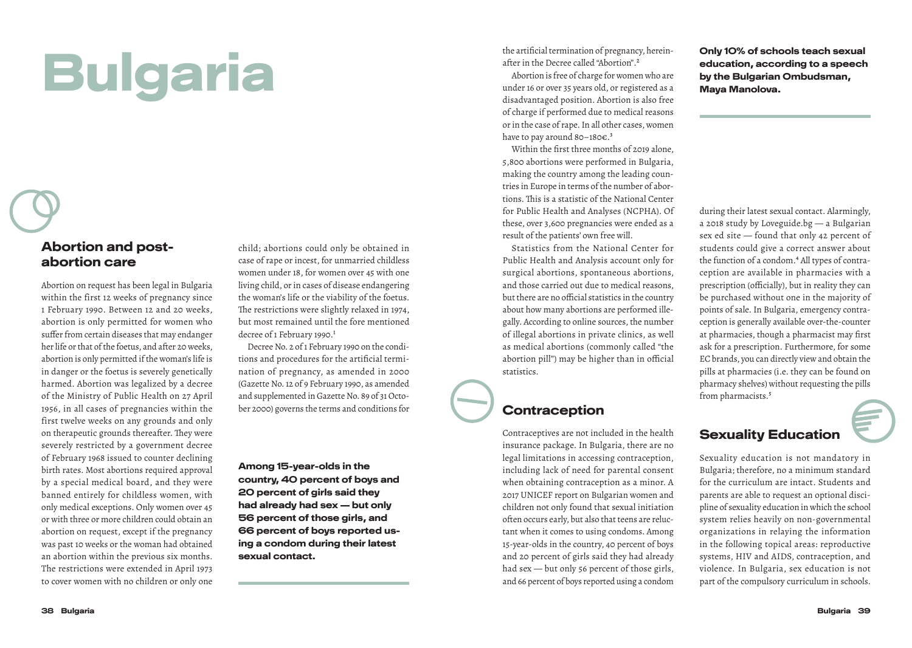# Bulgaria

## Abortion and post-abortion care

Abortion on request has been legal in Bulgaria within the first 12 weeks of pregnancy since 1 February 1990. Between 12 and 20 weeks, abortion is only permitted for women who suffer from certain diseases that may endanger her life or that of the foetus, and after 20 weeks, abortion is only permitted if the woman's life is in danger or the foetus is severely genetically harmed. Abortion was legalized by a decree of the Ministry of Public Health on 27 April 1956, in all cases of pregnancies within the first twelve weeks on any grounds and only on therapeutic grounds thereafter. They were severely restricted by a government decree of February 1968 issued to counter declining birth rates. Most abortions required approval by a special medical board, and they were banned entirely for childless women, with only medical exceptions. Only women over 45 or with three or more children could obtain an abortion on request, except if the pregnancy was past 10 weeks or the woman had obtained an abortion within the previous six months. The restrictions were extended in April 1973 to cover women with no children or only one child; abortions could only be obtained in case of rape or incest, for unmarried childless women under 18, for women over 45 with one living child, or in cases of disease endangering the woman's life or the viability of the foetus. The restrictions were slightly relaxed in 1974, but most remained until the fore mentioned decree of 1 February 1990.[1]

Decree No. 2 of 1 February 1990 on the conditions and procedures for the artificial termination of pregnancy, as amended in 2000 (Gazette No. 12 of 9 February 1990, as amended and supplemented in Gazette No. 89 of 31 October 2000) governs the terms and conditions for the artificial termination of pregnancy, hereinafter in the Decree called "Abortion".[2]

**Among 15-year-olds in the country, 40 percent of boys and 20 percent of girls said they had already had sex — but only 56 percent of those girls, and 66 percent of boys reported using a condom during their latest sexual contact.**

Abortion is free of charge for women who are under 16 or over 35 years old, or registered as a disadvantaged position. Abortion is also free of charge if performed due to medical reasons or in the case of rape. In all other cases, women have to pay around 80–180€.[3]

Within the first three months of 2019 alone, 5,800 abortions were performed in Bulgaria, making the country among the leading countries in Europe in terms of the number of abortions. This is a statistic of the National Center for Public Health and Analyses (NCPHA). Of these, over 3,600 pregnancies were ended as a result of the patients' own free will.

Statistics from the National Center for Public Health and Analysis account only for surgical abortions, spontaneous abortions, and those carried out due to medical reasons, but there are no official statistics in the country about how many abortions are performed illegally. According to online sources, the number of illegal abortions in private clinics, as well as medical abortions (commonly called "the abortion pill") may be higher than in official statistics.

## Contraception

Contraceptives are not included in the health insurance package. In Bulgaria, there are no legal limitations in accessing contraception, including lack of need for parental consent when obtaining contraception as a minor. A 2017 UNICEF report on Bulgarian women and children not only found that sexual initiation often occurs early, but also that teens are reluctant when it comes to using condoms. Among 15-year-olds in the country, 40 percent of boys and 20 percent of girls said they had already had sex — but only 56 percent of those girls, and 66 percent of boys reported using a condom during their latest sexual contact. Alarmingly, a 2018 study by Loveguide.bg — a Bulgarian sex ed site — found that only 42 percent of students could give a correct answer about the function of a condom.[4] All types of contraception are available in pharmacies with a prescription (officially), but in reality they can be purchased without one in the majority of points of sale. In Bulgaria, emergency contraception is generally available over-the-counter at pharmacies, though a pharmacist may first ask for a prescription. Furthermore, for some EC brands, you can directly view and obtain the pills at pharmacies (i.e. they can be found on pharmacy shelves) without requesting the pills from pharmacists.[5]

**Only 10% of schools teach sexual education, according to a speech by the Bulgarian Ombudsman, Maya Manolova.**

## Sexuality Education

Sexuality education is not mandatory in Bulgaria; therefore, no a minimum standard for the curriculum are intact. Students and parents are able to request an optional discipline of sexuality education in which the school system relies heavily on non-governmental organizations in relaying the information in the following topical areas: reproductive systems, HIV and AIDS, contraception, and violence. In Bulgaria, sex education is not part of the compulsory curriculum in schools.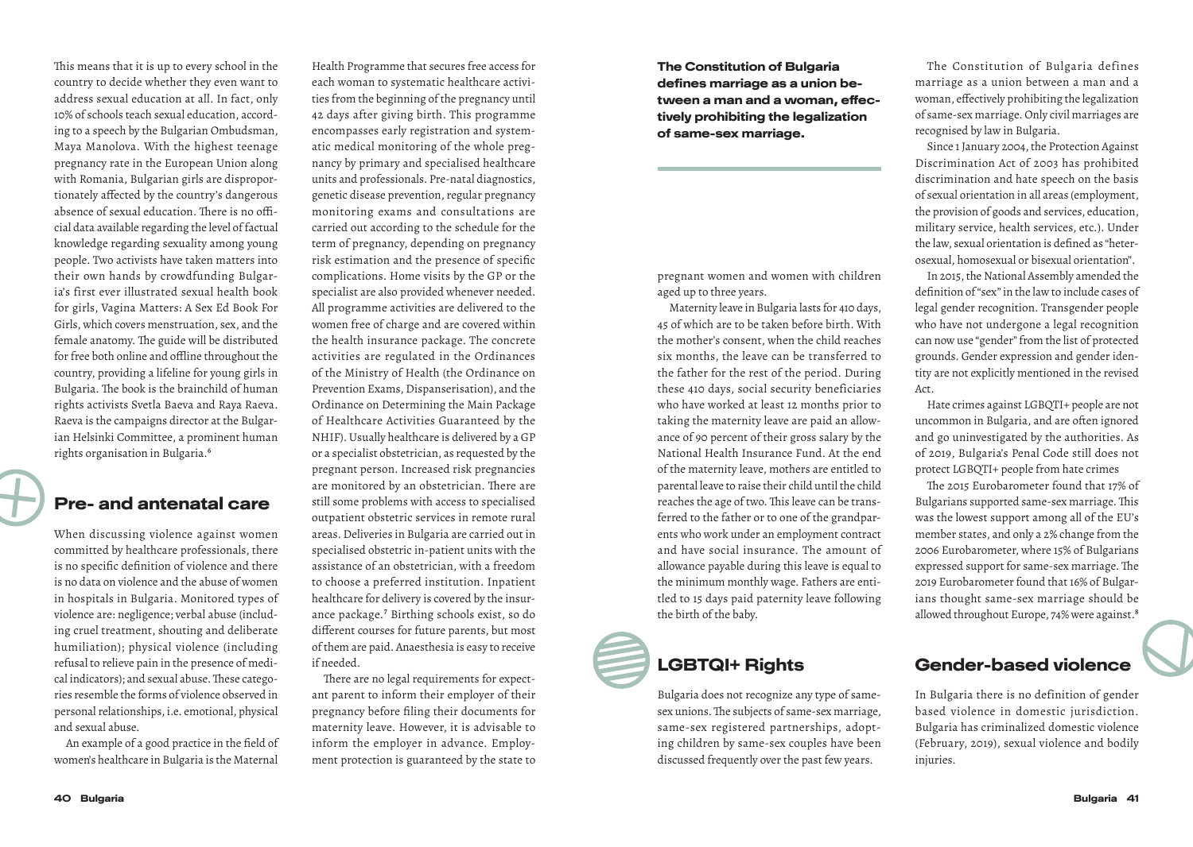This means that it is up to every school in the country to decide whether they even want to address sexual education at all. In fact, only 10% of schools teach sexual education, according to a speech by the Bulgarian Ombudsman, Maya Manolova. With the highest teenage pregnancy rate in the European Union along with Romania, Bulgarian girls are disproportionately affected by the country's dangerous absence of sexual education. There is no official data available regarding the level of factual knowledge regarding sexuality among young people. Two activists have taken matters into their own hands by crowdfunding Bulgaria's first ever illustrated sexual health book for girls, Vagina Matters: A Sex Ed Book For Girls, which covers menstruation, sex, and the female anatomy. The guide will be distributed for free both online and offline throughout the country, providing a lifeline for young girls in Bulgaria. The book is the brainchild of human rights activists Svetla Baeva and Raya Raeva. Raeva is the campaigns director at the Bulgarian Helsinki Committee, a prominent human rights organisation in Bulgaria.[6]

## Pre- and antenatal care

When discussing violence against women committed by healthcare professionals, there is no specific definition of violence and there is no data on violence and the abuse of women in hospitals in Bulgaria. Monitored types of violence are: negligence; verbal abuse (including cruel treatment, shouting and deliberate humiliation); physical violence (including refusal to relieve pain in the presence of medical indicators); and sexual abuse. These categories resemble the forms of violence observed in personal relationships, i.e. emotional, physical and sexual abuse.

An example of a good practice in the field of women's healthcare in Bulgaria is the Maternal Health Programme that secures free access for each woman to systematic healthcare activities from the beginning of the pregnancy until 42 days after giving birth. This programme encompasses early registration and systematic medical monitoring of the whole pregnancy by primary and specialised healthcare units and professionals. Pre-natal diagnostics, genetic disease prevention, regular pregnancy monitoring exams and consultations are carried out according to the schedule for the term of pregnancy, depending on pregnancy risk estimation and the presence of specific complications. Home visits by the GP or the specialist are also provided whenever needed. All programme activities are delivered to the women free of charge and are covered within the health insurance package. The concrete activities are regulated in the Ordinances of the Ministry of Health (the Ordinance on Prevention Exams, Dispanserisation), and the Ordinance on Determining the Main Package of Healthcare Activities Guaranteed by the NHIF). Usually healthcare is delivered by a GP or a specialist obstetrician, as requested by the pregnant person. Increased risk pregnancies are monitored by an obstetrician. There are still some problems with access to specialised outpatient obstetric services in remote rural areas. Deliveries in Bulgaria are carried out in specialised obstetric in-patient units with the assistance of an obstetrician, with a freedom to choose a preferred institution. Inpatient healthcare for delivery is covered by the insurance package.[7] Birthing schools exist, so do different courses for future parents, but most of them are paid. Anaesthesia is easy to receive if needed.

There are no legal requirements for expectant parent to inform their employer of their pregnancy before filing their documents for maternity leave. However, it is advisable to inform the employer in advance. Employment protection is guaranteed by the state to pregnant women and women with children aged up to three years.

Maternity leave in Bulgaria lasts for 410 days, 45 of which are to be taken before birth. With the mother's consent, when the child reaches six months, the leave can be transferred to the father for the rest of the period. During these 410 days, social security beneficiaries who have worked at least 12 months prior to taking the maternity leave are paid an allowance of 90 percent of their gross salary by the National Health Insurance Fund. At the end of the maternity leave, mothers are entitled to parental leave to raise their child until the child reaches the age of two. This leave can be transferred to the father or to one of the grandparents who work under an employment contract and have social insurance. The amount of allowance payable during this leave is equal to the minimum monthly wage. Fathers are entitled to 15 days paid paternity leave following the birth of the baby.

**The Constitution of Bulgaria defines marriage as a union between a man and a woman, effectively prohibiting the legalization of same-sex marriage.**

## LGBTQI+ Rights

Bulgaria does not recognize any type of same-sex unions. The subjects of same-sex marriage, same-sex registered partnerships, adopting children by same-sex couples have been discussed frequently over the past few years.

The Constitution of Bulgaria defines marriage as a union between a man and a woman, effectively prohibiting the legalization of same-sex marriage. Only civil marriages are recognised by law in Bulgaria.

Since 1 January 2004, the Protection Against Discrimination Act of 2003 has prohibited discrimination and hate speech on the basis of sexual orientation in all areas (employment, the provision of goods and services, education, military service, health services, etc.). Under the law, sexual orientation is defined as "heterosexual, homosexual or bisexual orientation".

In 2015, the National Assembly amended the definition of "sex" in the law to include cases of legal gender recognition. Transgender people who have not undergone a legal recognition can now use "gender" from the list of protected grounds. Gender expression and gender identity are not explicitly mentioned in the revised Act.

Hate crimes against LGBQTI+ people are not uncommon in Bulgaria, and are often ignored and go uninvestigated by the authorities. As of 2019, Bulgaria's Penal Code still does not protect LGBQTI+ people from hate crimes

The 2015 Eurobarometer found that 17% of Bulgarians supported same-sex marriage. This was the lowest support among all of the EU's member states, and only a 2% change from the 2006 Eurobarometer, where 15% of Bulgarians expressed support for same-sex marriage. The 2019 Eurobarometer found that 16% of Bulgarians thought same-sex marriage should be allowed throughout Europe, 74% were against.[8]

## Gender-based violence

In Bulgaria there is no definition of gender based violence in domestic jurisdiction. Bulgaria has criminalized domestic violence (February, 2019), sexual violence and bodily injuries.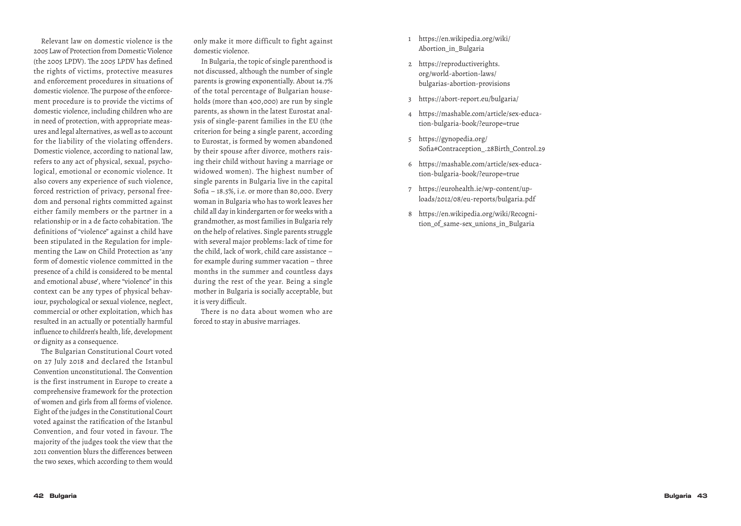Relevant law on domestic violence is the 2005 Law of Protection from Domestic Violence (the 2005 LPDV). The 2005 LPDV has defined the rights of victims, protective measures and enforcement procedures in situations of domestic violence. The purpose of the enforcement procedure is to provide the victims of domestic violence, including children who are in need of protection, with appropriate measures and legal alternatives, as well as to account for the liability of the violating offenders. Domestic violence, according to national law, refers to any act of physical, sexual, psychological, emotional or economic violence. It also covers any experience of such violence, forced restriction of privacy, personal freedom and personal rights committed against either family members or the partner in a relationship or in a de facto cohabitation. The definitions of "violence" against a child have been stipulated in the Regulation for implementing the Law on Child Protection as 'any form of domestic violence committed in the presence of a child is considered to be mental and emotional abuse', where "violence" in this context can be any types of physical behaviour, psychological or sexual violence, neglect, commercial or other exploitation, which has resulted in an actually or potentially harmful influence to children's health, life, development or dignity as a consequence.

The Bulgarian Constitutional Court voted on 27 July 2018 and declared the Istanbul Convention unconstitutional. The Convention is the first instrument in Europe to create a comprehensive framework for the protection of women and girls from all forms of violence. Eight of the judges in the Constitutional Court voted against the ratification of the Istanbul Convention, and four voted in favour. The majority of the judges took the view that the 2011 convention blurs the differences between the two sexes, which according to them would only make it more difficult to fight against domestic violence.

In Bulgaria, the topic of single parenthood is not discussed, although the number of single parents is growing exponentially. About 14.7% of the total percentage of Bulgarian households (more than 400,000) are run by single parents, as shown in the latest Eurostat analysis of single-parent families in the EU (the criterion for being a single parent, according to Eurostat, is formed by women abandoned by their spouse after divorce, mothers raising their child without having a marriage or widowed women). The highest number of single parents in Bulgaria live in the capital Sofia – 18.5%, i.e. or more than 80,000. Every woman in Bulgaria who has to work leaves her child all day in kindergarten or for weeks with a grandmother, as most families in Bulgaria rely on the help of relatives. Single parents struggle with several major problems: lack of time for the child, lack of work, child care assistance – for example during summer vacation – three months in the summer and countless days during the rest of the year. Being a single mother in Bulgaria is socially acceptable, but it is very difficult.

There is no data about women who are forced to stay in abusive marriages.

1. https://en.wikipedia.org/wiki/Abortion_in_Bulgaria
2. https://reproductiverights.org/world-abortion-laws/bulgarias-abortion-provisions
3. https://abort-report.eu/bulgaria/
4. https://mashable.com/article/sex-education-bulgaria-book/?europe=true
5. https://gynopedia.org/Sofia#Contraception_.28Birth_Control.29
6. https://mashable.com/article/sex-education-bulgaria-book/?europe=true
7. https://eurohealth.ie/wp-content/uploads/2012/08/eu-reports/bulgaria.pdf
8. https://en.wikipedia.org/wiki/Recognition_of_same-sex_unions_in_Bulgaria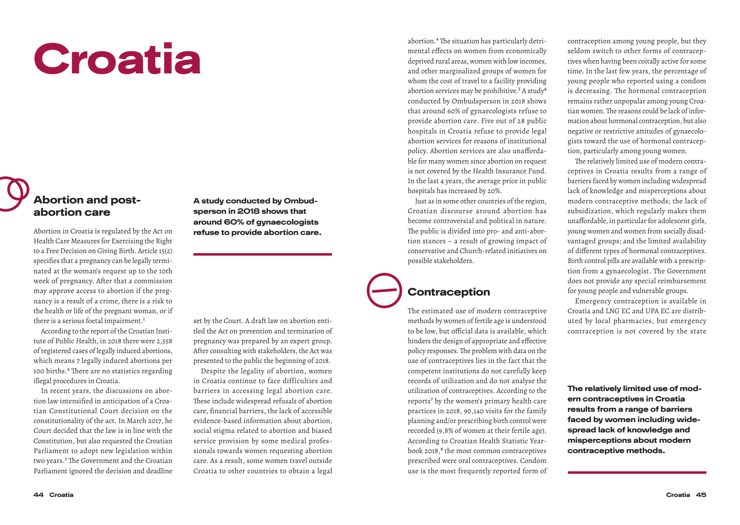# Croatia

## Abortion and post-abortion care

Abortion in Croatia is regulated by the Act on Health Care Measures for Exercising the Right to a Free Decision on Giving Birth. Article 15(2) specifies that a pregnancy can be legally terminated at the woman's request up to the 10th week of pregnancy. After that a commission may approve access to abortion if the pregnancy is a result of a crime, there is a risk to the health or life of the pregnant woman, or if there is a serious foetal impairment.[1]

According to the report of the Croatian Institute of Public Health, in 2018 there were 2,558 of registered cases of legally induced abortions, which means 7 legally induced abortions per 100 births.[2] There are no statistics regarding illegal procedures in Croatia.

In recent years, the discussions on abortion law intensified in anticipation of a Croatian Constitutional Court decision on the constitutionality of the act. In March 2017, he Court decided that the law is in line with the Constitution, but also requested the Croatian Parliament to adopt new legislation within two years.[3] The Government and the Croatian Parliament ignored the decision and deadline set by the Court. A draft law on abortion entitled the Act on prevention and termination of pregnancy was prepared by an expert group. After consulting with stakeholders, the Act was presented to the public the beginning of 2018.

**A study conducted by Ombudsperson in 2018 shows that around 60% of gynaecologists refuse to provide abortion care.**

Despite the legality of abortion, women in Croatia continue to face difficulties and barriers in accessing legal abortion care. These include widespread refusals of abortion care, financial barriers, the lack of accessible evidence-based information about abortion, social stigma related to abortion and biased service provision by some medical professionals towards women requesting abortion care. As a result, some women travel outside Croatia to other countries to obtain a legal abortion.[4] The situation has particularly detrimental effects on women from economically deprived rural areas, women with low incomes, and other marginalized groups of women for whom the cost of travel to a facility providing abortion services may be prohibitive.[5] A study[6] conducted by Ombudsperson in 2018 shows that around 60% of gynaecologists refuse to provide abortion care. Five out of 28 public hospitals in Croatia refuse to provide legal abortion services for reasons of institutional policy. Abortion services are also unaffordable for many women since abortion on request is not covered by the Health Insurance Fund. In the last 4 years, the average price in public hospitals has increased by 20%.

Just as in some other countries of the region, Croatian discourse around abortion has become controversial and political in nature. The public is divided into pro- and anti-abortion stances – a result of growing impact of conservative and Church-related initiatives on possible stakeholders.

## Contraception

The estimated use of modern contraceptive methods by women of fertile age is understood to be low, but official data is available, which hinders the design of appropriate and effective policy responses. The problem with data on the use of contraceptives lies in the fact that the competent institutions do not carefully keep records of utilization and do not analyse the utilization of contraceptives. According to the reports[7] by the women's primary health care practices in 2018, 90,140 visits for the family planning and/or prescribing birth control were recorded (9,8% of women at their fertile age). According to Croatian Health Statistic Yearbook 2018,[8] the most common contraceptives prescribed were oral contraceptives. Condom use is the most frequently reported form of contraception among young people, but they seldom switch to other forms of contraceptives when having been coitally active for some time. In the last few years, the percentage of young people who reported using a condom is decreasing. The hormonal contraception remains rather unpopular among young Croatian women. The reasons could be lack of information about hormonal contraception, but also negative or restrictive attitudes of gynaecologists toward the use of hormonal contraception, particularly among young women.

The relatively limited use of modern contraceptives in Croatia results from a range of barriers faced by women including widespread lack of knowledge and misperceptions about modern contraceptive methods; the lack of subsidization, which regularly makes them unaffordable, in particular for adolescent girls, young women and women from socially disadvantaged groups; and the limited availability of different types of hormonal contraceptives. Birth control pills are available with a prescription from a gynaecologist. The Government does not provide any special reimbursement for young people and vulnerable groups.

Emergency contraception is available in Croatia and LNG EC and UPA EC are distributed by local pharmacies, but emergency contraception is not covered by the state

**The relatively limited use of modern contraceptives in Croatia results from a range of barriers faced by women including widespread lack of knowledge and misperceptions about modern contraceptive methods.**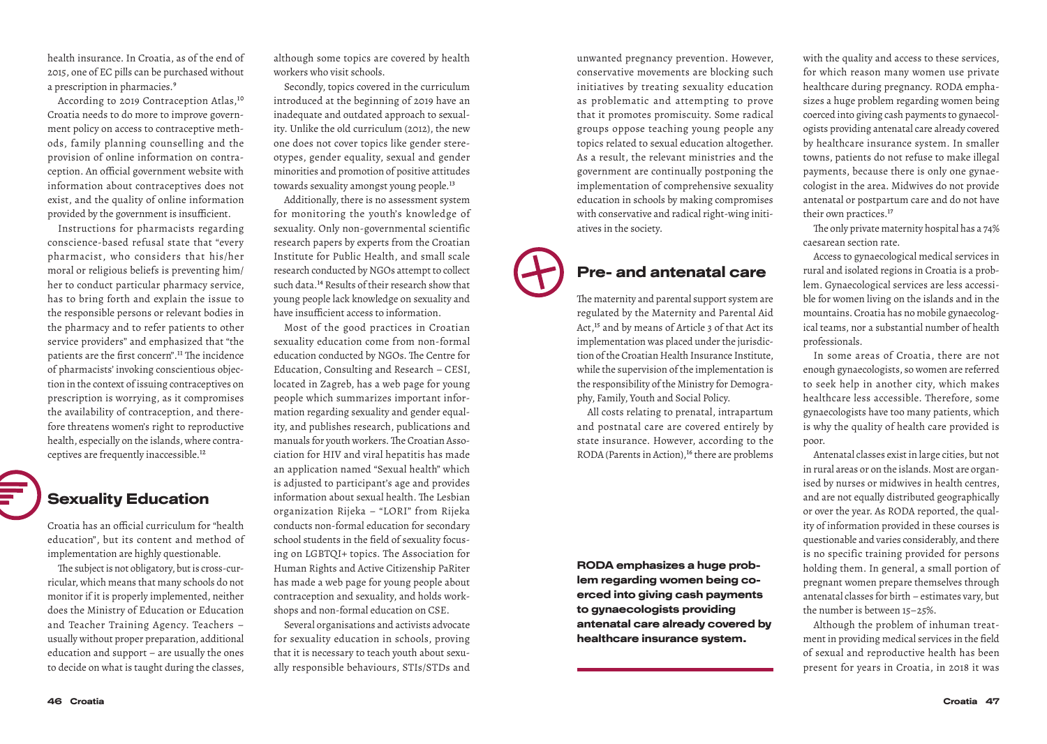health insurance. In Croatia, as of the end of 2015, one of EC pills can be purchased without a prescription in pharmacies.[9]

According to 2019 Contraception Atlas,[10] Croatia needs to do more to improve government policy on access to contraceptive methods, family planning counselling and the provision of online information on contraception. An official government website with information about contraceptives does not exist, and the quality of online information provided by the government is insufficient.

Instructions for pharmacists regarding conscience-based refusal state that "every pharmacist, who considers that his/her moral or religious beliefs is preventing him/her to conduct particular pharmacy service, has to bring forth and explain the issue to the responsible persons or relevant bodies in the pharmacy and to refer patients to other service providers" and emphasized that "the patients are the first concern".[11] The incidence of pharmacists' invoking conscientious objection in the context of issuing contraceptives on prescription is worrying, as it compromises the availability of contraception, and therefore threatens women's right to reproductive health, especially on the islands, where contraceptives are frequently inaccessible.[12]

## Sexuality Education

Croatia has an official curriculum for "health education", but its content and method of implementation are highly questionable.

The subject is not obligatory, but is cross-curricular, which means that many schools do not monitor if it is properly implemented, neither does the Ministry of Education or Education and Teacher Training Agency. Teachers – usually without proper preparation, additional education and support – are usually the ones to decide on what is taught during the classes, although some topics are covered by health workers who visit schools.

Secondly, topics covered in the curriculum introduced at the beginning of 2019 have an inadequate and outdated approach to sexuality. Unlike the old curriculum (2012), the new one does not cover topics like gender stereotypes, gender equality, sexual and gender minorities and promotion of positive attitudes towards sexuality amongst young people.[13]

Additionally, there is no assessment system for monitoring the youth's knowledge of sexuality. Only non-governmental scientific research papers by experts from the Croatian Institute for Public Health, and small scale research conducted by NGOs attempt to collect such data.[14] Results of their research show that young people lack knowledge on sexuality and have insufficient access to information.

Most of the good practices in Croatian sexuality education come from non-formal education conducted by NGOs. The Centre for Education, Consulting and Research – CESI, located in Zagreb, has a web page for young people which summarizes important information regarding sexuality and gender equality, and publishes research, publications and manuals for youth workers. The Croatian Association for HIV and viral hepatitis has made an application named "Sexual health" which is adjusted to participant's age and provides information about sexual health. The Lesbian organization Rijeka – "LORI" from Rijeka conducts non-formal education for secondary school students in the field of sexuality focusing on LGBTQI+ topics. The Association for Human Rights and Active Citizenship PaRiter has made a web page for young people about contraception and sexuality, and holds workshops and non-formal education on CSE.

Several organisations and activists advocate for sexuality education in schools, proving that it is necessary to teach youth about sexually responsible behaviours, STIs/STDs and unwanted pregnancy prevention. However, conservative movements are blocking such initiatives by treating sexuality education as problematic and attempting to prove that it promotes promiscuity. Some radical groups oppose teaching young people any topics related to sexual education altogether. As a result, the relevant ministries and the government are continually postponing the implementation of comprehensive sexuality education in schools by making compromises with conservative and radical right-wing initiatives in the society.

## Pre- and antenatal care

The maternity and parental support system are regulated by the Maternity and Parental Aid Act,[15] and by means of Article 3 of that Act its implementation was placed under the jurisdiction of the Croatian Health Insurance Institute, while the supervision of the implementation is the responsibility of the Ministry for Demography, Family, Youth and Social Policy.

All costs relating to prenatal, intrapartum and postnatal care are covered entirely by state insurance. However, according to the RODA (Parents in Action),[16] there are problems with the quality and access to these services, for which reason many women use private healthcare during pregnancy. RODA emphasizes a huge problem regarding women being coerced into giving cash payments to gynaecologists providing antenatal care already covered by healthcare insurance system. In smaller towns, patients do not refuse to make illegal payments, because there is only one gynaecologist in the area. Midwives do not provide antenatal or postpartum care and do not have their own practices.[17]

**RODA emphasizes a huge problem regarding women being coerced into giving cash payments to gynaecologists providing antenatal care already covered by healthcare insurance system.**

The only private maternity hospital has a 74% caesarean section rate.

Access to gynaecological medical services in rural and isolated regions in Croatia is a problem. Gynaecological services are less accessible for women living on the islands and in the mountains. Croatia has no mobile gynaecological teams, nor a substantial number of health professionals.

In some areas of Croatia, there are not enough gynaecologists, so women are referred to seek help in another city, which makes healthcare less accessible. Therefore, some gynaecologists have too many patients, which is why the quality of health care provided is poor.

Antenatal classes exist in large cities, but not in rural areas or on the islands. Most are organised by nurses or midwives in health centres, and are not equally distributed geographically or over the year. As RODA reported, the quality of information provided in these courses is questionable and varies considerably, and there is no specific training provided for persons holding them. In general, a small portion of pregnant women prepare themselves through antenatal classes for birth – estimates vary, but the number is between 15–25%.

Although the problem of inhuman treatment in providing medical services in the field of sexual and reproductive health has been present for years in Croatia, in 2018 it was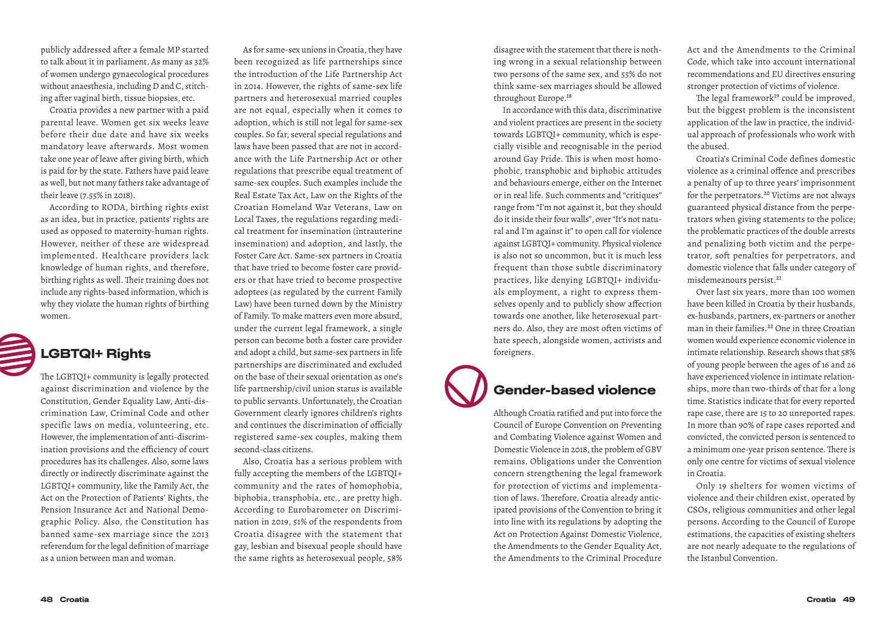publicly addressed after a female MP started to talk about it in parliament. As many as 32% of women undergo gynaecological procedures without anaesthesia, including D and C, stitching after vaginal birth, tissue biopsies, etc.

Croatia provides a new partner with a paid parental leave. Women get six weeks leave before their due date and have six weeks mandatory leave afterwards. Most women take one year of leave after giving birth, which is paid for by the state. Fathers have paid leave as well, but not many fathers take advantage of their leave (7.55% in 2018).

According to RODA, birthing rights exist as an idea, but in practice, patients' rights are used as opposed to maternity-human rights. However, neither of these are widespread implemented. Healthcare providers lack knowledge of human rights, and therefore, birthing rights as well. Their training does not include any rights-based information, which is why they violate the human rights of birthing women.

## LGBTQI+ Rights

The LGBTQI+ community is legally protected against discrimination and violence by the Constitution, Gender Equality Law, Anti-discrimination Law, Criminal Code and other specific laws on media, volunteering, etc. However, the implementation of anti-discrimination provisions and the efficiency of court procedures has its challenges. Also, some laws directly or indirectly discriminate against the LGBTQI+ community, like the Family Act, the Act on the Protection of Patients' Rights, the Pension Insurance Act and National Demographic Policy. Also, the Constitution has banned same-sex marriage since the 2013 referendum for the legal definition of marriage as a union between man and woman.

As for same-sex unions in Croatia, they have been recognized as life partnerships since the introduction of the Life Partnership Act in 2014. However, the rights of same-sex life partners and heterosexual married couples are not equal, especially when it comes to adoption, which is still not legal for same-sex couples. So far, several special regulations and laws have been passed that are not in accordance with the Life Partnership Act or other regulations that prescribe equal treatment of same-sex couples. Such examples include the Real Estate Tax Act, Law on the Rights of the Croatian Homeland War Veterans, Law on Local Taxes, the regulations regarding medical treatment for insemination (intrauterine insemination) and adoption, and lastly, the Foster Care Act. Same-sex partners in Croatia that have tried to become foster care providers or that have tried to become prospective adoptees (as regulated by the current Family Law) have been turned down by the Ministry of Family. To make matters even more absurd, under the current legal framework, a single person can become both a foster care provider and adopt a child, but same-sex partners in life partnerships are discriminated and excluded on the base of their sexual orientation as one's life partnership/civil union status is available to public servants. Unfortunately, the Croatian Government clearly ignores children's rights and continues the discrimination of officially registered same-sex couples, making them second-class citizens.

Also, Croatia has a serious problem with fully accepting the members of the LGBTQI+ community and the rates of homophobia, biphobia, transphobia, etc., are pretty high. According to Eurobarometer on Discrimination in 2019, 51% of the respondents from Croatia disagree with the statement that gay, lesbian and bisexual people should have the same rights as heterosexual people, 58% disagree with the statement that there is nothing wrong in a sexual relationship between two persons of the same sex, and 55% do not think same-sex marriages should be allowed throughout Europe.[18]

In accordance with this data, discriminative and violent practices are present in the society towards LGBTQI+ community, which is especially visible and recognisable in the period around Gay Pride. This is when most homophobic, transphobic and biphobic attitudes and behaviours emerge, either on the Internet or in real life. Such comments and "critiques" range from "I'm not against it, but they should do it inside their four walls", over "It's not natural and I'm against it" to open call for violence against LGBTQI+ community. Physical violence is also not so uncommon, but it is much less frequent than those subtle discriminatory practices, like denying LGBTQI+ individuals employment, a right to express themselves openly and to publicly show affection towards one another, like heterosexual partners do. Also, they are most often victims of hate speech, alongside women, activists and foreigners.

## Gender-based violence

Although Croatia ratified and put into force the Council of Europe Convention on Preventing and Combating Violence against Women and Domestic Violence in 2018, the problem of GBV remains. Obligations under the Convention concern strengthening the legal framework for protection of victims and implementation of laws. Therefore, Croatia already anticipated provisions of the Convention to bring it into line with its regulations by adopting the Act on Protection Against Domestic Violence, the Amendments to the Gender Equality Act, the Amendments to the Criminal Procedure Act and the Amendments to the Criminal Code, which take into account international recommendations and EU directives ensuring stronger protection of victims of violence.

The legal framework[19] could be improved, but the biggest problem is the inconsistent application of the law in practice, the individual approach of professionals who work with the abused.

Croatia's Criminal Code defines domestic violence as a criminal offence and prescribes a penalty of up to three years' imprisonment for the perpetrators.[20] Victims are not always guaranteed physical distance from the perpetrators when giving statements to the police; the problematic practices of the double arrests and penalizing both victim and the perpetrator, soft penalties for perpetrators, and domestic violence that falls under category of misdemeanours persist.[21]

Over last six years, more than 100 women have been killed in Croatia by their husbands, ex-husbands, partners, ex-partners or another man in their families.[22] One in three Croatian women would experience economic violence in intimate relationship. Research shows that 58% of young people between the ages of 16 and 26 have experienced violence in intimate relationships, more than two-thirds of that for a long time. Statistics indicate that for every reported rape case, there are 15 to 20 unreported rapes. In more than 90% of rape cases reported and convicted, the convicted person is sentenced to a minimum one-year prison sentence. There is only one centre for victims of sexual violence in Croatia.

Only 19 shelters for women victims of violence and their children exist, operated by CSOs, religious communities and other legal persons. According to the Council of Europe estimations, the capacities of existing shelters are not nearly adequate to the regulations of the Istanbul Convention.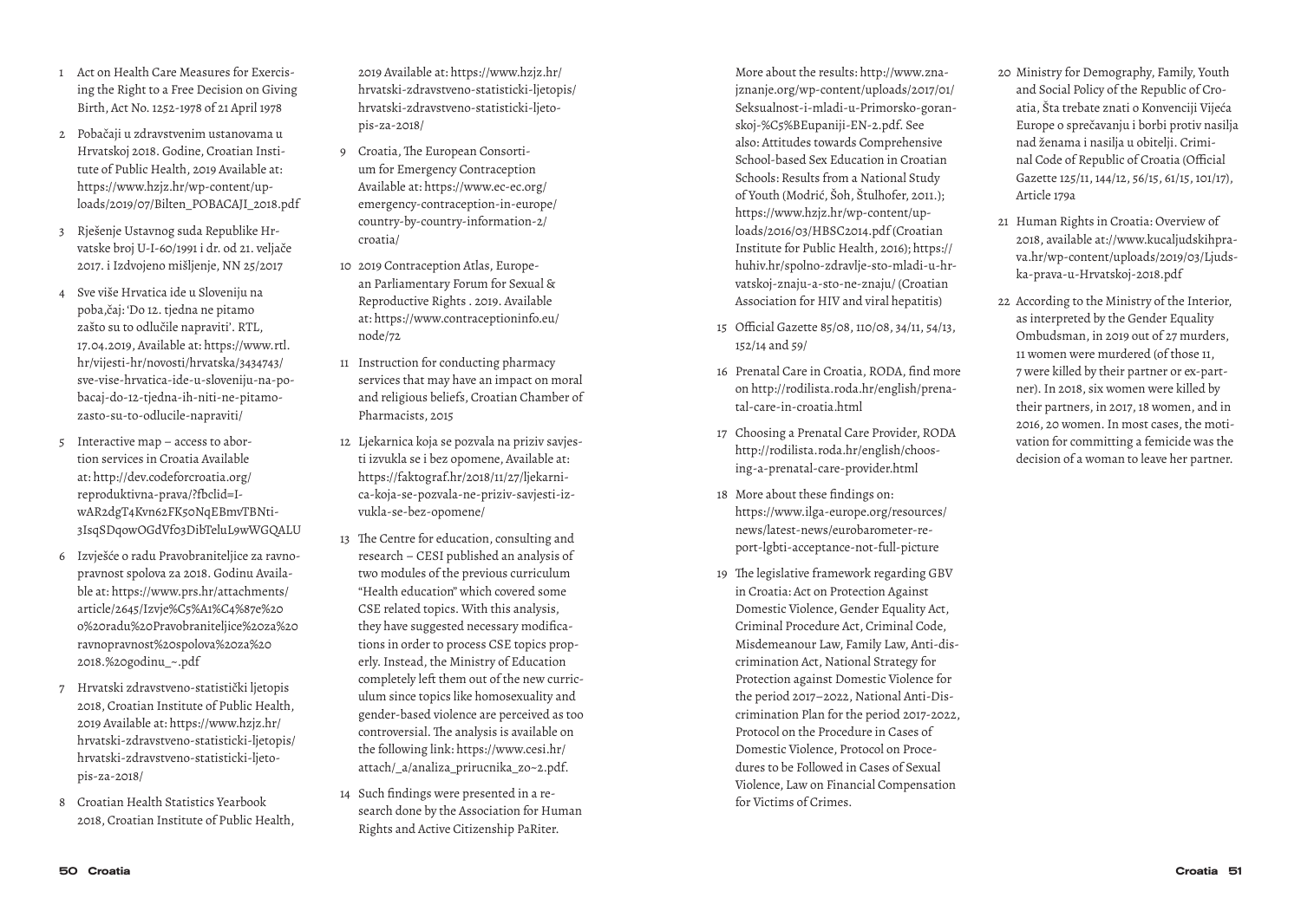1 Act on Health Care Measures for Exercising the Right to a Free Decision on Giving Birth, Act No. 1252-1978 of 21 April 1978

2 Pobačaji u zdravstvenim ustanovama u Hrvatskoj 2018. Godine, Croatian Institute of Public Health, 2019 Available at: https://www.hzjz.hr/wp-content/uploads/2019/07/Bilten_POBACAJI_2018.pdf

3 Rješenje Ustavnog suda Republike Hrvatske broj U-I-60/1991 i dr. od 21. veljače 2017. i Izdvojeno mišljenje, NN 25/2017

4 Sve više Hrvatica ide u Sloveniju na poba,čaj: 'Do 12. tjedna ne pitamo zašto su to odlučile napraviti'. RTL, 17.04.2019, Available at: https://www.rtl.hr/vijesti-hr/novosti/hrvatska/3434743/sve-vise-hrvatica-ide-u-sloveniju-na-pobacaj-do-12-tjedna-ih-niti-ne-pitamo-zasto-su-to-odlucile-napraviti/

5 Interactive map – access to abortion services in Croatia Available at: http://dev.codeforcroatia.org/reproduktivna-prava/?fbclid=IwAR2dgT4Kvn62FK50NqEBmvTBNti3IsqSDq0wOGdVf03DibTeluL9wWGQALU

6 Izvješće o radu Pravobraniteljice za ravnopravnost spolova za 2018. Godinu Available at: https://www.prs.hr/attachments/article/2645/Izvje%C5%A1%C4%87e%20o%20radu%20Pravobraniteljice%20za%20ravnopravnost%20spolova%20za%202018.%20godinu_~.pdf

7 Hrvatski zdravstveno-statistički ljetopis 2018, Croatian Institute of Public Health, 2019 Available at: https://www.hzjz.hr/hrvatski-zdravstveno-statisticki-ljetopis/hrvatski-zdravstveno-statisticki-ljetopis-za-2018/

8 Croatian Health Statistics Yearbook 2018, Croatian Institute of Public Health, 2019 Available at: https://www.hzjz.hr/hrvatski-zdravstveno-statisticki-ljetopis/hrvatski-zdravstveno-statisticki-ljetopis-za-2018/

9 Croatia, The European Consortium for Emergency Contraception Available at: https://www.ec-ec.org/emergency-contraception-in-europe/country-by-country-information-2/croatia/

10 2019 Contraception Atlas, European Parliamentary Forum for Sexual & Reproductive Rights . 2019. Available at: https://www.contraceptioninfo.eu/node/72

11 Instruction for conducting pharmacy services that may have an impact on moral and religious beliefs, Croatian Chamber of Pharmacists, 2015

12 Ljekarnica koja se pozvala na priziv savjesti izvukla se i bez opomene, Available at: https://faktograf.hr/2018/11/27/ljekarnica-koja-se-pozvala-ne-priziv-savjesti-izvukla-se-bez-opomene/

13 The Centre for education, consulting and research – CESI published an analysis of two modules of the previous curriculum "Health education" which covered some CSE related topics. With this analysis, they have suggested necessary modifications in order to process CSE topics properly. Instead, the Ministry of Education completely left them out of the new curriculum since topics like homosexuality and gender-based violence are perceived as too controversial. The analysis is available on the following link: https://www.cesi.hr/attach/_a/analiza_prirucnika_zo~2.pdf.

14 Such findings were presented in a research done by the Association for Human Rights and Active Citizenship PaRiter. More about the results: http://www.znanje.org/wp-content/uploads/2017/01/Seksualnost-i-mladi-u-Primorsko-goranskoj-%C5%BEupaniji-EN-2.pdf. See also: Attitudes towards Comprehensive School-based Sex Education in Croatian Schools: Results from a National Study of Youth (Modrić, Šoh, Štulhofer, 2011.); https://www.hzjz.hr/wp-content/uploads/2016/03/HBSC2014.pdf (Croatian Institute for Public Health, 2016); https://huhiv.hr/spolno-zdravlje-sto-mladi-u-hrvatskoj-znaju-a-sto-ne-znaju/ (Croatian Association for HIV and viral hepatitis)

15 Official Gazette 85/08, 110/08, 34/11, 54/13, 152/14 and 59/

16 Prenatal Care in Croatia, RODA, find more on http://rodilista.roda.hr/english/prenatal-care-in-croatia.html

17 Choosing a Prenatal Care Provider, RODA http://rodilista.roda.hr/english/choosing-a-prenatal-care-provider.html

18 More about these findings on: https://www.ilga-europe.org/resources/news/latest-news/eurobarometer-report-lgbti-acceptance-not-full-picture

19 The legislative framework regarding GBV in Croatia: Act on Protection Against Domestic Violence, Gender Equality Act, Criminal Procedure Act, Criminal Code, Misdemeanour Law, Family Law, Anti-discrimination Act, National Strategy for Protection against Domestic Violence for the period 2017–2022, National Anti-Discrimination Plan for the period 2017-2022, Protocol on the Procedure in Cases of Domestic Violence, Protocol on Procedures to be Followed in Cases of Sexual Violence, Law on Financial Compensation for Victims of Crimes.

20 Ministry for Demography, Family, Youth and Social Policy of the Republic of Croatia, Šta trebate znati o Konvenciji Vijeća Europe o sprečavanju i borbi protiv nasilja nad ženama i nasilja u obitelji. Criminal Code of Republic of Croatia (Official Gazette 125/11, 144/12, 56/15, 61/15, 101/17), Article 179a

21 Human Rights in Croatia: Overview of 2018, available at://www.kucaljudskihprava.hr/wp-content/uploads/2019/03/Ljudska-prava-u-Hrvatskoj-2018.pdf

22 According to the Ministry of the Interior, as interpreted by the Gender Equality Ombudsman, in 2019 out of 27 murders, 11 women were murdered (of those 11, 7 were killed by their partner or ex-partner). In 2018, six women were killed by their partners, in 2017, 18 women, and in 2016, 20 women. In most cases, the motivation for committing a femicide was the decision of a woman to leave her partner.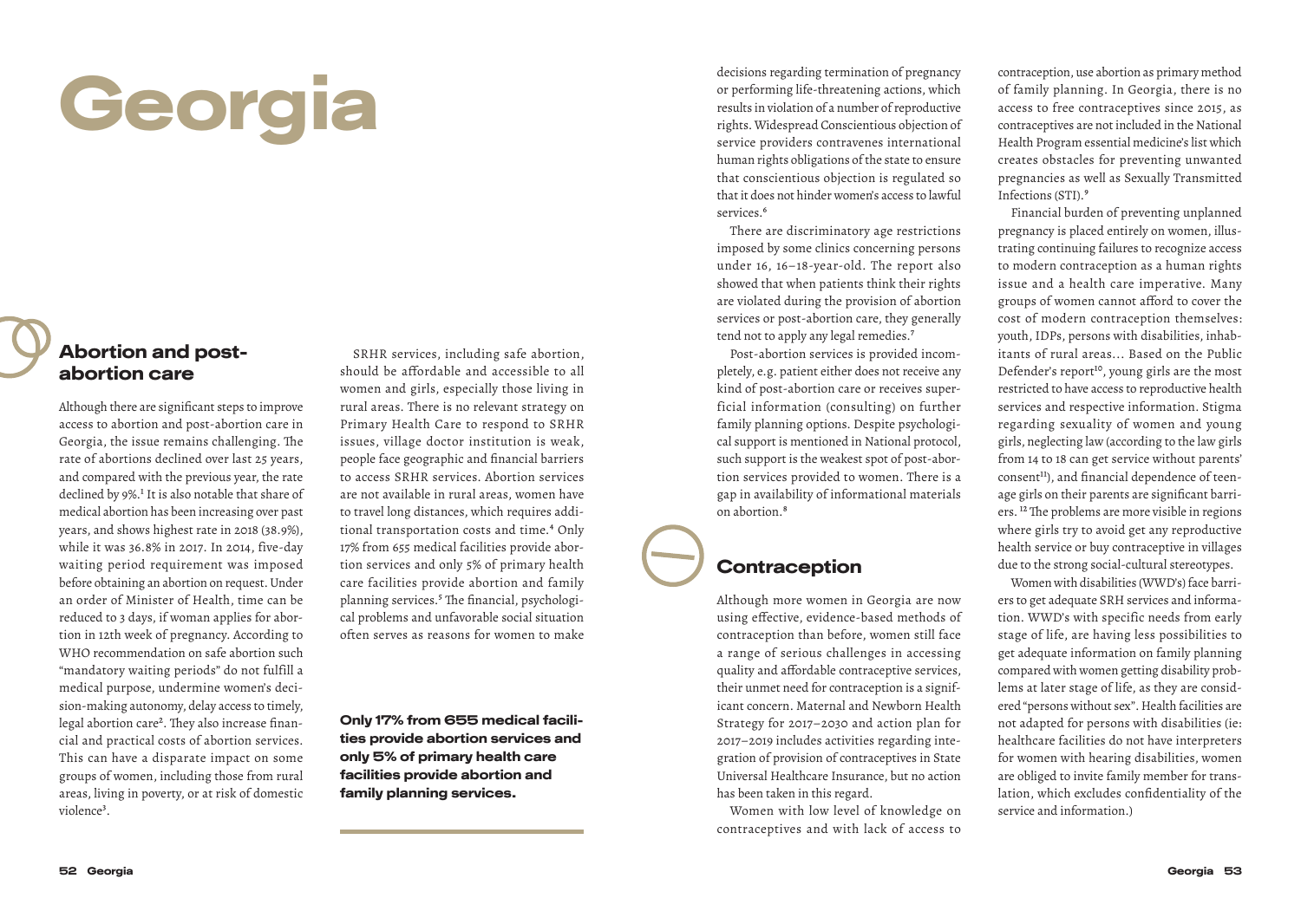# Georgia

## Abortion and post-abortion care

Although there are significant steps to improve access to abortion and post-abortion care in Georgia, the issue remains challenging. The rate of abortions declined over last 25 years, and compared with the previous year, the rate declined by 9%.[1] It is also notable that share of medical abortion has been increasing over past years, and shows highest rate in 2018 (38.9%), while it was 36.8% in 2017. In 2014, five-day waiting period requirement was imposed before obtaining an abortion on request. Under an order of Minister of Health, time can be reduced to 3 days, if woman applies for abortion in 12th week of pregnancy. According to WHO recommendation on safe abortion such "mandatory waiting periods" do not fulfill a medical purpose, undermine women's decision-making autonomy, delay access to timely, legal abortion care[2]. They also increase financial and practical costs of abortion services. This can have a disparate impact on some groups of women, including those from rural areas, living in poverty, or at risk of domestic violence[3].

SRHR services, including safe abortion, should be affordable and accessible to all women and girls, especially those living in rural areas. There is no relevant strategy on Primary Health Care to respond to SRHR issues, village doctor institution is weak, people face geographic and financial barriers to access SRHR services. Abortion services are not available in rural areas, women have to travel long distances, which requires additional transportation costs and time.[4] Only 17% from 655 medical facilities provide abortion services and only 5% of primary health care facilities provide abortion and family planning services.[5] The financial, psychological problems and unfavorable social situation often serves as reasons for women to make decisions regarding termination of pregnancy or performing life-threatening actions, which results in violation of a number of reproductive rights. Widespread Conscientious objection of service providers contravenes international human rights obligations of the state to ensure that conscientious objection is regulated so that it does not hinder women's access to lawful services.[6]

**Only 17% from 655 medical facilities provide abortion services and only 5% of primary health care facilities provide abortion and family planning services.**

There are discriminatory age restrictions imposed by some clinics concerning persons under 16, 16–18-year-old. The report also showed that when patients think their rights are violated during the provision of abortion services or post-abortion care, they generally tend not to apply any legal remedies.[7]

Post-abortion services is provided incompletely, e.g. patient either does not receive any kind of post-abortion care or receives superficial information (consulting) on further family planning options. Despite psychological support is mentioned in National protocol, such support is the weakest spot of post-abortion services provided to women. There is a gap in availability of informational materials on abortion.[8]

## Contraception

Although more women in Georgia are now using effective, evidence-based methods of contraception than before, women still face a range of serious challenges in accessing quality and affordable contraceptive services, their unmet need for contraception is a significant concern. Maternal and Newborn Health Strategy for 2017–2030 and action plan for 2017–2019 includes activities regarding integration of provision of contraceptives in State Universal Healthcare Insurance, but no action has been taken in this regard.

Women with low level of knowledge on contraceptives and with lack of access to contraception, use abortion as primary method of family planning. In Georgia, there is no access to free contraceptives since 2015, as contraceptives are not included in the National Health Program essential medicine's list which creates obstacles for preventing unwanted pregnancies as well as Sexually Transmitted Infections (STI).[9]

Financial burden of preventing unplanned pregnancy is placed entirely on women, illustrating continuing failures to recognize access to modern contraception as a human rights issue and a health care imperative. Many groups of women cannot afford to cover the cost of modern contraception themselves: youth, IDPs, persons with disabilities, inhabitants of rural areas… Based on the Public Defender's report[10], young girls are the most restricted to have access to reproductive health services and respective information. Stigma regarding sexuality of women and young girls, neglecting law (according to the law girls from 14 to 18 can get service without parents' consent[11]), and financial dependence of teenage girls on their parents are significant barriers. [12] The problems are more visible in regions where girls try to avoid get any reproductive health service or buy contraceptive in villages due to the strong social-cultural stereotypes.

Women with disabilities (WWD's) face barriers to get adequate SRH services and information. WWD's with specific needs from early stage of life, are having less possibilities to get adequate information on family planning compared with women getting disability problems at later stage of life, as they are considered "persons without sex". Health facilities are not adapted for persons with disabilities (ie: healthcare facilities do not have interpreters for women with hearing disabilities, women are obliged to invite family member for translation, which excludes confidentiality of the service and information.)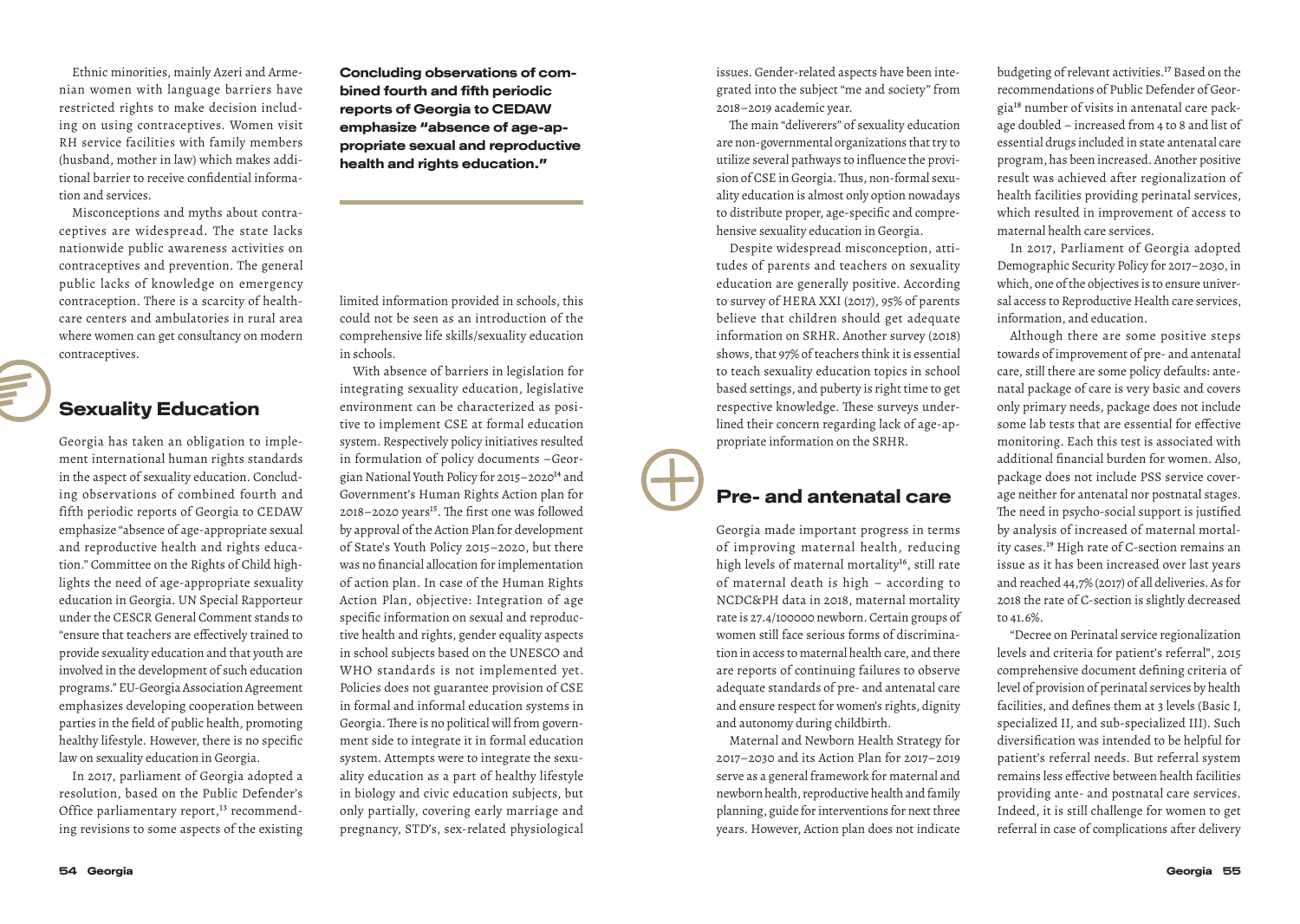Ethnic minorities, mainly Azeri and Armenian women with language barriers have restricted rights to make decision including on using contraceptives. Women visit RH service facilities with family members (husband, mother in law) which makes additional barrier to receive confidential information and services.

Misconceptions and myths about contraceptives are widespread. The state lacks nationwide public awareness activities on contraceptives and prevention. The general public lacks of knowledge on emergency contraception. There is a scarcity of healthcare centers and ambulatories in rural area where women can get consultancy on modern contraceptives.

## Sexuality Education

Georgia has taken an obligation to implement international human rights standards in the aspect of sexuality education. Concluding observations of combined fourth and fifth periodic reports of Georgia to CEDAW emphasize "absence of age-appropriate sexual and reproductive health and rights education." Committee on the Rights of Child highlights the need of age-appropriate sexuality education in Georgia. UN Special Rapporteur under the CESCR General Comment stands to "ensure that teachers are effectively trained to provide sexuality education and that youth are involved in the development of such education programs." EU-Georgia Association Agreement emphasizes developing cooperation between parties in the field of public health, promoting healthy lifestyle. However, there is no specific law on sexuality education in Georgia.

In 2017, parliament of Georgia adopted a resolution, based on the Public Defender's Office parliamentary report,[13] recommending revisions to some aspects of the existing limited information provided in schools, this could not be seen as an introduction of the comprehensive life skills/sexuality education in schools.

**Concluding observations of combined fourth and fifth periodic reports of Georgia to CEDAW emphasize "absence of age-appropriate sexual and reproductive health and rights education."**

With absence of barriers in legislation for integrating sexuality education, legislative environment can be characterized as positive to implement CSE at formal education system. Respectively policy initiatives resulted in formulation of policy documents –Georgian National Youth Policy for 2015–2020[14] and Government's Human Rights Action plan for 2018–2020 years[15]. The first one was followed by approval of the Action Plan for development of State's Youth Policy 2015–2020, but there was no financial allocation for implementation of action plan. In case of the Human Rights Action Plan, objective: Integration of age specific information on sexual and reproductive health and rights, gender equality aspects in school subjects based on the UNESCO and WHO standards is not implemented yet. Policies does not guarantee provision of CSE in formal and informal education systems in Georgia. There is no political will from government side to integrate it in formal education system. Attempts were to integrate the sexuality education as a part of healthy lifestyle in biology and civic education subjects, but only partially, covering early marriage and pregnancy, STD's, sex-related physiological issues. Gender-related aspects have been integrated into the subject "me and society" from 2018–2019 academic year.

The main "deliverers" of sexuality education are non-governmental organizations that try to utilize several pathways to influence the provision of CSE in Georgia. Thus, non-formal sexuality education is almost only option nowadays to distribute proper, age-specific and comprehensive sexuality education in Georgia.

Despite widespread misconception, attitudes of parents and teachers on sexuality education are generally positive. According to survey of HERA XXI (2017), 95% of parents believe that children should get adequate information on SRHR. Another survey (2018) shows, that 97% of teachers think it is essential to teach sexuality education topics in school based settings, and puberty is right time to get respective knowledge. These surveys underlined their concern regarding lack of age-appropriate information on the SRHR.

## Pre- and antenatal care

Georgia made important progress in terms of improving maternal health, reducing high levels of maternal mortality[16], still rate of maternal death is high – according to NCDC&PH data in 2018, maternal mortality rate is 27.4/100000 newborn. Certain groups of women still face serious forms of discrimination in access to maternal health care, and there are reports of continuing failures to observe adequate standards of pre- and antenatal care and ensure respect for women's rights, dignity and autonomy during childbirth.

Maternal and Newborn Health Strategy for 2017–2030 and its Action Plan for 2017–2019 serve as a general framework for maternal and newborn health, reproductive health and family planning, guide for interventions for next three years. However, Action plan does not indicate budgeting of relevant activities.[17] Based on the recommendations of Public Defender of Georgia[18] number of visits in antenatal care package doubled – increased from 4 to 8 and list of essential drugs included in state antenatal care program, has been increased. Another positive result was achieved after regionalization of health facilities providing perinatal services, which resulted in improvement of access to maternal health care services.

In 2017, Parliament of Georgia adopted Demographic Security Policy for 2017–2030, in which, one of the objectives is to ensure universal access to Reproductive Health care services, information, and education.

Although there are some positive steps towards of improvement of pre- and antenatal care, still there are some policy defaults: antenatal package of care is very basic and covers only primary needs, package does not include some lab tests that are essential for effective monitoring. Each this test is associated with additional financial burden for women. Also, package does not include PSS service coverage neither for antenatal nor postnatal stages. The need in psycho-social support is justified by analysis of increased of maternal mortality cases.[19] High rate of C-section remains an issue as it has been increased over last years and reached 44,7% (2017) of all deliveries. As for 2018 the rate of C-section is slightly decreased to 41.6%.

"Decree on Perinatal service regionalization levels and criteria for patient's referral", 2015 comprehensive document defining criteria of level of provision of perinatal services by health facilities, and defines them at 3 levels (Basic I, specialized II, and sub-specialized III). Such diversification was intended to be helpful for patient's referral needs. But referral system remains less effective between health facilities providing ante- and postnatal care services. Indeed, it is still challenge for women to get referral in case of complications after delivery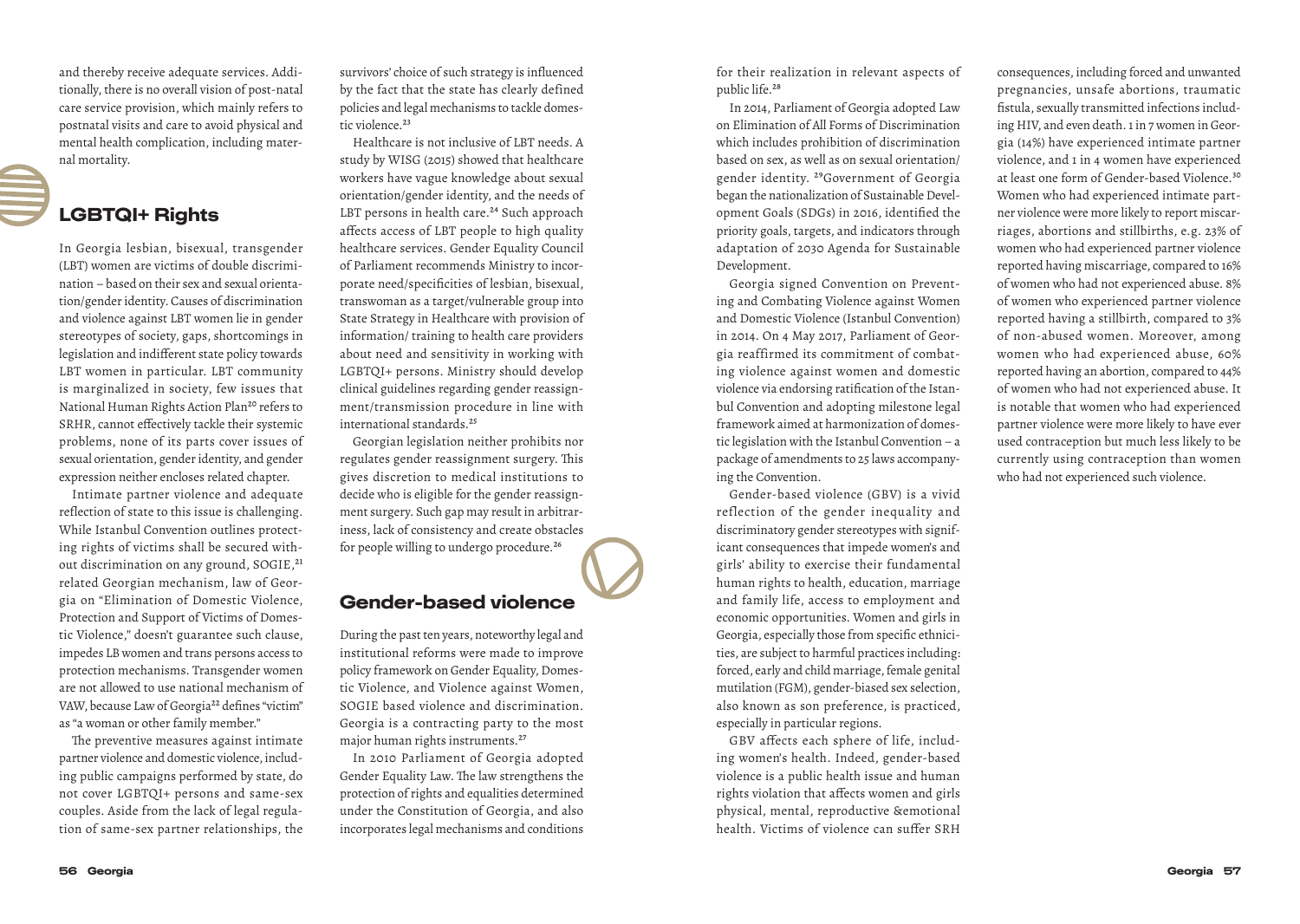and thereby receive adequate services. Additionally, there is no overall vision of post-natal care service provision, which mainly refers to postnatal visits and care to avoid physical and mental health complication, including maternal mortality.

## LGBTQI+ Rights

In Georgia lesbian, bisexual, transgender (LBT) women are victims of double discrimination – based on their sex and sexual orientation/gender identity. Causes of discrimination and violence against LBT women lie in gender stereotypes of society, gaps, shortcomings in legislation and indifferent state policy towards LBT women in particular. LBT community is marginalized in society, few issues that National Human Rights Action Plan[20] refers to SRHR, cannot effectively tackle their systemic problems, none of its parts cover issues of sexual orientation, gender identity, and gender expression neither encloses related chapter.

Intimate partner violence and adequate reflection of state to this issue is challenging. While Istanbul Convention outlines protecting rights of victims shall be secured without discrimination on any ground, SOGIE,[21] related Georgian mechanism, law of Georgia on "Elimination of Domestic Violence, Protection and Support of Victims of Domestic Violence," doesn't guarantee such clause, impedes LB women and trans persons access to protection mechanisms. Transgender women are not allowed to use national mechanism of VAW, because Law of Georgia[22] defines "victim" as "a woman or other family member."

The preventive measures against intimate partner violence and domestic violence, including public campaigns performed by state, do not cover LGBTQI+ persons and same-sex couples. Aside from the lack of legal regulation of same-sex partner relationships, the survivors' choice of such strategy is influenced by the fact that the state has clearly defined policies and legal mechanisms to tackle domestic violence.[23]

Healthcare is not inclusive of LBT needs. A study by WISG (2015) showed that healthcare workers have vague knowledge about sexual orientation/gender identity, and the needs of LBT persons in health care.[24] Such approach affects access of LBT people to high quality healthcare services. Gender Equality Council of Parliament recommends Ministry to incorporate need/specificities of lesbian, bisexual, transwoman as a target/vulnerable group into State Strategy in Healthcare with provision of information/ training to health care providers about need and sensitivity in working with LGBTQI+ persons. Ministry should develop clinical guidelines regarding gender reassignment/transmission procedure in line with international standards.[25]

Georgian legislation neither prohibits nor regulates gender reassignment surgery. This gives discretion to medical institutions to decide who is eligible for the gender reassignment surgery. Such gap may result in arbitrariness, lack of consistency and create obstacles for people willing to undergo procedure.[26]

## Gender-based violence

During the past ten years, noteworthy legal and institutional reforms were made to improve policy framework on Gender Equality, Domestic Violence, and Violence against Women, SOGIE based violence and discrimination. Georgia is a contracting party to the most major human rights instruments.[27]

In 2010 Parliament of Georgia adopted Gender Equality Law. The law strengthens the protection of rights and equalities determined under the Constitution of Georgia, and also incorporates legal mechanisms and conditions for their realization in relevant aspects of public life.[28]

In 2014, Parliament of Georgia adopted Law on Elimination of All Forms of Discrimination which includes prohibition of discrimination based on sex, as well as on sexual orientation/ gender identity. [29]Government of Georgia began the nationalization of Sustainable Development Goals (SDGs) in 2016, identified the priority goals, targets, and indicators through adaptation of 2030 Agenda for Sustainable Development.

Georgia signed Convention on Preventing and Combating Violence against Women and Domestic Violence (Istanbul Convention) in 2014. On 4 May 2017, Parliament of Georgia reaffirmed its commitment of combating violence against women and domestic violence via endorsing ratification of the Istanbul Convention and adopting milestone legal framework aimed at harmonization of domestic legislation with the Istanbul Convention – a package of amendments to 25 laws accompanying the Convention.

Gender-based violence (GBV) is a vivid reflection of the gender inequality and discriminatory gender stereotypes with significant consequences that impede women's and girls' ability to exercise their fundamental human rights to health, education, marriage and family life, access to employment and economic opportunities. Women and girls in Georgia, especially those from specific ethnicities, are subject to harmful practices including: forced, early and child marriage, female genital mutilation (FGM), gender-biased sex selection, also known as son preference, is practiced, especially in particular regions.

GBV affects each sphere of life, including women's health. Indeed, gender-based violence is a public health issue and human rights violation that affects women and girls physical, mental, reproductive &emotional health. Victims of violence can suffer SRH consequences, including forced and unwanted pregnancies, unsafe abortions, traumatic fistula, sexually transmitted infections including HIV, and even death. 1 in 7 women in Georgia (14%) have experienced intimate partner violence, and 1 in 4 women have experienced at least one form of Gender-based Violence.[30] Women who had experienced intimate partner violence were more likely to report miscarriages, abortions and stillbirths, e.g. 23% of women who had experienced partner violence reported having miscarriage, compared to 16% of women who had not experienced abuse. 8% of women who experienced partner violence reported having a stillbirth, compared to 3% of non-abused women. Moreover, among women who had experienced abuse, 60% reported having an abortion, compared to 44% of women who had not experienced abuse. It is notable that women who had experienced partner violence were more likely to have ever used contraception but much less likely to be currently using contraception than women who had not experienced such violence.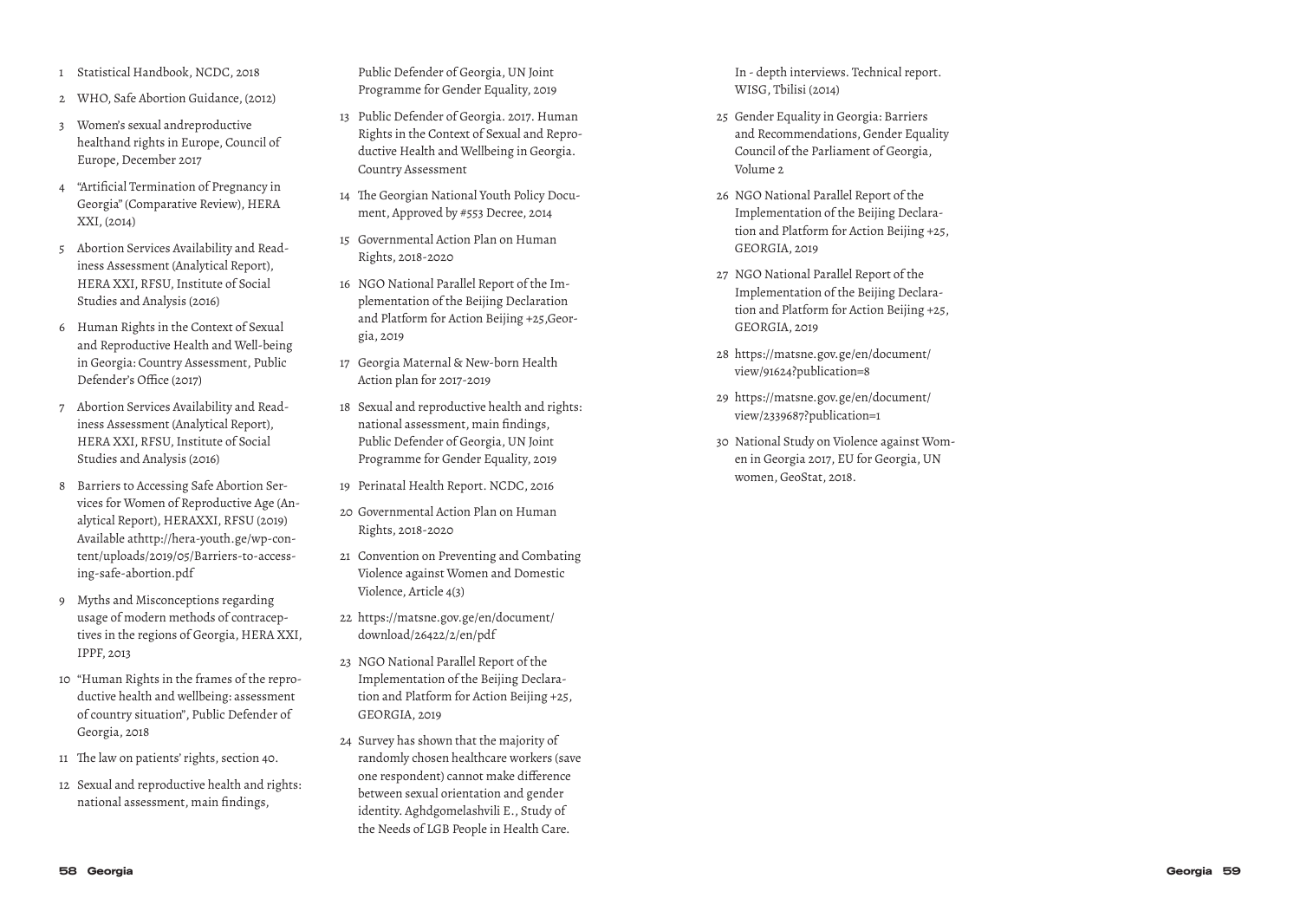1. Statistical Handbook, NCDC, 2018
2. WHO, Safe Abortion Guidance, (2012)
3. Women's sexual andreproductive healthand rights in Europe, Council of Europe, December 2017
4. "Artificial Termination of Pregnancy in Georgia" (Comparative Review), HERA XXI, (2014)
5. Abortion Services Availability and Readiness Assessment (Analytical Report), HERA XXI, RFSU, Institute of Social Studies and Analysis (2016)
6. Human Rights in the Context of Sexual and Reproductive Health and Well-being in Georgia: Country Assessment, Public Defender's Office (2017)
7. Abortion Services Availability and Readiness Assessment (Analytical Report), HERA XXI, RFSU, Institute of Social Studies and Analysis (2016)
8. Barriers to Accessing Safe Abortion Services for Women of Reproductive Age (Analytical Report), HERAXXI, RFSU (2019) Available athttp://hera-youth.ge/wp-content/uploads/2019/05/Barriers-to-accessing-safe-abortion.pdf
9. Myths and Misconceptions regarding usage of modern methods of contraceptives in the regions of Georgia, HERA XXI, IPPF, 2013
10. "Human Rights in the frames of the reproductive health and wellbeing: assessment of country situation", Public Defender of Georgia, 2018
11. The law on patients' rights, section 40.
12. Sexual and reproductive health and rights: national assessment, main findings, Public Defender of Georgia, UN Joint Programme for Gender Equality, 2019
13. Public Defender of Georgia. 2017. Human Rights in the Context of Sexual and Reproductive Health and Wellbeing in Georgia. Country Assessment
14. The Georgian National Youth Policy Document, Approved by #553 Decree, 2014
15. Governmental Action Plan on Human Rights, 2018-2020
16. NGO National Parallel Report of the Implementation of the Beijing Declaration and Platform for Action Beijing +25,Georgia, 2019
17. Georgia Maternal & New-born Health Action plan for 2017-2019
18. Sexual and reproductive health and rights: national assessment, main findings, Public Defender of Georgia, UN Joint Programme for Gender Equality, 2019
19. Perinatal Health Report. NCDC, 2016
20. Governmental Action Plan on Human Rights, 2018-2020
21. Convention on Preventing and Combating Violence against Women and Domestic Violence, Article 4(3)
22. https://matsne.gov.ge/en/document/download/26422/2/en/pdf
23. NGO National Parallel Report of the Implementation of the Beijing Declaration and Platform for Action Beijing +25, GEORGIA, 2019
24. Survey has shown that the majority of randomly chosen healthcare workers (save one respondent) cannot make difference between sexual orientation and gender identity. Aghdgomelashvili E., Study of the Needs of LGB People in Health Care. In - depth interviews. Technical report. WISG, Tbilisi (2014)
25. Gender Equality in Georgia: Barriers and Recommendations, Gender Equality Council of the Parliament of Georgia, Volume 2
26. NGO National Parallel Report of the Implementation of the Beijing Declaration and Platform for Action Beijing +25, GEORGIA, 2019
27. NGO National Parallel Report of the Implementation of the Beijing Declaration and Platform for Action Beijing +25, GEORGIA, 2019
28. https://matsne.gov.ge/en/document/view/91624?publication=8
29. https://matsne.gov.ge/en/document/view/2339687?publication=1
30. National Study on Violence against Women in Georgia 2017, EU for Georgia, UN women, GeoStat, 2018.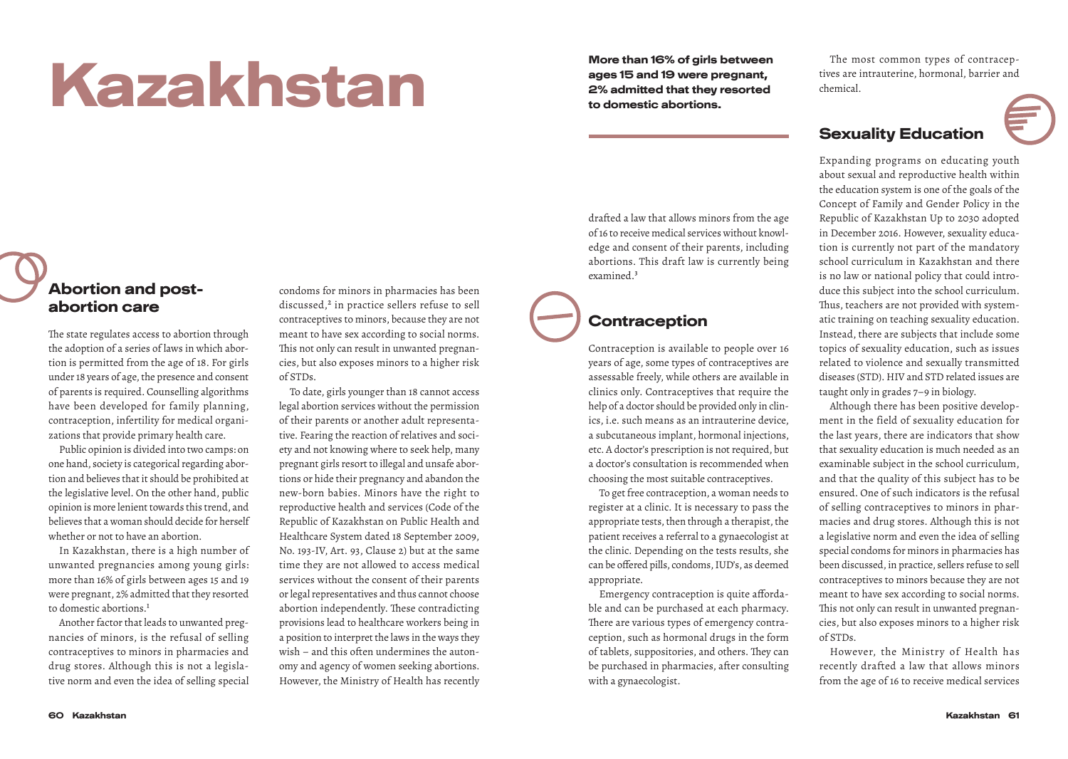# Kazakhstan

**More than 16% of girls between ages 15 and 19 were pregnant, 2% admitted that they resorted to domestic abortions.**

## Abortion and post-abortion care

The state regulates access to abortion through the adoption of a series of laws in which abortion is permitted from the age of 18. For girls under 18 years of age, the presence and consent of parents is required. Counselling algorithms have been developed for family planning, contraception, infertility for medical organizations that provide primary health care.

Public opinion is divided into two camps: on one hand, society is categorical regarding abortion and believes that it should be prohibited at the legislative level. On the other hand, public opinion is more lenient towards this trend, and believes that a woman should decide for herself whether or not to have an abortion.

In Kazakhstan, there is a high number of unwanted pregnancies among young girls: more than 16% of girls between ages 15 and 19 were pregnant, 2% admitted that they resorted to domestic abortions.[1]

Another factor that leads to unwanted pregnancies of minors, is the refusal of selling contraceptives to minors in pharmacies and drug stores. Although this is not a legislative norm and even the idea of selling special condoms for minors in pharmacies has been discussed,[2] in practice sellers refuse to sell contraceptives to minors, because they are not meant to have sex according to social norms. This not only can result in unwanted pregnancies, but also exposes minors to a higher risk of STDs.

To date, girls younger than 18 cannot access legal abortion services without the permission of their parents or another adult representative. Fearing the reaction of relatives and society and not knowing where to seek help, many pregnant girls resort to illegal and unsafe abortions or hide their pregnancy and abandon the new-born babies. Minors have the right to reproductive health and services (Code of the Republic of Kazakhstan on Public Health and Healthcare System dated 18 September 2009, No. 193-IV, Art. 93, Clause 2) but at the same time they are not allowed to access medical services without the consent of their parents or legal representatives and thus cannot choose abortion independently. These contradicting provisions lead to healthcare workers being in a position to interpret the laws in the ways they wish – and this often undermines the autonomy and agency of women seeking abortions. However, the Ministry of Health has recently drafted a law that allows minors from the age of 16 to receive medical services without knowledge and consent of their parents, including abortions. This draft law is currently being examined.[3]

## Contraception

Contraception is available to people over 16 years of age, some types of contraceptives are assessable freely, while others are available in clinics only. Contraceptives that require the help of a doctor should be provided only in clinics, i.e. such means as an intrauterine device, a subcutaneous implant, hormonal injections, etc. A doctor's prescription is not required, but a doctor's consultation is recommended when choosing the most suitable contraceptives.

To get free contraception, a woman needs to register at a clinic. It is necessary to pass the appropriate tests, then through a therapist, the patient receives a referral to a gynaecologist at the clinic. Depending on the tests results, she can be offered pills, condoms, IUD's, as deemed appropriate.

Emergency contraception is quite affordable and can be purchased at each pharmacy. There are various types of emergency contraception, such as hormonal drugs in the form of tablets, suppositories, and others. They can be purchased in pharmacies, after consulting with a gynaecologist.

The most common types of contraceptives are intrauterine, hormonal, barrier and chemical.

## Sexuality Education

Expanding programs on educating youth about sexual and reproductive health within the education system is one of the goals of the Concept of Family and Gender Policy in the Republic of Kazakhstan Up to 2030 adopted in December 2016. However, sexuality education is currently not part of the mandatory school curriculum in Kazakhstan and there is no law or national policy that could introduce this subject into the school curriculum. Thus, teachers are not provided with systematic training on teaching sexuality education. Instead, there are subjects that include some topics of sexuality education, such as issues related to violence and sexually transmitted diseases (STD). HIV and STD related issues are taught only in grades 7–9 in biology.

Although there has been positive development in the field of sexuality education for the last years, there are indicators that show that sexuality education is much needed as an examinable subject in the school curriculum, and that the quality of this subject has to be ensured. One of such indicators is the refusal of selling contraceptives to minors in pharmacies and drug stores. Although this is not a legislative norm and even the idea of selling special condoms for minors in pharmacies has been discussed, in practice, sellers refuse to sell contraceptives to minors because they are not meant to have sex according to social norms. This not only can result in unwanted pregnancies, but also exposes minors to a higher risk of STDs.

However, the Ministry of Health has recently drafted a law that allows minors from the age of 16 to receive medical services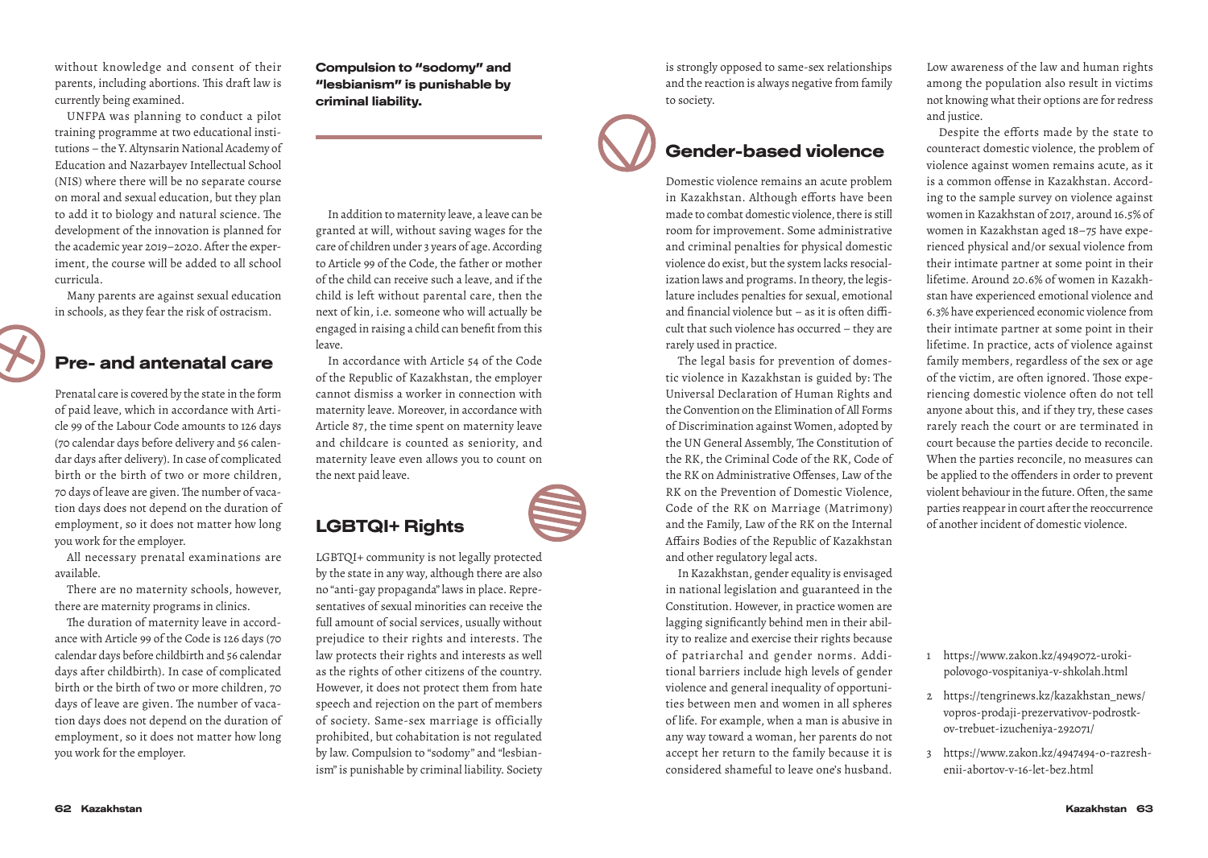without knowledge and consent of their parents, including abortions. This draft law is currently being examined.

UNFPA was planning to conduct a pilot training programme at two educational institutions – the Y. Altynsarin National Academy of Education and Nazarbayev Intellectual School (NIS) where there will be no separate course on moral and sexual education, but they plan to add it to biology and natural science. The development of the innovation is planned for the academic year 2019–2020. After the experiment, the course will be added to all school curricula.

Many parents are against sexual education in schools, as they fear the risk of ostracism.

## Pre- and antenatal care

Prenatal care is covered by the state in the form of paid leave, which in accordance with Article 99 of the Labour Code amounts to 126 days (70 calendar days before delivery and 56 calendar days after delivery). In case of complicated birth or the birth of two or more children, 70 days of leave are given. The number of vacation days does not depend on the duration of employment, so it does not matter how long you work for the employer.

All necessary prenatal examinations are available.

There are no maternity schools, however, there are maternity programs in clinics.

The duration of maternity leave in accordance with Article 99 of the Code is 126 days (70 calendar days before childbirth and 56 calendar days after childbirth). In case of complicated birth or the birth of two or more children, 70 days of leave are given. The number of vacation days does not depend on the duration of employment, so it does not matter how long you work for the employer.

**Compulsion to "sodomy" and "lesbianism" is punishable by criminal liability.**

In addition to maternity leave, a leave can be granted at will, without saving wages for the care of children under 3 years of age. According to Article 99 of the Code, the father or mother of the child can receive such a leave, and if the child is left without parental care, then the next of kin, i.e. someone who will actually be engaged in raising a child can benefit from this leave.

In accordance with Article 54 of the Code of the Republic of Kazakhstan, the employer cannot dismiss a worker in connection with maternity leave. Moreover, in accordance with Article 87, the time spent on maternity leave and childcare is counted as seniority, and maternity leave even allows you to count on the next paid leave.

## LGBTQI+ Rights

LGBTQI+ community is not legally protected by the state in any way, although there are also no "anti-gay propaganda" laws in place. Representatives of sexual minorities can receive the full amount of social services, usually without prejudice to their rights and interests. The law protects their rights and interests as well as the rights of other citizens of the country. However, it does not protect them from hate speech and rejection on the part of members of society. Same-sex marriage is officially prohibited, but cohabitation is not regulated by law. Compulsion to "sodomy" and "lesbianism" is punishable by criminal liability. Society is strongly opposed to same-sex relationships and the reaction is always negative from family to society.

## Gender-based violence

Domestic violence remains an acute problem in Kazakhstan. Although efforts have been made to combat domestic violence, there is still room for improvement. Some administrative and criminal penalties for physical domestic violence do exist, but the system lacks resocialization laws and programs. In theory, the legislature includes penalties for sexual, emotional and financial violence but – as it is often difficult that such violence has occurred – they are rarely used in practice.

The legal basis for prevention of domestic violence in Kazakhstan is guided by: The Universal Declaration of Human Rights and the Convention on the Elimination of All Forms of Discrimination against Women, adopted by the UN General Assembly, The Constitution of the RK, the Criminal Code of the RK, Code of the RK on Administrative Offenses, Law of the RK on the Prevention of Domestic Violence, Code of the RK on Marriage (Matrimony) and the Family, Law of the RK on the Internal Affairs Bodies of the Republic of Kazakhstan and other regulatory legal acts.

In Kazakhstan, gender equality is envisaged in national legislation and guaranteed in the Constitution. However, in practice women are lagging significantly behind men in their ability to realize and exercise their rights because of patriarchal and gender norms. Additional barriers include high levels of gender violence and general inequality of opportunities between men and women in all spheres of life. For example, when a man is abusive in any way toward a woman, her parents do not accept her return to the family because it is considered shameful to leave one's husband.

Low awareness of the law and human rights among the population also result in victims not knowing what their options are for redress and justice.

Despite the efforts made by the state to counteract domestic violence, the problem of violence against women remains acute, as it is a common offense in Kazakhstan. According to the sample survey on violence against women in Kazakhstan of 2017, around 16.5% of women in Kazakhstan aged 18–75 have experienced physical and/or sexual violence from their intimate partner at some point in their lifetime. Around 20.6% of women in Kazakhstan have experienced emotional violence and 6.3% have experienced economic violence from their intimate partner at some point in their lifetime. In practice, acts of violence against family members, regardless of the sex or age of the victim, are often ignored. Those experiencing domestic violence often do not tell anyone about this, and if they try, these cases rarely reach the court or are terminated in court because the parties decide to reconcile. When the parties reconcile, no measures can be applied to the offenders in order to prevent violent behaviour in the future. Often, the same parties reappear in court after the reoccurrence of another incident of domestic violence.

1 https://www.zakon.kz/4949072-uroki-polovogo-vospitaniya-v-shkolah.html

2 https://tengrinews.kz/kazakhstan_news/vopros-prodaji-prezervativov-podrostkov-trebuet-izucheniya-292071/

3 https://www.zakon.kz/4947494-o-razreshenii-abortov-v-16-let-bez.html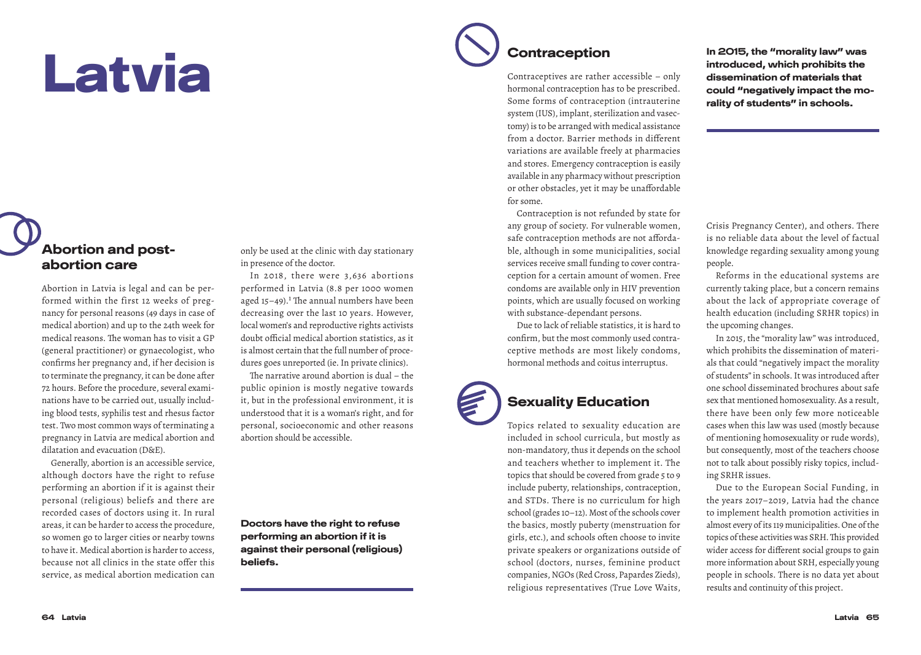# Latvia

## Abortion and post-abortion care

Abortion in Latvia is legal and can be performed within the first 12 weeks of pregnancy for personal reasons (49 days in case of medical abortion) and up to the 24th week for medical reasons. The woman has to visit a GP (general practitioner) or gynaecologist, who confirms her pregnancy and, if her decision is to terminate the pregnancy, it can be done after 72 hours. Before the procedure, several examinations have to be carried out, usually including blood tests, syphilis test and rhesus factor test. Two most common ways of terminating a pregnancy in Latvia are medical abortion and dilatation and evacuation (D&E).

Generally, abortion is an accessible service, although doctors have the right to refuse performing an abortion if it is against their personal (religious) beliefs and there are recorded cases of doctors using it. In rural areas, it can be harder to access the procedure, so women go to larger cities or nearby towns to have it. Medical abortion is harder to access, because not all clinics in the state offer this service, as medical abortion medication can only be used at the clinic with day stationary in presence of the doctor.

In 2018, there were 3,636 abortions performed in Latvia (8.8 per 1000 women aged 15–49).[1] The annual numbers have been decreasing over the last 10 years. However, local women's and reproductive rights activists doubt official medical abortion statistics, as it is almost certain that the full number of procedures goes unreported (ie. In private clinics).

The narrative around abortion is dual – the public opinion is mostly negative towards it, but in the professional environment, it is understood that it is a woman's right, and for personal, socioeconomic and other reasons abortion should be accessible.

**Doctors have the right to refuse performing an abortion if it is against their personal (religious) beliefs.**

## Contraception

Contraceptives are rather accessible – only hormonal contraception has to be prescribed. Some forms of contraception (intrauterine system (IUS), implant, sterilization and vasectomy) is to be arranged with medical assistance from a doctor. Barrier methods in different variations are available freely at pharmacies and stores. Emergency contraception is easily available in any pharmacy without prescription or other obstacles, yet it may be unaffordable for some.

Contraception is not refunded by state for any group of society. For vulnerable women, safe contraception methods are not affordable, although in some municipalities, social services receive small funding to cover contraception for a certain amount of women. Free condoms are available only in HIV prevention points, which are usually focused on working with substance-dependant persons.

Due to lack of reliable statistics, it is hard to confirm, but the most commonly used contraceptive methods are most likely condoms, hormonal methods and coitus interruptus.

## Sexuality Education

Topics related to sexuality education are included in school curricula, but mostly as non-mandatory, thus it depends on the school and teachers whether to implement it. The topics that should be covered from grade 5 to 9 include puberty, relationships, contraception, and STDs. There is no curriculum for high school (grades 10–12). Most of the schools cover the basics, mostly puberty (menstruation for girls, etc.), and schools often choose to invite private speakers or organizations outside of school (doctors, nurses, feminine product companies, NGOs (Red Cross, Papardes Zieds), religious representatives (True Love Waits, Crisis Pregnancy Center), and others. There is no reliable data about the level of factual knowledge regarding sexuality among young people.

Reforms in the educational systems are currently taking place, but a concern remains about the lack of appropriate coverage of health education (including SRHR topics) in the upcoming changes.

In 2015, the "morality law" was introduced, which prohibits the dissemination of materials that could "negatively impact the morality of students" in schools. It was introduced after one school disseminated brochures about safe sex that mentioned homosexuality. As a result, there have been only few more noticeable cases when this law was used (mostly because of mentioning homosexuality or rude words), but consequently, most of the teachers choose not to talk about possibly risky topics, including SRHR issues.

Due to the European Social Funding, in the years 2017–2019, Latvia had the chance to implement health promotion activities in almost every of its 119 municipalities. One of the topics of these activities was SRH. This provided wider access for different social groups to gain more information about SRH, especially young people in schools. There is no data yet about results and continuity of this project.

**In 2015, the "morality law" was introduced, which prohibits the dissemination of materials that could "negatively impact the morality of students" in schools.**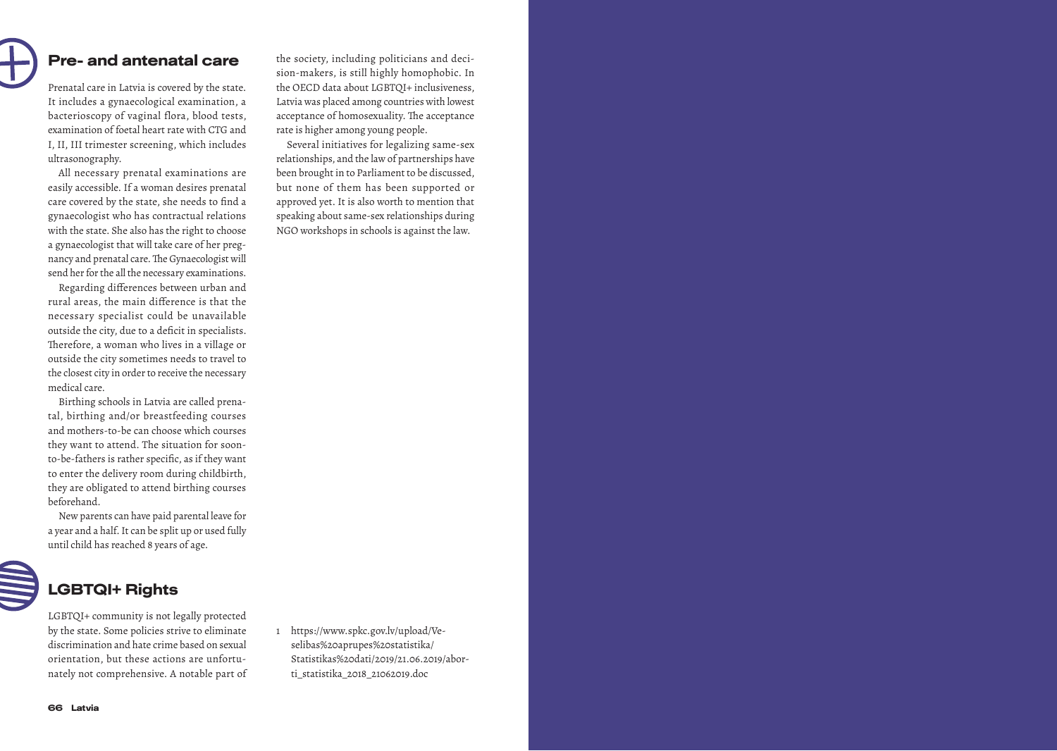## Pre- and antenatal care

Prenatal care in Latvia is covered by the state. It includes a gynaecological examination, a bacterioscopy of vaginal flora, blood tests, examination of foetal heart rate with CTG and I, II, III trimester screening, which includes ultrasonography.

All necessary prenatal examinations are easily accessible. If a woman desires prenatal care covered by the state, she needs to find a gynaecologist who has contractual relations with the state. She also has the right to choose a gynaecologist that will take care of her pregnancy and prenatal care. The Gynaecologist will send her for the all the necessary examinations.

Regarding differences between urban and rural areas, the main difference is that the necessary specialist could be unavailable outside the city, due to a deficit in specialists. Therefore, a woman who lives in a village or outside the city sometimes needs to travel to the closest city in order to receive the necessary medical care.

Birthing schools in Latvia are called prenatal, birthing and/or breastfeeding courses and mothers-to-be can choose which courses they want to attend. The situation for soon-to-be-fathers is rather specific, as if they want to enter the delivery room during childbirth, they are obligated to attend birthing courses beforehand.

New parents can have paid parental leave for a year and a half. It can be split up or used fully until child has reached 8 years of age.

## LGBTQI+ Rights

LGBTQI+ community is not legally protected by the state. Some policies strive to eliminate discrimination and hate crime based on sexual orientation, but these actions are unfortunately not comprehensive. A notable part of the society, including politicians and decision-makers, is still highly homophobic. In the OECD data about LGBTQI+ inclusiveness, Latvia was placed among countries with lowest acceptance of homosexuality. The acceptance rate is higher among young people.

Several initiatives for legalizing same-sex relationships, and the law of partnerships have been brought in to Parliament to be discussed, but none of them has been supported or approved yet. It is also worth to mention that speaking about same-sex relationships during NGO workshops in schools is against the law.

1 https://www.spkc.gov.lv/upload/Veselibas%20aprupes%20statistika/Statistikas%20dati/2019/21.06.2019/aborti_statistika_2018_21062019.doc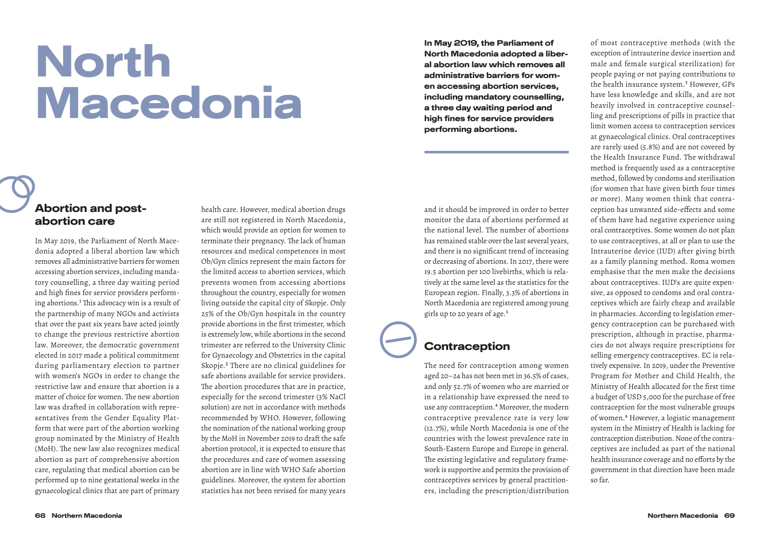# North Macedonia

**In May 2019, the Parliament of North Macedonia adopted a liberal abortion law which removes all administrative barriers for women accessing abortion services, including mandatory counselling, a three day waiting period and high fines for service providers performing abortions.**

## Abortion and post-abortion care

In May 2019, the Parliament of North Macedonia adopted a liberal abortion law which removes all administrative barriers for women accessing abortion services, including mandatory counselling, a three day waiting period and high fines for service providers performing abortions.[1] This advocacy win is a result of the partnership of many NGOs and activists that over the past six years have acted jointly to change the previous restrictive abortion law. Moreover, the democratic government elected in 2017 made a political commitment during parliamentary election to partner with women's NGOs in order to change the restrictive law and ensure that abortion is a matter of choice for women. The new abortion law was drafted in collaboration with representatives from the Gender Equality Platform that were part of the abortion working group nominated by the Ministry of Health (MoH). The new law also recognizes medical abortion as part of comprehensive abortion care, regulating that medical abortion can be performed up to nine gestational weeks in the gynaecological clinics that are part of primary health care. However, medical abortion drugs are still not registered in North Macedonia, which would provide an option for women to terminate their pregnancy. The lack of human resources and medical competences in most Ob/Gyn clinics represent the main factors for the limited access to abortion services, which prevents women from accessing abortions throughout the country, especially for women living outside the capital city of Skopje. Only 25% of the Ob/Gyn hospitals in the country provide abortions in the first trimester, which is extremely low, while abortions in the second trimester are referred to the University Clinic for Gynaecology and Obstetrics in the capital Skopje.[2] There are no clinical guidelines for safe abortions available for service providers. The abortion procedures that are in practice, especially for the second trimester (3% NaCl solution) are not in accordance with methods recommended by WHO. However, following the nomination of the national working group by the MoH in November 2019 to draft the safe abortion protocol, it is expected to ensure that the procedures and care of women assessing abortion are in line with WHO Safe abortion guidelines. Moreover, the system for abortion statistics has not been revised for many years and it should be improved in order to better monitor the data of abortions performed at the national level. The number of abortions has remained stable over the last several years, and there is no significant trend of increasing or decreasing of abortions. In 2017, there were 19.5 abortion per 100 livebirths, which is relatively at the same level as the statistics for the European region. Finally, 3.3% of abortions in North Macedonia are registered among young girls up to 20 years of age.[3]

## Contraception

The need for contraception among women aged 20–24 has not been met in 36.5% of cases, and only 52.7% of women who are married or in a relationship have expressed the need to use any contraception.[4] Moreover, the modern contraceptive prevalence rate is very low (12.7%), while North Macedonia is one of the countries with the lowest prevalence rate in South-Eastern Europe and Europe in general. The existing legislative and regulatory framework is supportive and permits the provision of contraceptives services by general practitioners, including the prescription/distribution of most contraceptive methods (with the exception of intrauterine device insertion and male and female surgical sterilization) for people paying or not paying contributions to the health insurance system.[5] However, GPs have less knowledge and skills, and are not heavily involved in contraceptive counselling and prescriptions of pills in practice that limit women access to contraception services at gynaecological clinics. Oral contraceptives are rarely used (5.8%) and are not covered by the Health Insurance Fund. The withdrawal method is frequently used as a contraceptive method, followed by condoms and sterilisation (for women that have given birth four times or more). Many women think that contraception has unwanted side-effects and some of them have had negative experience using oral contraceptives. Some women do not plan to use contraceptives, at all or plan to use the Intrauterine device (IUD) after giving birth as a family planning method. Roma women emphasise that the men make the decisions about contraceptives. IUD's are quite expensive, as opposed to condoms and oral contraceptives which are fairly cheap and available in pharmacies. According to legislation emergency contraception can be purchased with prescription, although in practise, pharmacies do not always require prescriptions for selling emergency contraceptives. EC is relatively expensive. In 2019, under the Preventive Program for Mother and Child Health, the Ministry of Health allocated for the first time a budget of USD 5,000 for the purchase of free contraception for the most vulnerable groups of women.[6] However, a logistic management system in the Ministry of Health is lacking for contraception distribution. None of the contraceptives are included as part of the national health insurance coverage and no efforts by the government in that direction have been made so far.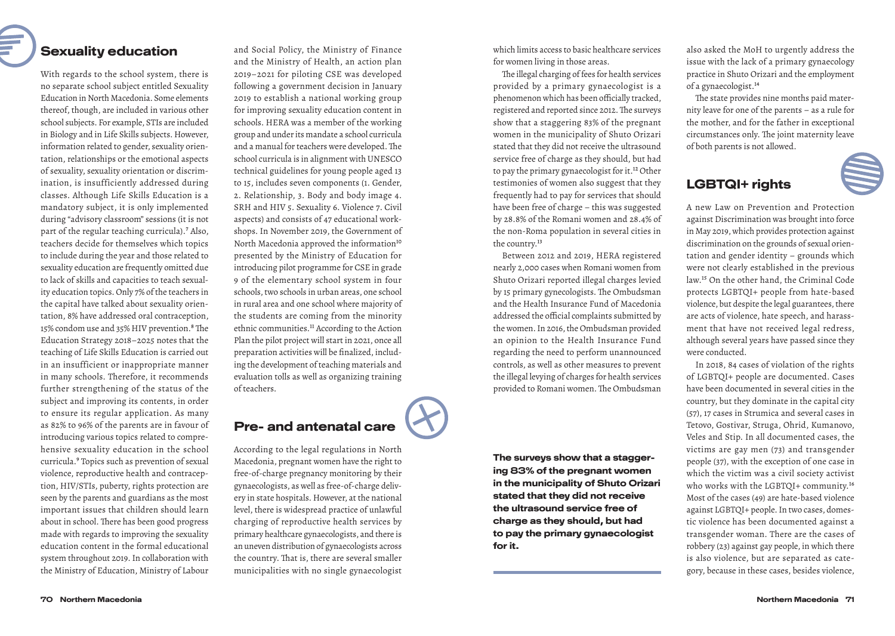## Sexuality education

With regards to the school system, there is no separate school subject entitled Sexuality Education in North Macedonia. Some elements thereof, though, are included in various other school subjects. For example, STIs are included in Biology and in Life Skills subjects. However, information related to gender, sexuality orientation, relationships or the emotional aspects of sexuality, sexuality orientation or discrimination, is insufficiently addressed during classes. Although Life Skills Education is a mandatory subject, it is only implemented during "advisory classroom" sessions (it is not part of the regular teaching curricula).[7] Also, teachers decide for themselves which topics to include during the year and those related to sexuality education are frequently omitted due to lack of skills and capacities to teach sexuality education topics. Only 7% of the teachers in the capital have talked about sexuality orientation, 8% have addressed oral contraception, 15% condom use and 35% HIV prevention.[8] The Education Strategy 2018–2025 notes that the teaching of Life Skills Education is carried out in an insufficient or inappropriate manner in many schools. Therefore, it recommends further strengthening of the status of the subject and improving its contents, in order to ensure its regular application. As many as 82% to 96% of the parents are in favour of introducing various topics related to comprehensive sexuality education in the school curricula.[9] Topics such as prevention of sexual violence, reproductive health and contraception, HIV/STIs, puberty, rights protection are seen by the parents and guardians as the most important issues that children should learn about in school. There has been good progress made with regards to improving the sexuality education content in the formal educational system throughout 2019. In collaboration with the Ministry of Education, Ministry of Labour and Social Policy, the Ministry of Finance and the Ministry of Health, an action plan 2019–2021 for piloting CSE was developed following a government decision in January 2019 to establish a national working group for improving sexuality education content in schools. HERA was a member of the working group and under its mandate a school curricula and a manual for teachers were developed. The school curricula is in alignment with UNESCO technical guidelines for young people aged 13 to 15, includes seven components (1. Gender, 2. Relationship, 3. Body and body image 4. SRH and HIV 5. Sexuality 6. Violence 7. Civil aspects) and consists of 47 educational workshops. In November 2019, the Government of North Macedonia approved the information[10] presented by the Ministry of Education for introducing pilot programme for CSE in grade 9 of the elementary school system in four schools, two schools in urban areas, one school in rural area and one school where majority of the students are coming from the minority ethnic communities.[11] According to the Action Plan the pilot project will start in 2021, once all preparation activities will be finalized, including the development of teaching materials and evaluation tolls as well as organizing training of teachers.

## Pre- and antenatal care

According to the legal regulations in North Macedonia, pregnant women have the right to free-of-charge pregnancy monitoring by their gynaecologists, as well as free-of-charge delivery in state hospitals. However, at the national level, there is widespread practice of unlawful charging of reproductive health services by primary healthcare gynaecologists, and there is an uneven distribution of gynaecologists across the country. That is, there are several smaller municipalities with no single gynaecologist which limits access to basic healthcare services for women living in those areas.

The illegal charging of fees for health services provided by a primary gynaecologist is a phenomenon which has been officially tracked, registered and reported since 2012. The surveys show that a staggering 83% of the pregnant women in the municipality of Shuto Orizari stated that they did not receive the ultrasound service free of charge as they should, but had to pay the primary gynaecologist for it.[12] Other testimonies of women also suggest that they frequently had to pay for services that should have been free of charge – this was suggested by 28.8% of the Romani women and 28.4% of the non-Roma population in several cities in the country.[13]

Between 2012 and 2019, HERA registered nearly 2,000 cases when Romani women from Shuto Orizari reported illegal charges levied by 15 primary gynecologists. The Ombudsman and the Health Insurance Fund of Macedonia addressed the official complaints submitted by the women. In 2016, the Ombudsman provided an opinion to the Health Insurance Fund regarding the need to perform unannounced controls, as well as other measures to prevent the illegal levying of charges for health services provided to Romani women. The Ombudsman also asked the MoH to urgently address the issue with the lack of a primary gynaecology practice in Shuto Orizari and the employment of a gynaecologist.[14]

**The surveys show that a staggering 83% of the pregnant women in the municipality of Shuto Orizari stated that they did not receive the ultrasound service free of charge as they should, but had to pay the primary gynaecologist for it.**

The state provides nine months paid maternity leave for one of the parents – as a rule for the mother, and for the father in exceptional circumstances only. The joint maternity leave of both parents is not allowed.

## LGBTQI+ rights

A new Law on Prevention and Protection against Discrimination was brought into force in May 2019, which provides protection against discrimination on the grounds of sexual orientation and gender identity – grounds which were not clearly established in the previous law.[15] On the other hand, the Criminal Code protects LGBTQI+ people from hate-based violence, but despite the legal guarantees, there are acts of violence, hate speech, and harassment that have not received legal redress, although several years have passed since they were conducted.

In 2018, 84 cases of violation of the rights of LGBTQI+ people are documented. Cases have been documented in several cities in the country, but they dominate in the capital city (57), 17 cases in Strumica and several cases in Tetovo, Gostivar, Struga, Ohrid, Kumanovo, Veles and Stip. In all documented cases, the victims are gay men (73) and transgender people (37), with the exception of one case in which the victim was a civil society activist who works with the LGBTQI+ community.[16] Most of the cases (49) are hate-based violence against LGBTQI+ people. In two cases, domestic violence has been documented against a transgender woman. There are the cases of robbery (23) against gay people, in which there is also violence, but are separated as category, because in these cases, besides violence,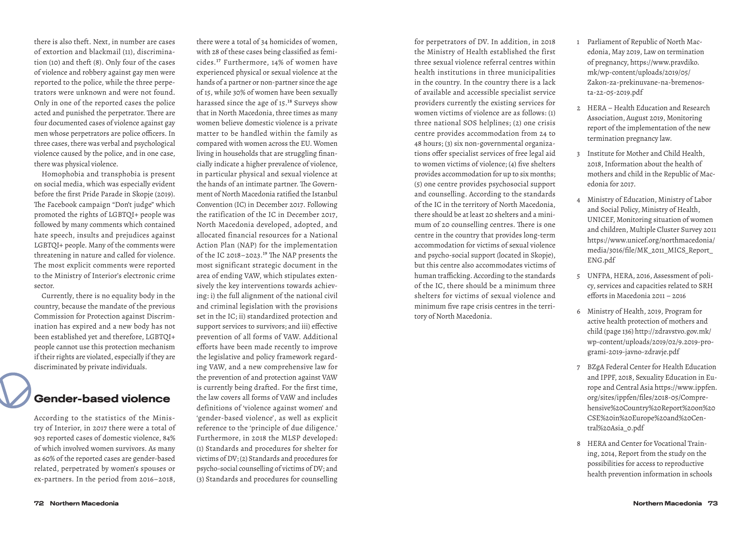there is also theft. Next, in number are cases of extortion and blackmail (11), discrimination (10) and theft (8). Only four of the cases of violence and robbery against gay men were reported to the police, while the three perpetrators were unknown and were not found. Only in one of the reported cases the police acted and punished the perpetrator. There are four documented cases of violence against gay men whose perpetrators are police officers. In three cases, there was verbal and psychological violence caused by the police, and in one case, there was physical violence.

Homophobia and transphobia is present on social media, which was especially evident before the first Pride Parade in Skopje (2019). The Facebook campaign "Don't judge" which promoted the rights of LGBTQI+ people was followed by many comments which contained hate speech, insults and prejudices against LGBTQI+ people. Many of the comments were threatening in nature and called for violence. The most explicit comments were reported to the Ministry of Interior's electronic crime sector.

Currently, there is no equality body in the country, because the mandate of the previous Commission for Protection against Discrimination has expired and a new body has not been established yet and therefore, LGBTQI+ people cannot use this protection mechanism if their rights are violated, especially if they are discriminated by private individuals.

## Gender-based violence

According to the statistics of the Ministry of Interior, in 2017 there were a total of 903 reported cases of domestic violence, 84% of which involved women survivors. As many as 60% of the reported cases are gender-based related, perpetrated by women's spouses or ex-partners. In the period from 2016–2018, there were a total of 34 homicides of women, with 28 of these cases being classified as femicides.[17] Furthermore, 14% of women have experienced physical or sexual violence at the hands of a partner or non-partner since the age of 15, while 30% of women have been sexually harassed since the age of 15.[18] Surveys show that in North Macedonia, three times as many women believe domestic violence is a private matter to be handled within the family as compared with women across the EU. Women living in households that are struggling financially indicate a higher prevalence of violence, in particular physical and sexual violence at the hands of an intimate partner. The Government of North Macedonia ratified the Istanbul Convention (IC) in December 2017. Following the ratification of the IC in December 2017, North Macedonia developed, adopted, and allocated financial resources for a National Action Plan (NAP) for the implementation of the IC 2018–2023.[19] The NAP presents the most significant strategic document in the area of ending VAW, which stipulates extensively the key interventions towards achieving: i) the full alignment of the national civil and criminal legislation with the provisions set in the IC; ii) standardized protection and support services to survivors; and iii) effective prevention of all forms of VAW. Additional efforts have been made recently to improve the legislative and policy framework regarding VAW, and a new comprehensive law for the prevention of and protection against VAW is currently being drafted. For the first time, the law covers all forms of VAW and includes definitions of 'violence against women' and 'gender-based violence', as well as explicit reference to the 'principle of due diligence.' Furthermore, in 2018 the MLSP developed: (1) Standards and procedures for shelter for victims of DV; (2) Standards and procedures for psycho-social counselling of victims of DV; and (3) Standards and procedures for counselling for perpetrators of DV. In addition, in 2018 the Ministry of Health established the first three sexual violence referral centres within health institutions in three municipalities in the country. In the country there is a lack of available and accessible specialist service providers currently the existing services for women victims of violence are as follows: (1) three national SOS helplines; (2) one crisis centre provides accommodation from 24 to 48 hours; (3) six non-governmental organizations offer specialist services of free legal aid to women victims of violence; (4) five shelters provides accommodation for up to six months; (5) one centre provides psychosocial support and counselling. According to the standards of the IC in the territory of North Macedonia, there should be at least 20 shelters and a minimum of 20 counselling centres. There is one centre in the country that provides long-term accommodation for victims of sexual violence and psycho-social support (located in Skopje), but this centre also accommodates victims of human trafficking. According to the standards of the IC, there should be a minimum three shelters for victims of sexual violence and minimum five rape crisis centres in the territory of North Macedonia.

1. Parliament of Republic of North Macedonia, May 2019, Law on termination of pregnancy, https://www.pravdiko.mk/wp-content/uploads/2019/05/Zakon-za-prekinuvane-na-bremenosta-22-05-2019.pdf
2. HERA – Health Education and Research Association, August 2019, Monitoring report of the implementation of the new termination pregnancy law.
3. Institute for Mother and Child Health, 2018, Information about the health of mothers and child in the Republic of Macedonia for 2017.
4. Ministry of Education, Ministry of Labor and Social Policy, Ministry of Health, UNICEF, Monitoring situation of women and children, Multiple Cluster Survey 2011 https://www.unicef.org/northmacedonia/media/3016/file/MK_2011_MICS_Report_ENG.pdf
5. UNFPA, HERA, 2016, Assessment of policy, services and capacities related to SRH efforts in Macedonia 2011 – 2016
6. Ministry of Health, 2019, Program for active health protection of mothers and child (page 136) http://zdravstvo.gov.mk/wp-content/uploads/2019/02/9.2019-programi-2019-javno-zdravje.pdf
7. BZgA Federal Center for Health Education and IPPF, 2018, Sexuality Education in Europe and Central Asia https://www.ippfen.org/sites/ippfen/files/2018-05/Comprehensive%20Country%20Report%20on%20CSE%20in%20Europe%20and%20Central%20Asia_0.pdf
8. HERA and Center for Vocational Training, 2014, Report from the study on the possibilities for access to reproductive health prevention information in schools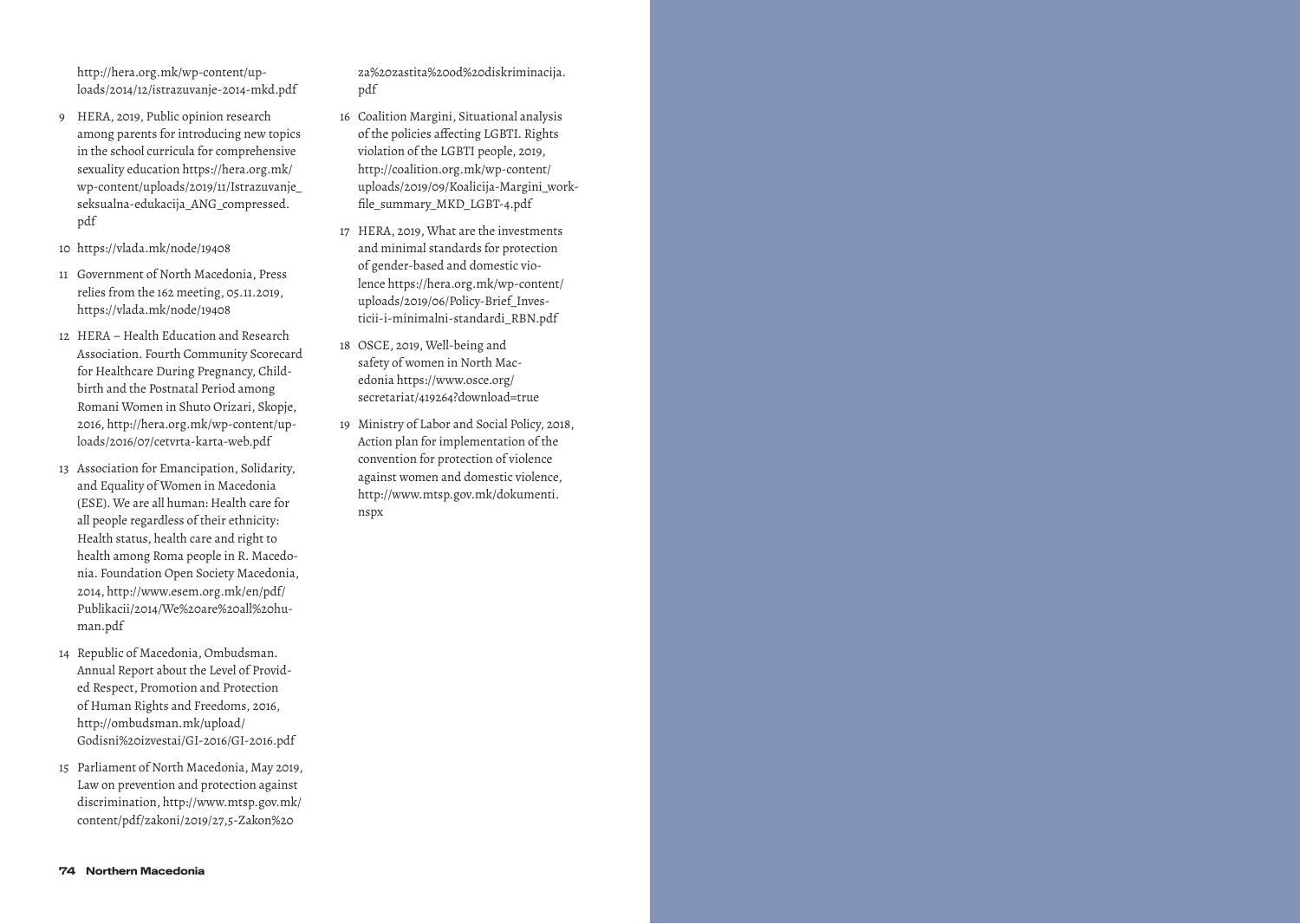http://hera.org.mk/wp-content/uploads/2014/12/istrazuvanje-2014-mkd.pdf

9 HERA, 2019, Public opinion research among parents for introducing new topics in the school curricula for comprehensive sexuality education https://hera.org.mk/wp-content/uploads/2019/11/Istrazuvanje_seksualna-edukacija_ANG_compressed.pdf

10 https://vlada.mk/node/19408

11 Government of North Macedonia, Press relies from the 162 meeting, 05.11.2019, https://vlada.mk/node/19408

12 HERA – Health Education and Research Association. Fourth Community Scorecard for Healthcare During Pregnancy, Childbirth and the Postnatal Period among Romani Women in Shuto Orizari, Skopje, 2016, http://hera.org.mk/wp-content/uploads/2016/07/cetvrta-karta-web.pdf

13 Association for Emancipation, Solidarity, and Equality of Women in Macedonia (ESE). We are all human: Health care for all people regardless of their ethnicity: Health status, health care and right to health among Roma people in R. Macedonia. Foundation Open Society Macedonia, 2014, http://www.esem.org.mk/en/pdf/Publikacii/2014/We%20are%20all%20human.pdf

14 Republic of Macedonia, Ombudsman. Annual Report about the Level of Provided Respect, Promotion and Protection of Human Rights and Freedoms, 2016, http://ombudsman.mk/upload/Godisni%20izvestai/GI-2016/GI-2016.pdf

15 Parliament of North Macedonia, May 2019, Law on prevention and protection against discrimination, http://www.mtsp.gov.mk/content/pdf/zakoni/2019/27,5-Zakon%20za%20zastita%20od%20diskriminacija.pdf

16 Coalition Margini, Situational analysis of the policies affecting LGBTI. Rights violation of the LGBTI people, 2019, http://coalition.org.mk/wp-content/uploads/2019/09/Koalicija-Margini_workfile_summary_MKD_LGBT-4.pdf

17 HERA, 2019, What are the investments and minimal standards for protection of gender-based and domestic violence https://hera.org.mk/wp-content/uploads/2019/06/Policy-Brief_Investicii-i-minimalni-standardi_RBN.pdf

18 OSCE, 2019, Well-being and safety of women in North Macedonia https://www.osce.org/secretariat/419264?download=true

19 Ministry of Labor and Social Policy, 2018, Action plan for implementation of the convention for protection of violence against women and domestic violence, http://www.mtsp.gov.mk/dokumenti.nspx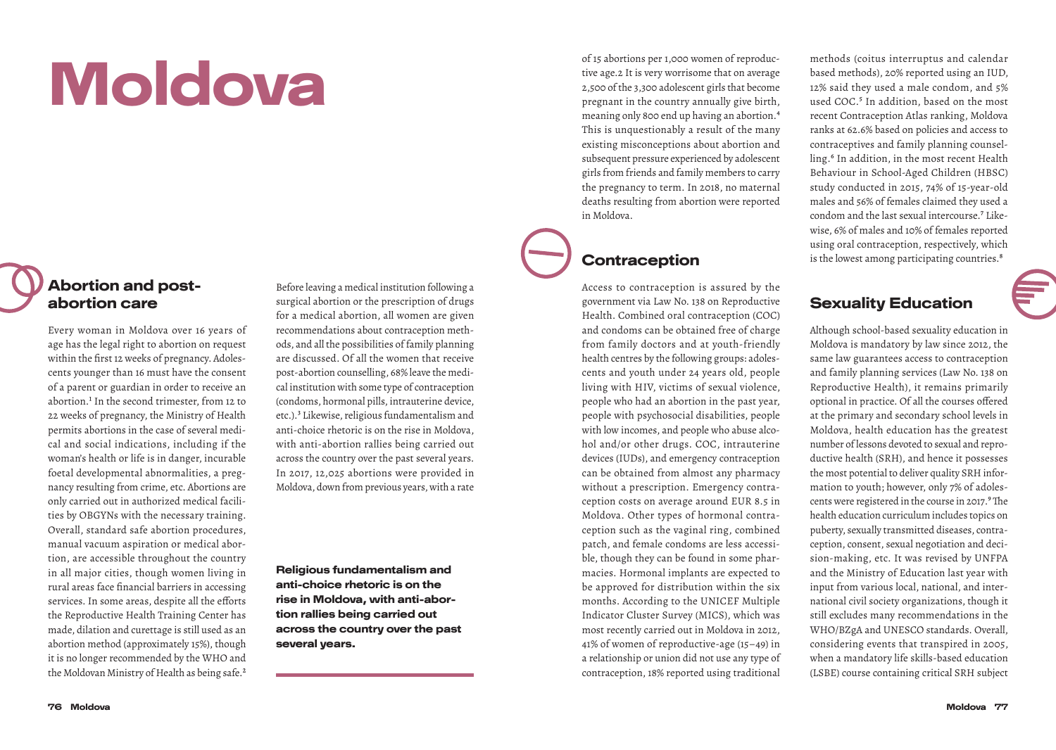# Moldova

## Abortion and post-abortion care

Every woman in Moldova over 16 years of age has the legal right to abortion on request within the first 12 weeks of pregnancy. Adolescents younger than 16 must have the consent of a parent or guardian in order to receive an abortion.[1] In the second trimester, from 12 to 22 weeks of pregnancy, the Ministry of Health permits abortions in the case of several medical and social indications, including if the woman's health or life is in danger, incurable foetal developmental abnormalities, a pregnancy resulting from crime, etc. Abortions are only carried out in authorized medical facilities by OBGYNs with the necessary training. Overall, standard safe abortion procedures, manual vacuum aspiration or medical abortion, are accessible throughout the country in all major cities, though women living in rural areas face financial barriers in accessing services. In some areas, despite all the efforts the Reproductive Health Training Center has made, dilation and curettage is still used as an abortion method (approximately 15%), though it is no longer recommended by the WHO and the Moldovan Ministry of Health as being safe.[2]

Before leaving a medical institution following a surgical abortion or the prescription of drugs for a medical abortion, all women are given recommendations about contraception methods, and all the possibilities of family planning are discussed. Of all the women that receive post-abortion counselling, 68% leave the medical institution with some type of contraception (condoms, hormonal pills, intrauterine device, etc.).[3] Likewise, religious fundamentalism and anti-choice rhetoric is on the rise in Moldova, with anti-abortion rallies being carried out across the country over the past several years. In 2017, 12,025 abortions were provided in Moldova, down from previous years, with a rate of 15 abortions per 1,000 women of reproductive age.2 It is very worrisome that on average 2,500 of the 3,300 adolescent girls that become pregnant in the country annually give birth, meaning only 800 end up having an abortion.[4] This is unquestionably a result of the many existing misconceptions about abortion and subsequent pressure experienced by adolescent girls from friends and family members to carry the pregnancy to term. In 2018, no maternal deaths resulting from abortion were reported in Moldova.

**Religious fundamentalism and anti-choice rhetoric is on the rise in Moldova, with anti-abortion rallies being carried out across the country over the past several years.**

## Contraception

Access to contraception is assured by the government via Law No. 138 on Reproductive Health. Combined oral contraception (COC) and condoms can be obtained free of charge from family doctors and at youth-friendly health centres by the following groups: adolescents and youth under 24 years old, people living with HIV, victims of sexual violence, people who had an abortion in the past year, people with psychosocial disabilities, people with low incomes, and people who abuse alcohol and/or other drugs. COC, intrauterine devices (IUDs), and emergency contraception can be obtained from almost any pharmacy without a prescription. Emergency contraception costs on average around EUR 8.5 in Moldova. Other types of hormonal contraception such as the vaginal ring, combined patch, and female condoms are less accessible, though they can be found in some pharmacies. Hormonal implants are expected to be approved for distribution within the six months. According to the UNICEF Multiple Indicator Cluster Survey (MICS), which was most recently carried out in Moldova in 2012, 41% of women of reproductive-age (15–49) in a relationship or union did not use any type of contraception, 18% reported using traditional methods (coitus interruptus and calendar based methods), 20% reported using an IUD, 12% said they used a male condom, and 5% used COC.[5] In addition, based on the most recent Contraception Atlas ranking, Moldova ranks at 62.6% based on policies and access to contraceptives and family planning counselling.[6] In addition, in the most recent Health Behaviour in School-Aged Children (HBSC) study conducted in 2015, 74% of 15-year-old males and 56% of females claimed they used a condom and the last sexual intercourse.[7] Likewise, 6% of males and 10% of females reported using oral contraception, respectively, which is the lowest among participating countries.[8]

## Sexuality Education

Although school-based sexuality education in Moldova is mandatory by law since 2012, the same law guarantees access to contraception and family planning services (Law No. 138 on Reproductive Health), it remains primarily optional in practice. Of all the courses offered at the primary and secondary school levels in Moldova, health education has the greatest number of lessons devoted to sexual and reproductive health (SRH), and hence it possesses the most potential to deliver quality SRH information to youth; however, only 7% of adolescents were registered in the course in 2017.[9] The health education curriculum includes topics on puberty, sexually transmitted diseases, contraception, consent, sexual negotiation and decision-making, etc. It was revised by UNFPA and the Ministry of Education last year with input from various local, national, and international civil society organizations, though it still excludes many recommendations in the WHO/BZgA and UNESCO standards. Overall, considering events that transpired in 2005, when a mandatory life skills-based education (LSBE) course containing critical SRH subject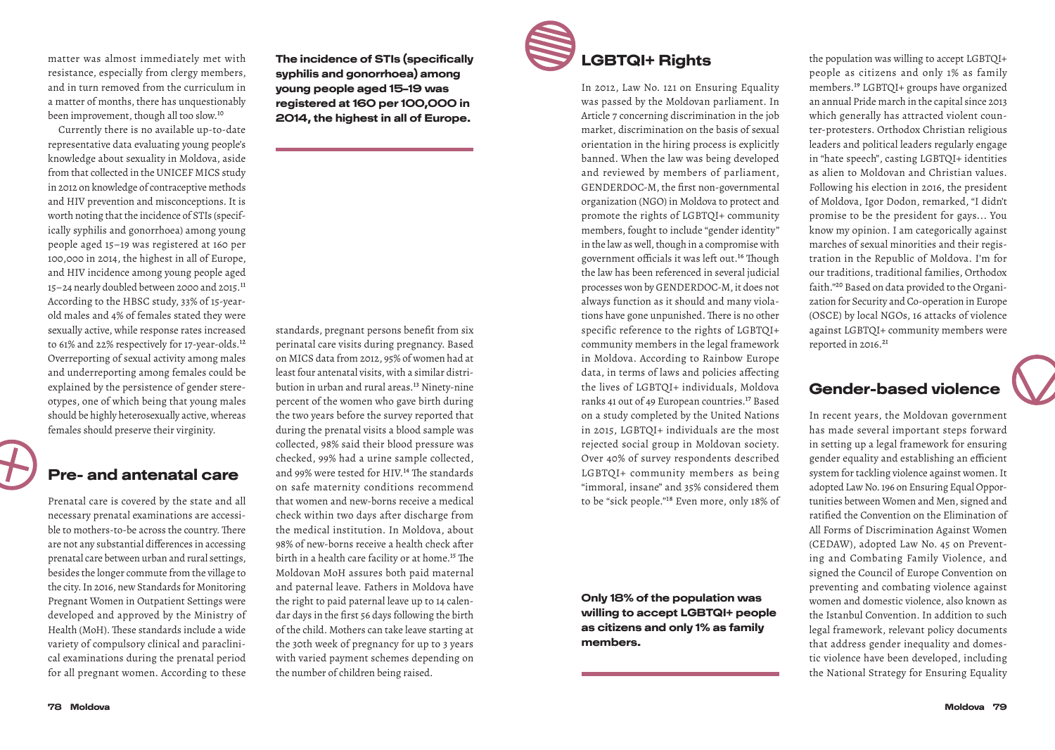matter was almost immediately met with resistance, especially from clergy members, and in turn removed from the curriculum in a matter of months, there has unquestionably been improvement, though all too slow.[10]

Currently there is no available up-to-date representative data evaluating young people's knowledge about sexuality in Moldova, aside from that collected in the UNICEF MICS study in 2012 on knowledge of contraceptive methods and HIV prevention and misconceptions. It is worth noting that the incidence of STIs (specifically syphilis and gonorrhoea) among young people aged 15–19 was registered at 160 per 100,000 in 2014, the highest in all of Europe, and HIV incidence among young people aged 15–24 nearly doubled between 2000 and 2015.[11] According to the HBSC study, 33% of 15-year-old males and 4% of females stated they were sexually active, while response rates increased to 61% and 22% respectively for 17-year-olds.[12] Overreporting of sexual activity among males and underreporting among females could be explained by the persistence of gender stereotypes, one of which being that young males should be highly heterosexually active, whereas females should preserve their virginity.

**The incidence of STIs (specifically syphilis and gonorrhoea) among young people aged 15–19 was registered at 160 per 100,000 in 2014, the highest in all of Europe.**

## Pre- and antenatal care

Prenatal care is covered by the state and all necessary prenatal examinations are accessible to mothers-to-be across the country. There are not any substantial differences in accessing prenatal care between urban and rural settings, besides the longer commute from the village to the city. In 2016, new Standards for Monitoring Pregnant Women in Outpatient Settings were developed and approved by the Ministry of Health (MoH). These standards include a wide variety of compulsory clinical and paraclinical examinations during the prenatal period for all pregnant women. According to these standards, pregnant persons benefit from six perinatal care visits during pregnancy. Based on MICS data from 2012, 95% of women had at least four antenatal visits, with a similar distribution in urban and rural areas.[13] Ninety-nine percent of the women who gave birth during the two years before the survey reported that during the prenatal visits a blood sample was collected, 98% said their blood pressure was checked, 99% had a urine sample collected, and 99% were tested for HIV.[14] The standards on safe maternity conditions recommend that women and new-borns receive a medical check within two days after discharge from the medical institution. In Moldova, about 98% of new-borns receive a health check after birth in a health care facility or at home.[15] The Moldovan MoH assures both paid maternal and paternal leave. Fathers in Moldova have the right to paid paternal leave up to 14 calendar days in the first 56 days following the birth of the child. Mothers can take leave starting at the 30th week of pregnancy for up to 3 years with varied payment schemes depending on the number of children being raised.

## LGBTQI+ Rights

In 2012, Law No. 121 on Ensuring Equality was passed by the Moldovan parliament. In Article 7 concerning discrimination in the job market, discrimination on the basis of sexual orientation in the hiring process is explicitly banned. When the law was being developed and reviewed by members of parliament, GENDERDOC-M, the first non-governmental organization (NGO) in Moldova to protect and promote the rights of LGBTQI+ community members, fought to include "gender identity" in the law as well, though in a compromise with government officials it was left out.[16] Though the law has been referenced in several judicial processes won by GENDERDOC-M, it does not always function as it should and many violations have gone unpunished. There is no other specific reference to the rights of LGBTQI+ community members in the legal framework in Moldova. According to Rainbow Europe data, in terms of laws and policies affecting the lives of LGBTQI+ individuals, Moldova ranks 41 out of 49 European countries.[17] Based on a study completed by the United Nations in 2015, LGBTQI+ individuals are the most rejected social group in Moldovan society. Over 40% of survey respondents described LGBTQI+ community members as being "immoral, insane" and 35% considered them to be "sick people."[18] Even more, only 18% of the population was willing to accept LGBTQI+ people as citizens and only 1% as family members.[19] LGBTQI+ groups have organized an annual Pride march in the capital since 2013 which generally has attracted violent counter-protesters. Orthodox Christian religious leaders and political leaders regularly engage in "hate speech", casting LGBTQI+ identities as alien to Moldovan and Christian values. Following his election in 2016, the president of Moldova, Igor Dodon, remarked, "I didn't promise to be the president for gays… You know my opinion. I am categorically against marches of sexual minorities and their registration in the Republic of Moldova. I'm for our traditions, traditional families, Orthodox faith."[20] Based on data provided to the Organization for Security and Co-operation in Europe (OSCE) by local NGOs, 16 attacks of violence against LGBTQI+ community members were reported in 2016.[21]

**Only 18% of the population was willing to accept LGBTQI+ people as citizens and only 1% as family members.**

## Gender-based violence

In recent years, the Moldovan government has made several important steps forward in setting up a legal framework for ensuring gender equality and establishing an efficient system for tackling violence against women. It adopted Law No. 196 on Ensuring Equal Opportunities between Women and Men, signed and ratified the Convention on the Elimination of All Forms of Discrimination Against Women (CEDAW), adopted Law No. 45 on Preventing and Combating Family Violence, and signed the Council of Europe Convention on preventing and combating violence against women and domestic violence, also known as the Istanbul Convention. In addition to such legal framework, relevant policy documents that address gender inequality and domestic violence have been developed, including the National Strategy for Ensuring Equality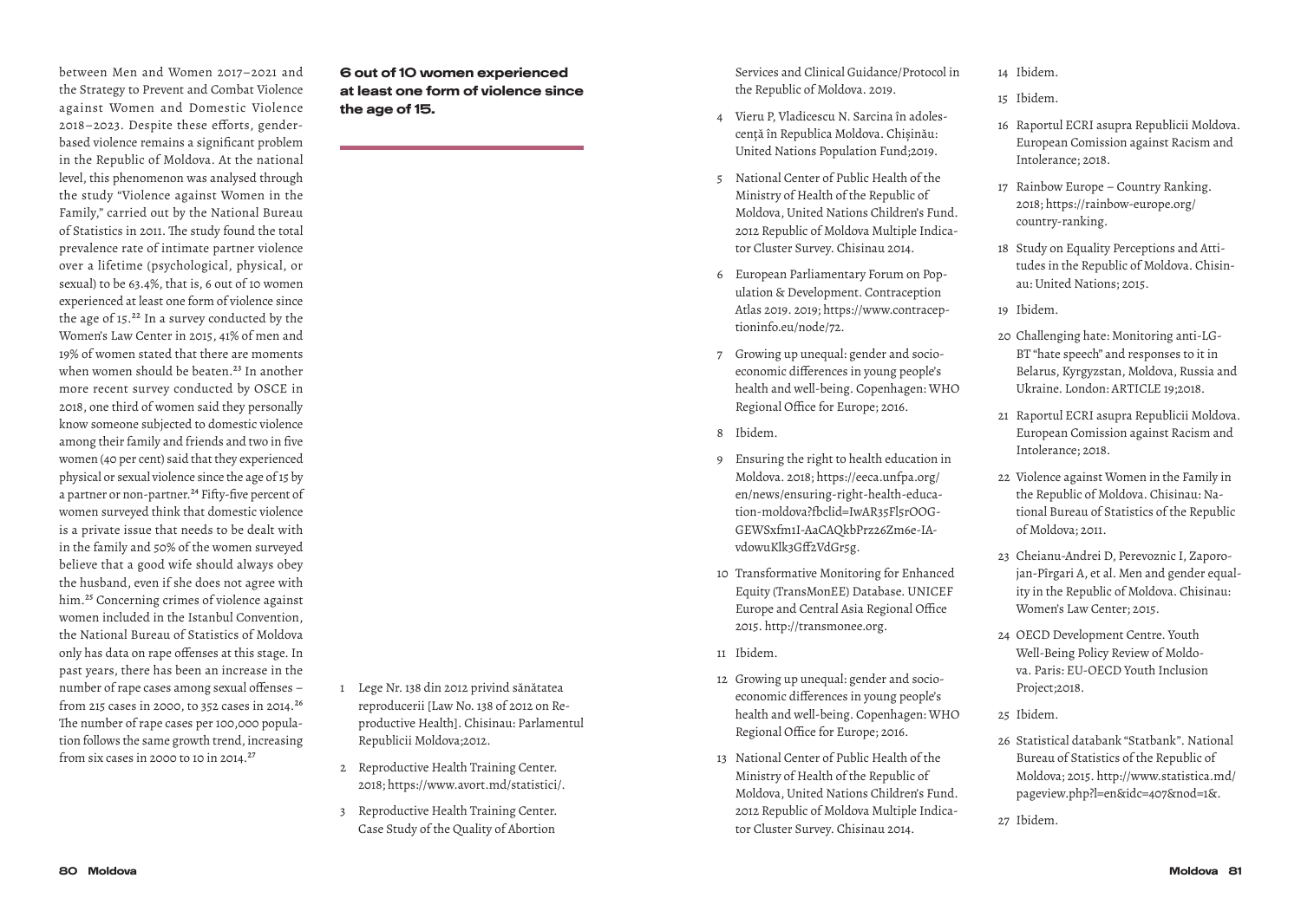between Men and Women 2017–2021 and the Strategy to Prevent and Combat Violence against Women and Domestic Violence 2018–2023. Despite these efforts, gender-based violence remains a significant problem in the Republic of Moldova. At the national level, this phenomenon was analysed through the study "Violence against Women in the Family," carried out by the National Bureau of Statistics in 2011. The study found the total prevalence rate of intimate partner violence over a lifetime (psychological, physical, or sexual) to be 63.4%, that is, 6 out of 10 women experienced at least one form of violence since the age of 15.[22] In a survey conducted by the Women's Law Center in 2015, 41% of men and 19% of women stated that there are moments when women should be beaten.[23] In another more recent survey conducted by OSCE in 2018, one third of women said they personally know someone subjected to domestic violence among their family and friends and two in five women (40 per cent) said that they experienced physical or sexual violence since the age of 15 by a partner or non-partner.[24] Fifty-five percent of women surveyed think that domestic violence is a private issue that needs to be dealt with in the family and 50% of the women surveyed believe that a good wife should always obey the husband, even if she does not agree with him.[25] Concerning crimes of violence against women included in the Istanbul Convention, the National Bureau of Statistics of Moldova only has data on rape offenses at this stage. In past years, there has been an increase in the number of rape cases among sexual offenses – from 215 cases in 2000, to 352 cases in 2014.[26] The number of rape cases per 100,000 population follows the same growth trend, increasing from six cases in 2000 to 10 in 2014.[27]

**6 out of 10 women experienced at least one form of violence since the age of 15.**

1. Lege Nr. 138 din 2012 privind sănătatea reproducerii [Law No. 138 of 2012 on Reproductive Health]. Chisinau: Parlamentul Republicii Moldova;2012.
2. Reproductive Health Training Center. 2018; https://www.avort.md/statistici/.
3. Reproductive Health Training Center. Case Study of the Quality of Abortion Services and Clinical Guidance/Protocol in the Republic of Moldova. 2019.
4. Vieru P, Vladicescu N. Sarcina în adolescență în Republica Moldova. Chișinău: United Nations Population Fund;2019.
5. National Center of Public Health of the Ministry of Health of the Republic of Moldova, United Nations Children's Fund. 2012 Republic of Moldova Multiple Indicator Cluster Survey. Chisinau 2014.
6. European Parliamentary Forum on Population & Development. Contraception Atlas 2019. 2019; https://www.contraceptioninfo.eu/node/72.
7. Growing up unequal: gender and socioeconomic differences in young people's health and well-being. Copenhagen: WHO Regional Office for Europe; 2016.
8. Ibidem.
9. Ensuring the right to health education in Moldova. 2018; https://eeca.unfpa.org/en/news/ensuring-right-health-education-moldova?fbclid=IwAR35Fl5rOOGGEWSxfm1I-AaCAQkbPrz26Zm6e-IAvdowuKlk3Gff2VdGr5g.
10. Transformative Monitoring for Enhanced Equity (TransMonEE) Database. UNICEF Europe and Central Asia Regional Office 2015. http://transmonee.org.
11. Ibidem.
12. Growing up unequal: gender and socioeconomic differences in young people's health and well-being. Copenhagen: WHO Regional Office for Europe; 2016.
13. National Center of Public Health of the Ministry of Health of the Republic of Moldova, United Nations Children's Fund. 2012 Republic of Moldova Multiple Indicator Cluster Survey. Chisinau 2014.
14. Ibidem.
15. Ibidem.
16. Raportul ECRI asupra Republicii Moldova. European Comission against Racism and Intolerance; 2018.
17. Rainbow Europe – Country Ranking. 2018; https://rainbow-europe.org/country-ranking.
18. Study on Equality Perceptions and Attitudes in the Republic of Moldova. Chisinau: United Nations; 2015.
19. Ibidem.
20. Challenging hate: Monitoring anti-LGBT "hate speech" and responses to it in Belarus, Kyrgyzstan, Moldova, Russia and Ukraine. London: ARTICLE 19;2018.
21. Raportul ECRI asupra Republicii Moldova. European Comission against Racism and Intolerance; 2018.
22. Violence against Women in the Family in the Republic of Moldova. Chisinau: National Bureau of Statistics of the Republic of Moldova; 2011.
23. Cheianu-Andrei D, Perevoznic I, Zaporojan-Pîrgari A, et al. Men and gender equality in the Republic of Moldova. Chisinau: Women's Law Center; 2015.
24. OECD Development Centre. Youth Well-Being Policy Review of Moldova. Paris: EU-OECD Youth Inclusion Project;2018.
25. Ibidem.
26. Statistical databank "Statbank". National Bureau of Statistics of the Republic of Moldova; 2015. http://www.statistica.md/pageview.php?l=en&idc=407&nod=1&.
27. Ibidem.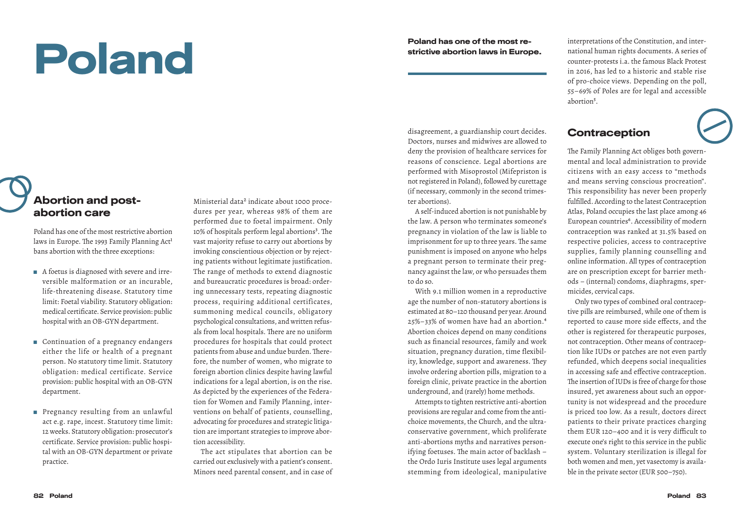# Poland

**Poland has one of the most restrictive abortion laws in Europe.**

## Abortion and post-abortion care

Poland has one of the most restrictive abortion laws in Europe. The 1993 Family Planning Act[1] bans abortion with the three exceptions:

- A foetus is diagnosed with severe and irreversible malformation or an incurable, life-threatening disease. Statutory time limit: Foetal viability. Statutory obligation: medical certificate. Service provision: public hospital with an OB-GYN department.
- Continuation of a pregnancy endangers either the life or health of a pregnant person. No statutory time limit. Statutory obligation: medical certificate. Service provision: public hospital with an OB-GYN department.
- Pregnancy resulting from an unlawful act e.g. rape, incest. Statutory time limit: 12 weeks. Statutory obligation: prosecutor's certificate. Service provision: public hospital with an OB-GYN department or private practice.

Ministerial data[2] indicate about 1000 procedures per year, whereas 98% of them are performed due to foetal impairment. Only 10% of hospitals perform legal abortions[3]. The vast majority refuse to carry out abortions by invoking conscientious objection or by rejecting patients without legitimate justification. The range of methods to extend diagnostic and bureaucratic procedures is broad: ordering unnecessary tests, repeating diagnostic process, requiring additional certificates, summoning medical councils, obligatory psychological consultations, and written refusals from local hospitals. There are no uniform procedures for hospitals that could protect patients from abuse and undue burden. Therefore, the number of women, who migrate to foreign abortion clinics despite having lawful indications for a legal abortion, is on the rise. As depicted by the experiences of the Federation for Women and Family Planning, interventions on behalf of patients, counselling, advocating for procedures and strategic litigation are important strategies to improve abortion accessibility.

The act stipulates that abortion can be carried out exclusively with a patient's consent. Minors need parental consent, and in case of disagreement, a guardianship court decides. Doctors, nurses and midwives are allowed to deny the provision of healthcare services for reasons of conscience. Legal abortions are performed with Misoprostol (Mifepriston is not registered in Poland), followed by curettage (if necessary, commonly in the second trimester abortions).

A self-induced abortion is not punishable by the law. A person who terminates someone's pregnancy in violation of the law is liable to imprisonment for up to three years. The same punishment is imposed on anyone who helps a pregnant person to terminate their pregnancy against the law, or who persuades them to do so.

With 9.1 million women in a reproductive age the number of non-statutory abortions is estimated at 80–120 thousand per year. Around 25%–33% of women have had an abortion.[4] Abortion choices depend on many conditions such as financial resources, family and work situation, pregnancy duration, time flexibility, knowledge, support and awareness. They involve ordering abortion pills, migration to a foreign clinic, private practice in the abortion underground, and (rarely) home methods.

Attempts to tighten restrictive anti-abortion provisions are regular and come from the anti-choice movements, the Church, and the ultra-conservative government, which proliferate anti-abortions myths and narratives personifying foetuses. The main actor of backlash – the Ordo Iuris Institute uses legal arguments stemming from ideological, manipulative interpretations of the Constitution, and international human rights documents. A series of counter-protests i.a. the famous Black Protest in 2016, has led to a historic and stable rise of pro-choice views. Depending on the poll, 55–69% of Poles are for legal and accessible abortion[5].

## Contraception

The Family Planning Act obliges both governmental and local administration to provide citizens with an easy access to "methods and means serving conscious procreation". This responsibility has never been properly fulfilled. According to the latest Contraception Atlas, Poland occupies the last place among 46 European countries[6]. Accessibility of modern contraception was ranked at 31.5% based on respective policies, access to contraceptive supplies, family planning counselling and online information. All types of contraception are on prescription except for barrier methods – (internal) condoms, diaphragms, spermicides, cervical caps.

Only two types of combined oral contraceptive pills are reimbursed, while one of them is reported to cause more side effects, and the other is registered for therapeutic purposes, not contraception. Other means of contraception like IUDs or patches are not even partly refunded, which deepens social inequalities in accessing safe and effective contraception. The insertion of IUDs is free of charge for those insured, yet awareness about such an opportunity is not widespread and the procedure is priced too low. As a result, doctors direct patients to their private practices charging them EUR 120–400 and it is very difficult to execute one's right to this service in the public system. Voluntary sterilization is illegal for both women and men, yet vasectomy is available in the private sector (EUR 500–750).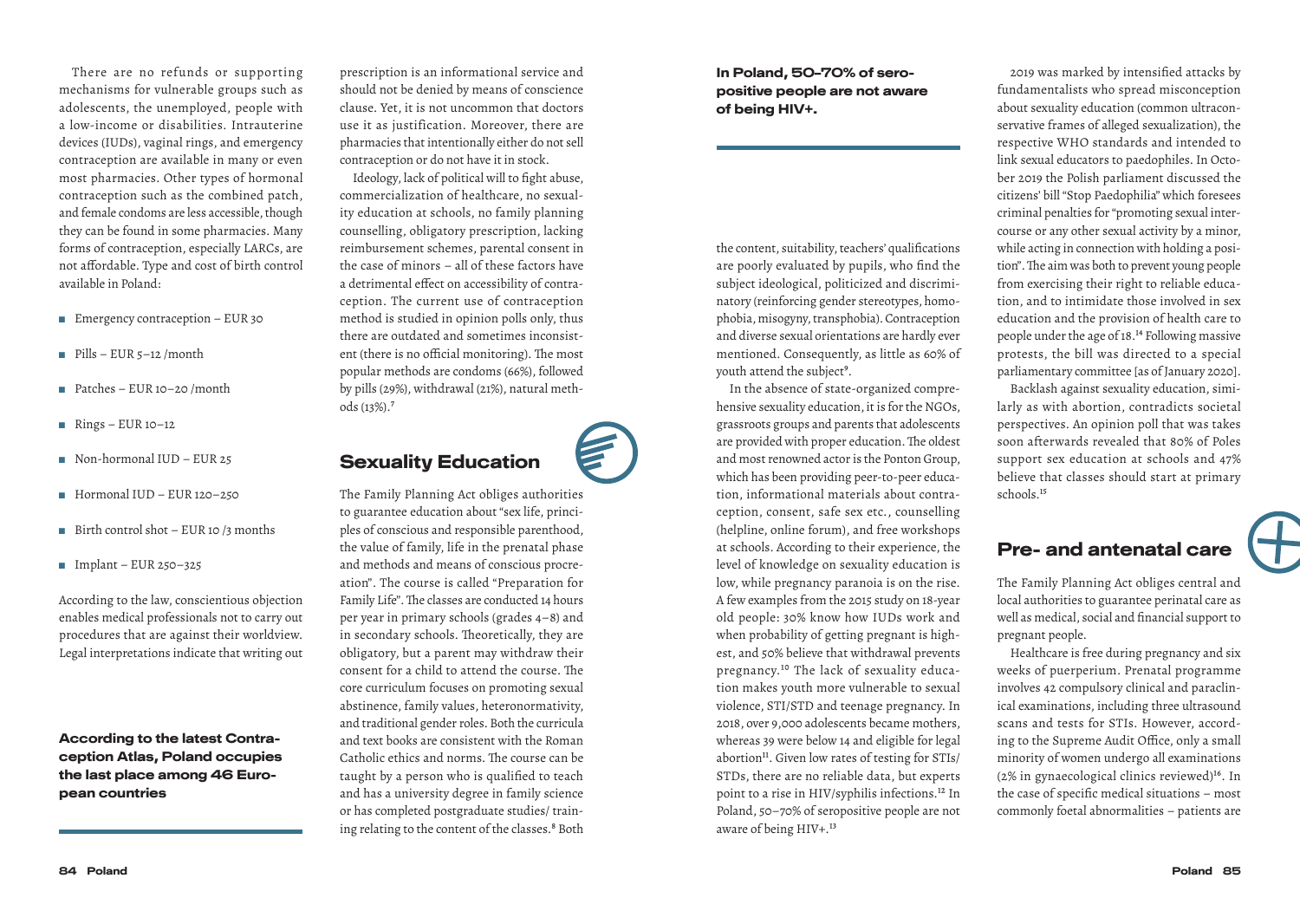There are no refunds or supporting mechanisms for vulnerable groups such as adolescents, the unemployed, people with a low-income or disabilities. Intrauterine devices (IUDs), vaginal rings, and emergency contraception are available in many or even most pharmacies. Other types of hormonal contraception such as the combined patch, and female condoms are less accessible, though they can be found in some pharmacies. Many forms of contraception, especially LARCs, are not affordable. Type and cost of birth control available in Poland:

- Emergency contraception – EUR 30
- Pills – EUR 5–12 /month
- Patches – EUR 10–20 /month
- Rings – EUR 10–12
- Non-hormonal IUD – EUR 25
- Hormonal IUD – EUR 120–250
- Birth control shot – EUR 10 /3 months
- Implant – EUR 250–325

According to the law, conscientious objection enables medical professionals not to carry out procedures that are against their worldview. Legal interpretations indicate that writing out prescription is an informational service and should not be denied by means of conscience clause. Yet, it is not uncommon that doctors use it as justification. Moreover, there are pharmacies that intentionally either do not sell contraception or do not have it in stock.

**According to the latest Contraception Atlas, Poland occupies the last place among 46 European countries**

Ideology, lack of political will to fight abuse, commercialization of healthcare, no sexuality education at schools, no family planning counselling, obligatory prescription, lacking reimbursement schemes, parental consent in the case of minors – all of these factors have a detrimental effect on accessibility of contraception. The current use of contraception method is studied in opinion polls only, thus there are outdated and sometimes inconsistent (there is no official monitoring). The most popular methods are condoms (66%), followed by pills (29%), withdrawal (21%), natural methods (13%).[7]

## Sexuality Education

The Family Planning Act obliges authorities to guarantee education about "sex life, principles of conscious and responsible parenthood, the value of family, life in the prenatal phase and methods and means of conscious procreation". The course is called "Preparation for Family Life". The classes are conducted 14 hours per year in primary schools (grades 4–8) and in secondary schools. Theoretically, they are obligatory, but a parent may withdraw their consent for a child to attend the course. The core curriculum focuses on promoting sexual abstinence, family values, heteronormativity, and traditional gender roles. Both the curricula and text books are consistent with the Roman Catholic ethics and norms. The course can be taught by a person who is qualified to teach and has a university degree in family science or has completed postgraduate studies/ training relating to the content of the classes.[8] Both the content, suitability, teachers' qualifications are poorly evaluated by pupils, who find the subject ideological, politicized and discriminatory (reinforcing gender stereotypes, homophobia, misogyny, transphobia). Contraception and diverse sexual orientations are hardly ever mentioned. Consequently, as little as 60% of youth attend the subject[9].

**In Poland, 50–70% of seropositive people are not aware of being HIV+.**

In the absence of state-organized comprehensive sexuality education, it is for the NGOs, grassroots groups and parents that adolescents are provided with proper education. The oldest and most renowned actor is the Ponton Group, which has been providing peer-to-peer education, informational materials about contraception, consent, safe sex etc., counselling (helpline, online forum), and free workshops at schools. According to their experience, the level of knowledge on sexuality education is low, while pregnancy paranoia is on the rise. A few examples from the 2015 study on 18-year old people: 30% know how IUDs work and when probability of getting pregnant is highest, and 50% believe that withdrawal prevents pregnancy.[10] The lack of sexuality education makes youth more vulnerable to sexual violence, STI/STD and teenage pregnancy. In 2018, over 9,000 adolescents became mothers, whereas 39 were below 14 and eligible for legal abortion[11]. Given low rates of testing for STIs/STDs, there are no reliable data, but experts point to a rise in HIV/syphilis infections.[12] In Poland, 50–70% of seropositive people are not aware of being HIV+.[13]

2019 was marked by intensified attacks by fundamentalists who spread misconception about sexuality education (common ultraconservative frames of alleged sexualization), the respective WHO standards and intended to link sexual educators to paedophiles. In October 2019 the Polish parliament discussed the citizens' bill "Stop Paedophilia" which foresees criminal penalties for "promoting sexual intercourse or any other sexual activity by a minor, while acting in connection with holding a position". The aim was both to prevent young people from exercising their right to reliable education, and to intimidate those involved in sex education and the provision of health care to people under the age of 18.[14] Following massive protests, the bill was directed to a special parliamentary committee [as of January 2020].

Backlash against sexuality education, similarly as with abortion, contradicts societal perspectives. An opinion poll that was takes soon afterwards revealed that 80% of Poles support sex education at schools and 47% believe that classes should start at primary schools.[15]

## Pre- and antenatal care

The Family Planning Act obliges central and local authorities to guarantee perinatal care as well as medical, social and financial support to pregnant people.

Healthcare is free during pregnancy and six weeks of puerperium. Prenatal programme involves 42 compulsory clinical and paraclinical examinations, including three ultrasound scans and tests for STIs. However, according to the Supreme Audit Office, only a small minority of women undergo all examinations (2% in gynaecological clinics reviewed)[16]. In the case of specific medical situations – most commonly foetal abnormalities – patients are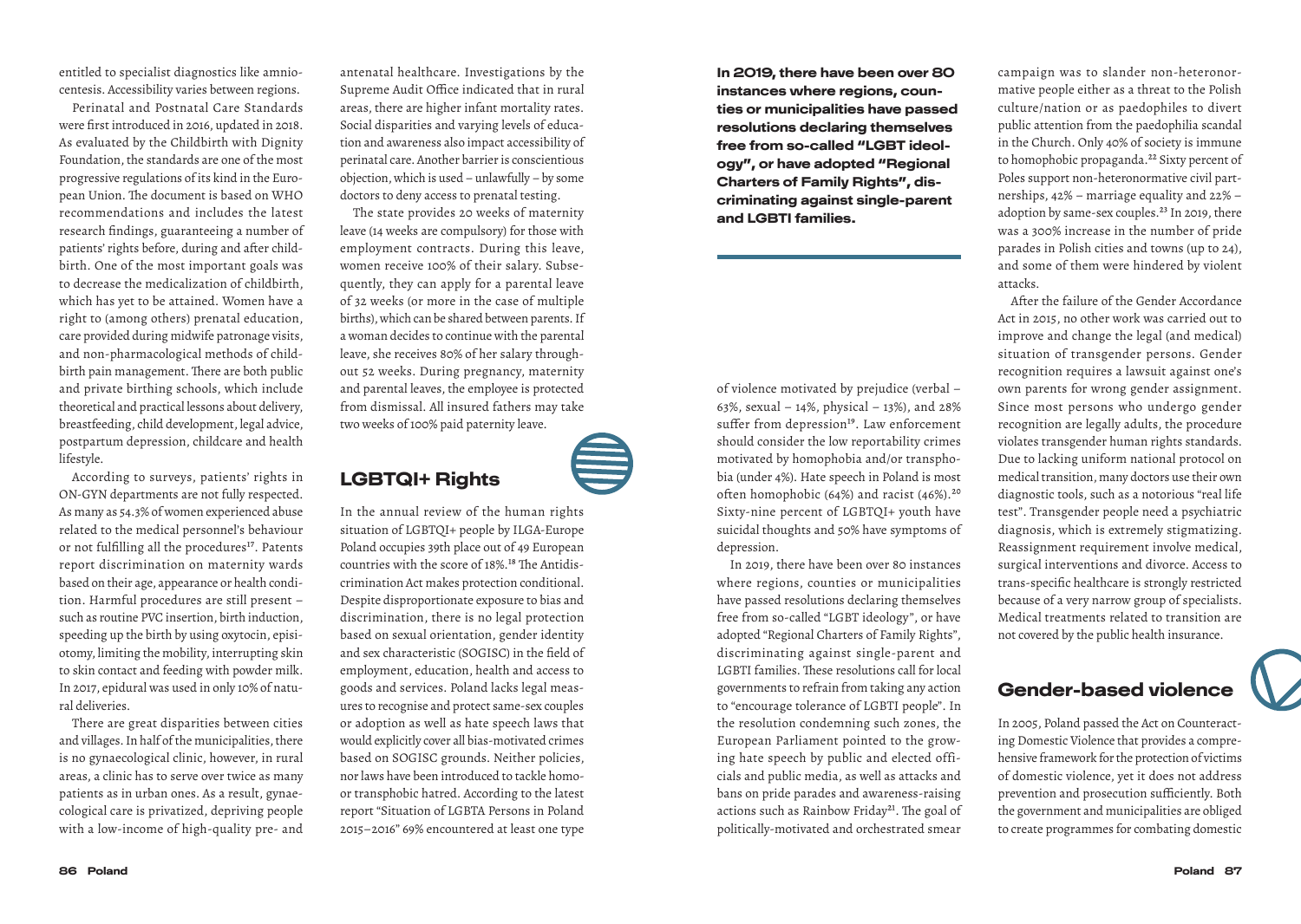entitled to specialist diagnostics like amniocentesis. Accessibility varies between regions.

Perinatal and Postnatal Care Standards were first introduced in 2016, updated in 2018. As evaluated by the Childbirth with Dignity Foundation, the standards are one of the most progressive regulations of its kind in the European Union. The document is based on WHO recommendations and includes the latest research findings, guaranteeing a number of patients' rights before, during and after childbirth. One of the most important goals was to decrease the medicalization of childbirth, which has yet to be attained. Women have a right to (among others) prenatal education, care provided during midwife patronage visits, and non-pharmacological methods of childbirth pain management. There are both public and private birthing schools, which include theoretical and practical lessons about delivery, breastfeeding, child development, legal advice, postpartum depression, childcare and health lifestyle.

According to surveys, patients' rights in ON-GYN departments are not fully respected. As many as 54.3% of women experienced abuse related to the medical personnel's behaviour or not fulfilling all the procedures[17]. Patents report discrimination on maternity wards based on their age, appearance or health condition. Harmful procedures are still present – such as routine PVC insertion, birth induction, speeding up the birth by using oxytocin, episiotomy, limiting the mobility, interrupting skin to skin contact and feeding with powder milk. In 2017, epidural was used in only 10% of natural deliveries.

There are great disparities between cities and villages. In half of the municipalities, there is no gynaecological clinic, however, in rural areas, a clinic has to serve over twice as many patients as in urban ones. As a result, gynaecological care is privatized, depriving people with a low-income of high-quality pre- and antenatal healthcare. Investigations by the Supreme Audit Office indicated that in rural areas, there are higher infant mortality rates. Social disparities and varying levels of education and awareness also impact accessibility of perinatal care. Another barrier is conscientious objection, which is used – unlawfully – by some doctors to deny access to prenatal testing.

The state provides 20 weeks of maternity leave (14 weeks are compulsory) for those with employment contracts. During this leave, women receive 100% of their salary. Subsequently, they can apply for a parental leave of 32 weeks (or more in the case of multiple births), which can be shared between parents. If a woman decides to continue with the parental leave, she receives 80% of her salary throughout 52 weeks. During pregnancy, maternity and parental leaves, the employee is protected from dismissal. All insured fathers may take two weeks of 100% paid paternity leave.

## LGBTQI+ Rights

In the annual review of the human rights situation of LGBTQI+ people by ILGA-Europe Poland occupies 39th place out of 49 European countries with the score of 18%.[18] The Antidiscrimination Act makes protection conditional. Despite disproportionate exposure to bias and discrimination, there is no legal protection based on sexual orientation, gender identity and sex characteristic (SOGISC) in the field of employment, education, health and access to goods and services. Poland lacks legal measures to recognise and protect same-sex couples or adoption as well as hate speech laws that would explicitly cover all bias-motivated crimes based on SOGISC grounds. Neither policies, nor laws have been introduced to tackle homo- or transphobic hatred. According to the latest report "Situation of LGBTA Persons in Poland 2015–2016" 69% encountered at least one type of violence motivated by prejudice (verbal – 63%, sexual – 14%, physical – 13%), and 28% suffer from depression[19]. Law enforcement should consider the low reportability crimes motivated by homophobia and/or transphobia (under 4%). Hate speech in Poland is most often homophobic (64%) and racist (46%).[20] Sixty-nine percent of LGBTQI+ youth have suicidal thoughts and 50% have symptoms of depression.

**In 2019, there have been over 80 instances where regions, counties or municipalities have passed resolutions declaring themselves free from so-called "LGBT ideology", or have adopted "Regional Charters of Family Rights", discriminating against single-parent and LGBTI families.**

In 2019, there have been over 80 instances where regions, counties or municipalities have passed resolutions declaring themselves free from so-called "LGBT ideology", or have adopted "Regional Charters of Family Rights", discriminating against single-parent and LGBTI families. These resolutions call for local governments to refrain from taking any action to "encourage tolerance of LGBTI people". In the resolution condemning such zones, the European Parliament pointed to the growing hate speech by public and elected officials and public media, as well as attacks and bans on pride parades and awareness-raising actions such as Rainbow Friday[21]. The goal of politically-motivated and orchestrated smear campaign was to slander non-heteronormative people either as a threat to the Polish culture/nation or as paedophiles to divert public attention from the paedophilia scandal in the Church. Only 40% of society is immune to homophobic propaganda.[22] Sixty percent of Poles support non-heteronormative civil partnerships, 42% – marriage equality and 22% – adoption by same-sex couples.[23] In 2019, there was a 300% increase in the number of pride parades in Polish cities and towns (up to 24), and some of them were hindered by violent attacks.

After the failure of the Gender Accordance Act in 2015, no other work was carried out to improve and change the legal (and medical) situation of transgender persons. Gender recognition requires a lawsuit against one's own parents for wrong gender assignment. Since most persons who undergo gender recognition are legally adults, the procedure violates transgender human rights standards. Due to lacking uniform national protocol on medical transition, many doctors use their own diagnostic tools, such as a notorious "real life test". Transgender people need a psychiatric diagnosis, which is extremely stigmatizing. Reassignment requirement involve medical, surgical interventions and divorce. Access to trans-specific healthcare is strongly restricted because of a very narrow group of specialists. Medical treatments related to transition are not covered by the public health insurance.

## Gender-based violence

In 2005, Poland passed the Act on Counteracting Domestic Violence that provides a comprehensive framework for the protection of victims of domestic violence, yet it does not address prevention and prosecution sufficiently. Both the government and municipalities are obliged to create programmes for combating domestic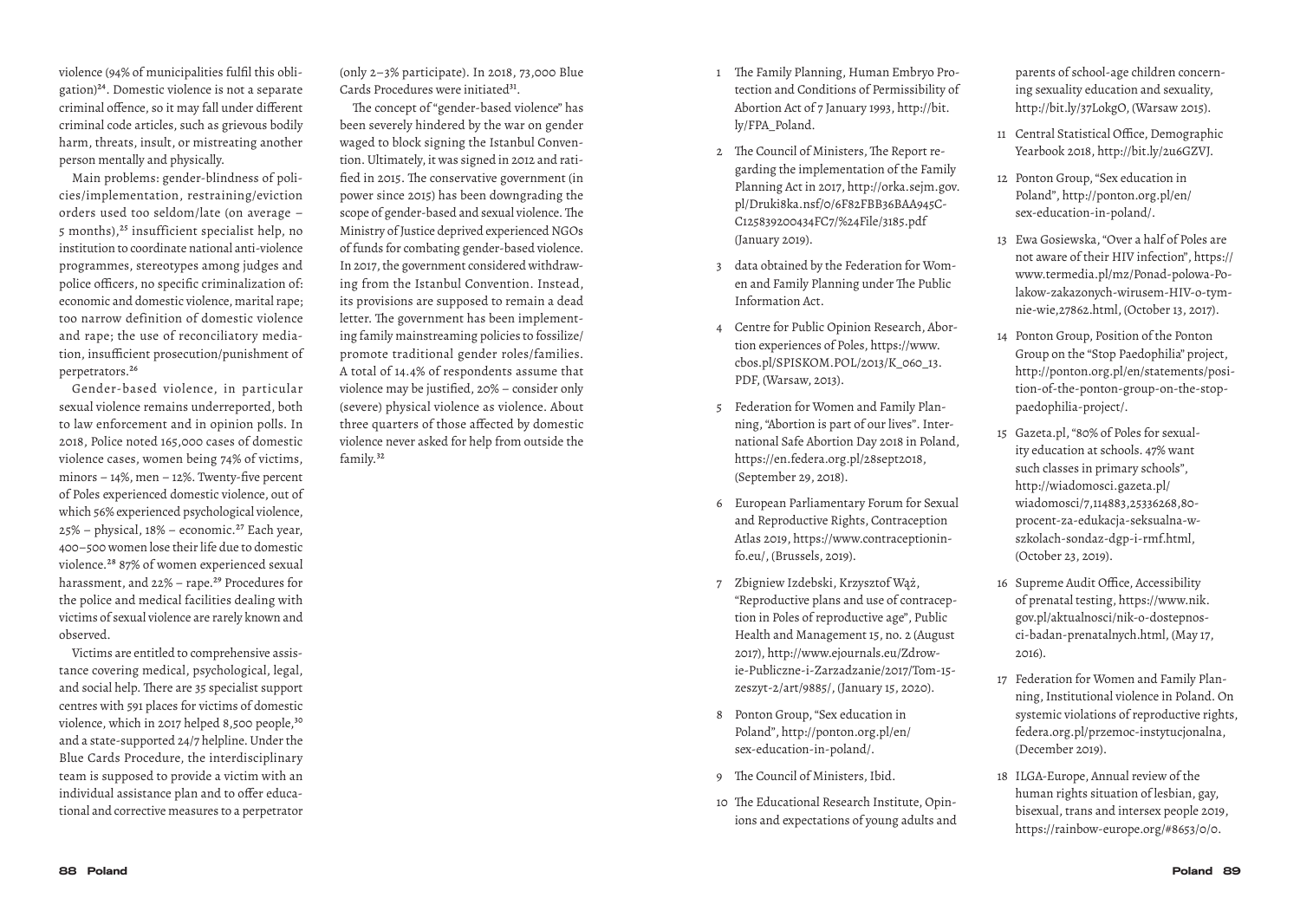violence (94% of municipalities fulfil this obligation)[24]. Domestic violence is not a separate criminal offence, so it may fall under different criminal code articles, such as grievous bodily harm, threats, insult, or mistreating another person mentally and physically.

Main problems: gender-blindness of policies/implementation, restraining/eviction orders used too seldom/late (on average – 5 months),[25] insufficient specialist help, no institution to coordinate national anti-violence programmes, stereotypes among judges and police officers, no specific criminalization of: economic and domestic violence, marital rape; too narrow definition of domestic violence and rape; the use of reconciliatory mediation, insufficient prosecution/punishment of perpetrators.[26]

Gender-based violence, in particular sexual violence remains underreported, both to law enforcement and in opinion polls. In 2018, Police noted 165,000 cases of domestic violence cases, women being 74% of victims, minors – 14%, men – 12%. Twenty-five percent of Poles experienced domestic violence, out of which 56% experienced psychological violence, 25% – physical, 18% – economic.[27] Each year, 400–500 women lose their life due to domestic violence.[28] 87% of women experienced sexual harassment, and 22% – rape.[29] Procedures for the police and medical facilities dealing with victims of sexual violence are rarely known and observed.

Victims are entitled to comprehensive assistance covering medical, psychological, legal, and social help. There are 35 specialist support centres with 591 places for victims of domestic violence, which in 2017 helped 8,500 people,[30] and a state-supported 24/7 helpline. Under the Blue Cards Procedure, the interdisciplinary team is supposed to provide a victim with an individual assistance plan and to offer educational and corrective measures to a perpetrator (only 2–3% participate). In 2018, 73,000 Blue Cards Procedures were initiated[31].

The concept of "gender-based violence" has been severely hindered by the war on gender waged to block signing the Istanbul Convention. Ultimately, it was signed in 2012 and ratified in 2015. The conservative government (in power since 2015) has been downgrading the scope of gender-based and sexual violence. The Ministry of Justice deprived experienced NGOs of funds for combating gender-based violence. In 2017, the government considered withdrawing from the Istanbul Convention. Instead, its provisions are supposed to remain a dead letter. The government has been implementing family mainstreaming policies to fossilize/promote traditional gender roles/families. A total of 14.4% of respondents assume that violence may be justified, 20% – consider only (severe) physical violence as violence. About three quarters of those affected by domestic violence never asked for help from outside the family.[32]

1. The Family Planning, Human Embryo Protection and Conditions of Permissibility of Abortion Act of 7 January 1993, http://bit.ly/FPA_Poland.
2. The Council of Ministers, The Report regarding the implementation of the Family Planning Act in 2017, http://orka.sejm.gov.pl/Druki8ka.nsf/0/6F82FBB36BAA945C-C125839200434FC7/%24File/3185.pdf (January 2019).
3. data obtained by the Federation for Women and Family Planning under The Public Information Act.
4. Centre for Public Opinion Research, Abortion experiences of Poles, https://www.cbos.pl/SPISKOM.POL/2013/K_060_13.PDF, (Warsaw, 2013).
5. Federation for Women and Family Planning, "Abortion is part of our lives". International Safe Abortion Day 2018 in Poland, https://en.federa.org.pl/28sept2018, (September 29, 2018).
6. European Parliamentary Forum for Sexual and Reproductive Rights, Contraception Atlas 2019, https://www.contraceptioninfo.eu/, (Brussels, 2019).
7. Zbigniew Izdebski, Krzysztof Wąż, "Reproductive plans and use of contraception in Poles of reproductive age", Public Health and Management 15, no. 2 (August 2017), http://www.ejournals.eu/Zdrowie-Publiczne-i-Zarzadzanie/2017/Tom-15-zeszyt-2/art/9885/, (January 15, 2020).
8. Ponton Group, "Sex education in Poland", http://ponton.org.pl/en/sex-education-in-poland/.
9. The Council of Ministers, Ibid.
10. The Educational Research Institute, Opinions and expectations of young adults and parents of school-age children concerning sexuality education and sexuality, http://bit.ly/37LokgO, (Warsaw 2015).
11. Central Statistical Office, Demographic Yearbook 2018, http://bit.ly/2u6GZVJ.
12. Ponton Group, "Sex education in Poland", http://ponton.org.pl/en/sex-education-in-poland/.
13. Ewa Gosiewska, "Over a half of Poles are not aware of their HIV infection", https://www.termedia.pl/mz/Ponad-polowa-Polakow-zakazonych-wirusem-HIV-o-tymnie-wie,27862.html, (October 13, 2017).
14. Ponton Group, Position of the Ponton Group on the "Stop Paedophilia" project, http://ponton.org.pl/en/statements/position-of-the-ponton-group-on-the-stop-paedophilia-project/.
15. Gazeta.pl, "80% of Poles for sexuality education at schools. 47% want such classes in primary schools", http://wiadomosci.gazeta.pl/wiadomosci/7,114883,25336268,80-procent-za-edukacja-seksualna-w-szkolach-sondaz-dgp-i-rmf.html, (October 23, 2019).
16. Supreme Audit Office, Accessibility of prenatal testing, https://www.nik.gov.pl/aktualnosci/nik-o-dostepnosci-badan-prenatalnych.html, (May 17, 2016).
17. Federation for Women and Family Planning, Institutional violence in Poland. On systemic violations of reproductive rights, federa.org.pl/przemoc-instytucjonalna, (December 2019).
18. ILGA-Europe, Annual review of the human rights situation of lesbian, gay, bisexual, trans and intersex people 2019, https://rainbow-europe.org/#8653/0/0.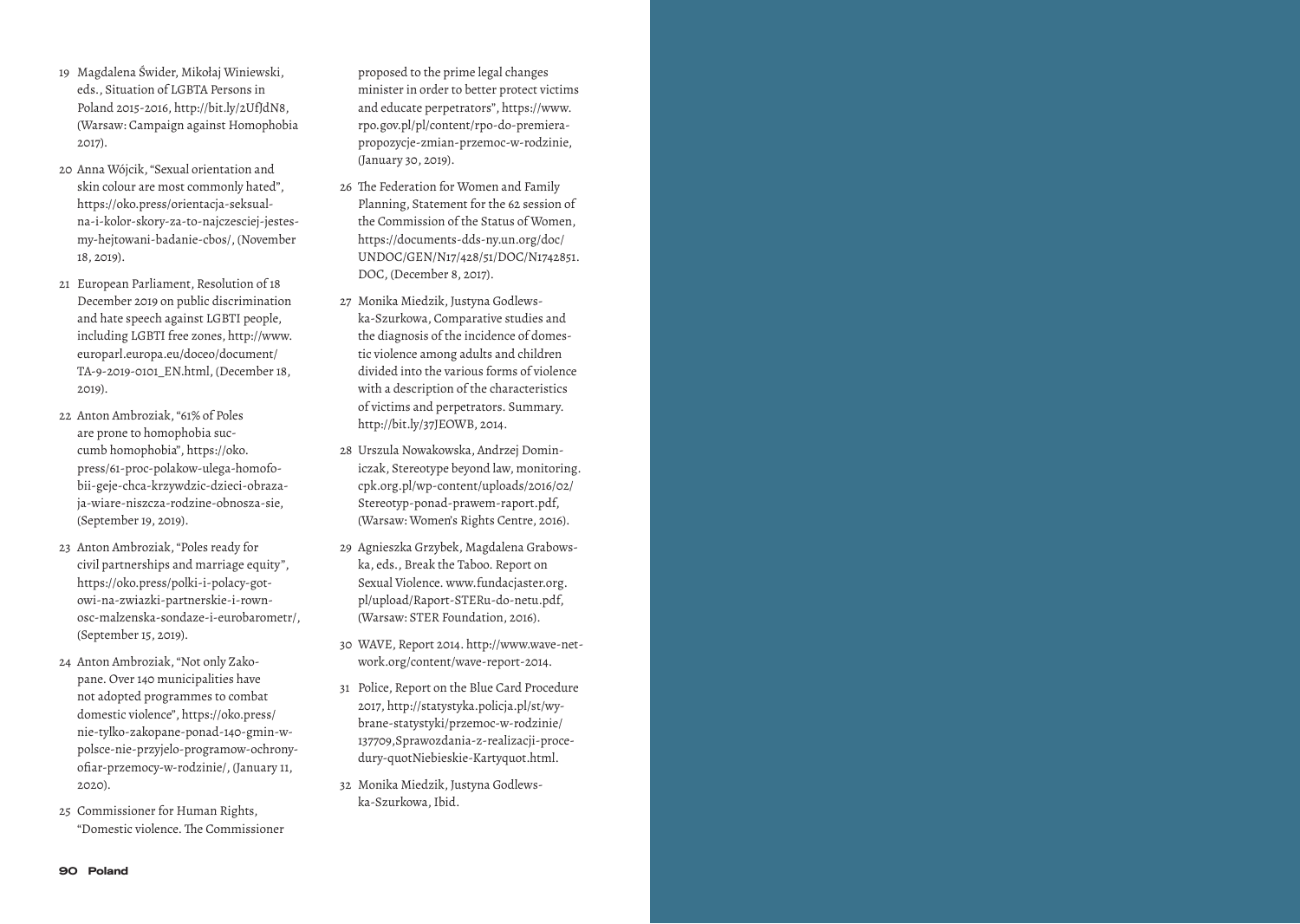19 Magdalena Świder, Mikołaj Winiewski, eds., Situation of LGBTA Persons in Poland 2015-2016, http://bit.ly/2UfJdN8, (Warsaw: Campaign against Homophobia 2017).

20 Anna Wójcik, "Sexual orientation and skin colour are most commonly hated", https://oko.press/orientacja-seksualna-i-kolor-skory-za-to-najczesciej-jestesmy-hejtowani-badanie-cbos/, (November 18, 2019).

21 European Parliament, Resolution of 18 December 2019 on public discrimination and hate speech against LGBTI people, including LGBTI free zones, http://www.europarl.europa.eu/doceo/document/TA-9-2019-0101_EN.html, (December 18, 2019).

22 Anton Ambroziak, "61% of Poles are prone to homophobia succumb homophobia", https://oko.press/61-proc-polakow-ulega-homofobii-geje-chca-krzywdzic-dzieci-obrazaja-wiare-niszcza-rodzine-obnosza-sie, (September 19, 2019).

23 Anton Ambroziak, "Poles ready for civil partnerships and marriage equity", https://oko.press/polki-i-polacy-gotowi-na-zwiazki-partnerskie-i-rownosc-malzenska-sondaze-i-eurobarometr/, (September 15, 2019).

24 Anton Ambroziak, "Not only Zakopane. Over 140 municipalities have not adopted programmes to combat domestic violence", https://oko.press/nie-tylko-zakopane-ponad-140-gmin-w-polsce-nie-przyjelo-programow-ochrony-ofiar-przemocy-w-rodzinie/, (January 11, 2020).

25 Commissioner for Human Rights, "Domestic violence. The Commissioner proposed to the prime legal changes minister in order to better protect victims and educate perpetrators", https://www.rpo.gov.pl/pl/content/rpo-do-premiera-propozycje-zmian-przemoc-w-rodzinie, (January 30, 2019).

26 The Federation for Women and Family Planning, Statement for the 62 session of the Commission of the Status of Women, https://documents-dds-ny.un.org/doc/UNDOC/GEN/N17/428/51/DOC/N1742851.DOC, (December 8, 2017).

27 Monika Miedzik, Justyna Godlewska-Szurkowa, Comparative studies and the diagnosis of the incidence of domestic violence among adults and children divided into the various forms of violence with a description of the characteristics of victims and perpetrators. Summary. http://bit.ly/37JEOWB, 2014.

28 Urszula Nowakowska, Andrzej Dominiczak, Stereotype beyond law, monitoring. cpk.org.pl/wp-content/uploads/2016/02/Stereotyp-ponad-prawem-raport.pdf, (Warsaw: Women's Rights Centre, 2016).

29 Agnieszka Grzybek, Magdalena Grabowska, eds., Break the Taboo. Report on Sexual Violence. www.fundacjaster.org.pl/upload/Raport-STERu-do-netu.pdf, (Warsaw: STER Foundation, 2016).

30 WAVE, Report 2014. http://www.wave-network.org/content/wave-report-2014.

31 Police, Report on the Blue Card Procedure 2017, http://statystyka.policja.pl/st/wybrane-statystyki/przemoc-w-rodzinie/137709,Sprawozdania-z-realizacji-procedury-quotNiebieskie-Kartyquot.html.

32 Monika Miedzik, Justyna Godlewska-Szurkowa, Ibid.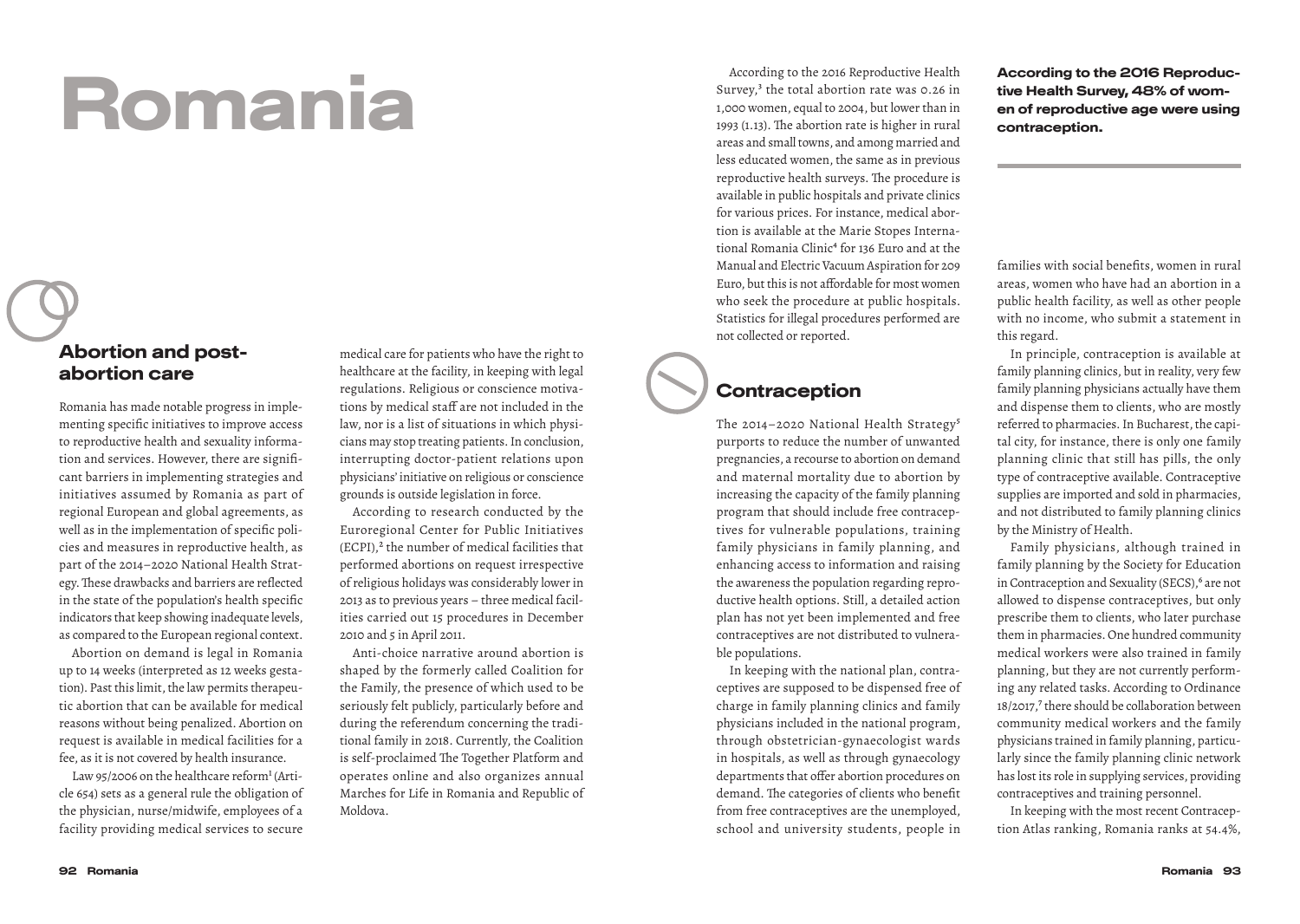# Romania

## Abortion and post-abortion care

Romania has made notable progress in implementing specific initiatives to improve access to reproductive health and sexuality information and services. However, there are significant barriers in implementing strategies and initiatives assumed by Romania as part of regional European and global agreements, as well as in the implementation of specific policies and measures in reproductive health, as part of the 2014–2020 National Health Strategy. These drawbacks and barriers are reflected in the state of the population's health specific indicators that keep showing inadequate levels, as compared to the European regional context.

Abortion on demand is legal in Romania up to 14 weeks (interpreted as 12 weeks gestation). Past this limit, the law permits therapeutic abortion that can be available for medical reasons without being penalized. Abortion on request is available in medical facilities for a fee, as it is not covered by health insurance.

Law 95/2006 on the healthcare reform[1] (Article 654) sets as a general rule the obligation of the physician, nurse/midwife, employees of a facility providing medical services to secure medical care for patients who have the right to healthcare at the facility, in keeping with legal regulations. Religious or conscience motivations by medical staff are not included in the law, nor is a list of situations in which physicians may stop treating patients. In conclusion, interrupting doctor-patient relations upon physicians' initiative on religious or conscience grounds is outside legislation in force.

According to research conducted by the Euroregional Center for Public Initiatives (ECPI),[2] the number of medical facilities that performed abortions on request irrespective of religious holidays was considerably lower in 2013 as to previous years – three medical facilities carried out 15 procedures in December 2010 and 5 in April 2011.

Anti-choice narrative around abortion is shaped by the formerly called Coalition for the Family, the presence of which used to be seriously felt publicly, particularly before and during the referendum concerning the traditional family in 2018. Currently, the Coalition is self-proclaimed The Together Platform and operates online and also organizes annual Marches for Life in Romania and Republic of Moldova.

According to the 2016 Reproductive Health Survey,[3] the total abortion rate was 0.26 in 1,000 women, equal to 2004, but lower than in 1993 (1.13). The abortion rate is higher in rural areas and small towns, and among married and less educated women, the same as in previous reproductive health surveys. The procedure is available in public hospitals and private clinics for various prices. For instance, medical abortion is available at the Marie Stopes International Romania Clinic[4] for 136 Euro and at the Manual and Electric Vacuum Aspiration for 209 Euro, but this is not affordable for most women who seek the procedure at public hospitals. Statistics for illegal procedures performed are not collected or reported.

**According to the 2016 Reproductive Health Survey, 48% of women of reproductive age were using contraception.**

## Contraception

The 2014–2020 National Health Strategy[5] purports to reduce the number of unwanted pregnancies, a recourse to abortion on demand and maternal mortality due to abortion by increasing the capacity of the family planning program that should include free contraceptives for vulnerable populations, training family physicians in family planning, and enhancing access to information and raising the awareness the population regarding reproductive health options. Still, a detailed action plan has not yet been implemented and free contraceptives are not distributed to vulnerable populations.

In keeping with the national plan, contraceptives are supposed to be dispensed free of charge in family planning clinics and family physicians included in the national program, through obstetrician-gynaecologist wards in hospitals, as well as through gynaecology departments that offer abortion procedures on demand. The categories of clients who benefit from free contraceptives are the unemployed, school and university students, people in families with social benefits, women in rural areas, women who have had an abortion in a public health facility, as well as other people with no income, who submit a statement in this regard.

In principle, contraception is available at family planning clinics, but in reality, very few family planning physicians actually have them and dispense them to clients, who are mostly referred to pharmacies. In Bucharest, the capital city, for instance, there is only one family planning clinic that still has pills, the only type of contraceptive available. Contraceptive supplies are imported and sold in pharmacies, and not distributed to family planning clinics by the Ministry of Health.

Family physicians, although trained in family planning by the Society for Education in Contraception and Sexuality (SECS),[6] are not allowed to dispense contraceptives, but only prescribe them to clients, who later purchase them in pharmacies. One hundred community medical workers were also trained in family planning, but they are not currently performing any related tasks. According to Ordinance 18/2017,[7] there should be collaboration between community medical workers and the family physicians trained in family planning, particularly since the family planning clinic network has lost its role in supplying services, providing contraceptives and training personnel.

In keeping with the most recent Contraception Atlas ranking, Romania ranks at 54.4%,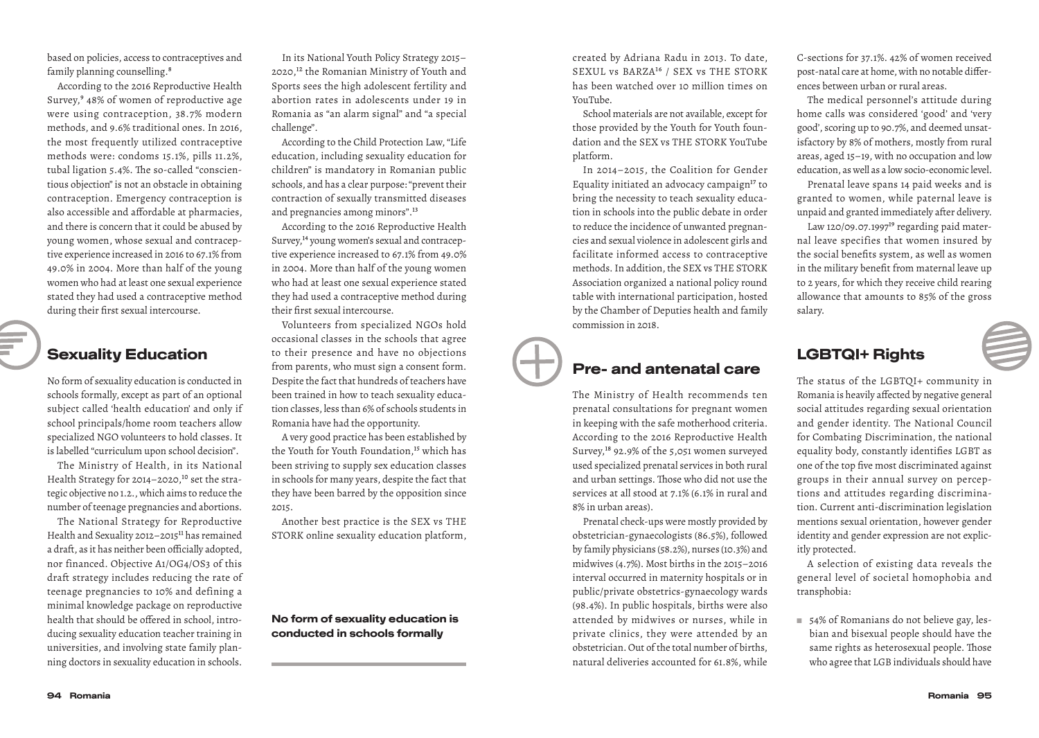based on policies, access to contraceptives and family planning counselling.[8]

According to the 2016 Reproductive Health Survey,[9] 48% of women of reproductive age were using contraception, 38.7% modern methods, and 9.6% traditional ones. In 2016, the most frequently utilized contraceptive methods were: condoms 15.1%, pills 11.2%, tubal ligation 5.4%. The so-called "conscientious objection" is not an obstacle in obtaining contraception. Emergency contraception is also accessible and affordable at pharmacies, and there is concern that it could be abused by young women, whose sexual and contraceptive experience increased in 2016 to 67.1% from 49.0% in 2004. More than half of the young women who had at least one sexual experience stated they had used a contraceptive method during their first sexual intercourse.

## Sexuality Education

No form of sexuality education is conducted in schools formally, except as part of an optional subject called 'health education' and only if school principals/home room teachers allow specialized NGO volunteers to hold classes. It is labelled "curriculum upon school decision".

The Ministry of Health, in its National Health Strategy for 2014–2020,[10] set the strategic objective no 1.2., which aims to reduce the number of teenage pregnancies and abortions.

The National Strategy for Reproductive Health and Sexuality 2012–2015[11] has remained a draft, as it has neither been officially adopted, nor financed. Objective A1/OG4/OS3 of this draft strategy includes reducing the rate of teenage pregnancies to 10% and defining a minimal knowledge package on reproductive health that should be offered in school, introducing sexuality education teacher training in universities, and involving state family planning doctors in sexuality education in schools.

In its National Youth Policy Strategy 2015–2020,[12] the Romanian Ministry of Youth and Sports sees the high adolescent fertility and abortion rates in adolescents under 19 in Romania as "an alarm signal" and "a special challenge".

According to the Child Protection Law, "Life education, including sexuality education for children" is mandatory in Romanian public schools, and has a clear purpose: "prevent their contraction of sexually transmitted diseases and pregnancies among minors".[13]

According to the 2016 Reproductive Health Survey,[14] young women's sexual and contraceptive experience increased to 67.1% from 49.0% in 2004. More than half of the young women who had at least one sexual experience stated they had used a contraceptive method during their first sexual intercourse.

Volunteers from specialized NGOs hold occasional classes in the schools that agree to their presence and have no objections from parents, who must sign a consent form. Despite the fact that hundreds of teachers have been trained in how to teach sexuality education classes, less than 6% of schools students in Romania have had the opportunity.

A very good practice has been established by the Youth for Youth Foundation,[15] which has been striving to supply sex education classes in schools for many years, despite the fact that they have been barred by the opposition since 2015.

Another best practice is the SEX vs THE STORK online sexuality education platform, created by Adriana Radu in 2013. To date, SEXUL vs BARZA[16] / SEX vs THE STORK has been watched over 10 million times on YouTube.

**No form of sexuality education is conducted in schools formally**

School materials are not available, except for those provided by the Youth for Youth foundation and the SEX vs THE STORK YouTube platform.

In 2014–2015, the Coalition for Gender Equality initiated an advocacy campaign[17] to bring the necessity to teach sexuality education in schools into the public debate in order to reduce the incidence of unwanted pregnancies and sexual violence in adolescent girls and facilitate informed access to contraceptive methods. In addition, the SEX vs THE STORK Association organized a national policy round table with international participation, hosted by the Chamber of Deputies health and family commission in 2018.

## Pre- and antenatal care

The Ministry of Health recommends ten prenatal consultations for pregnant women in keeping with the safe motherhood criteria. According to the 2016 Reproductive Health Survey,[18] 92.9% of the 5,051 women surveyed used specialized prenatal services in both rural and urban settings. Those who did not use the services at all stood at 7.1% (6.1% in rural and 8% in urban areas).

Prenatal check-ups were mostly provided by obstetrician-gynaecologists (86.5%), followed by family physicians (58.2%), nurses (10.3%) and midwives (4.7%). Most births in the 2015–2016 interval occurred in maternity hospitals or in public/private obstetrics-gynaecology wards (98.4%). In public hospitals, births were also attended by midwives or nurses, while in private clinics, they were attended by an obstetrician. Out of the total number of births, natural deliveries accounted for 61.8%, while C-sections for 37.1%. 42% of women received post-natal care at home, with no notable differences between urban or rural areas.

The medical personnel's attitude during home calls was considered 'good' and 'very good', scoring up to 90.7%, and deemed unsatisfactory by 8% of mothers, mostly from rural areas, aged 15–19, with no occupation and low education, as well as a low socio-economic level.

Prenatal leave spans 14 paid weeks and is granted to women, while paternal leave is unpaid and granted immediately after delivery.

Law 120/09.07.1997[19] regarding paid maternal leave specifies that women insured by the social benefits system, as well as women in the military benefit from maternal leave up to 2 years, for which they receive child rearing allowance that amounts to 85% of the gross salary.

## LGBTQI+ Rights

The status of the LGBTQI+ community in Romania is heavily affected by negative general social attitudes regarding sexual orientation and gender identity. The National Council for Combating Discrimination, the national equality body, constantly identifies LGBT as one of the top five most discriminated against groups in their annual survey on perceptions and attitudes regarding discrimination. Current anti-discrimination legislation mentions sexual orientation, however gender identity and gender expression are not explicitly protected.

A selection of existing data reveals the general level of societal homophobia and transphobia:

- 54% of Romanians do not believe gay, lesbian and bisexual people should have the same rights as heterosexual people. Those who agree that LGB individuals should have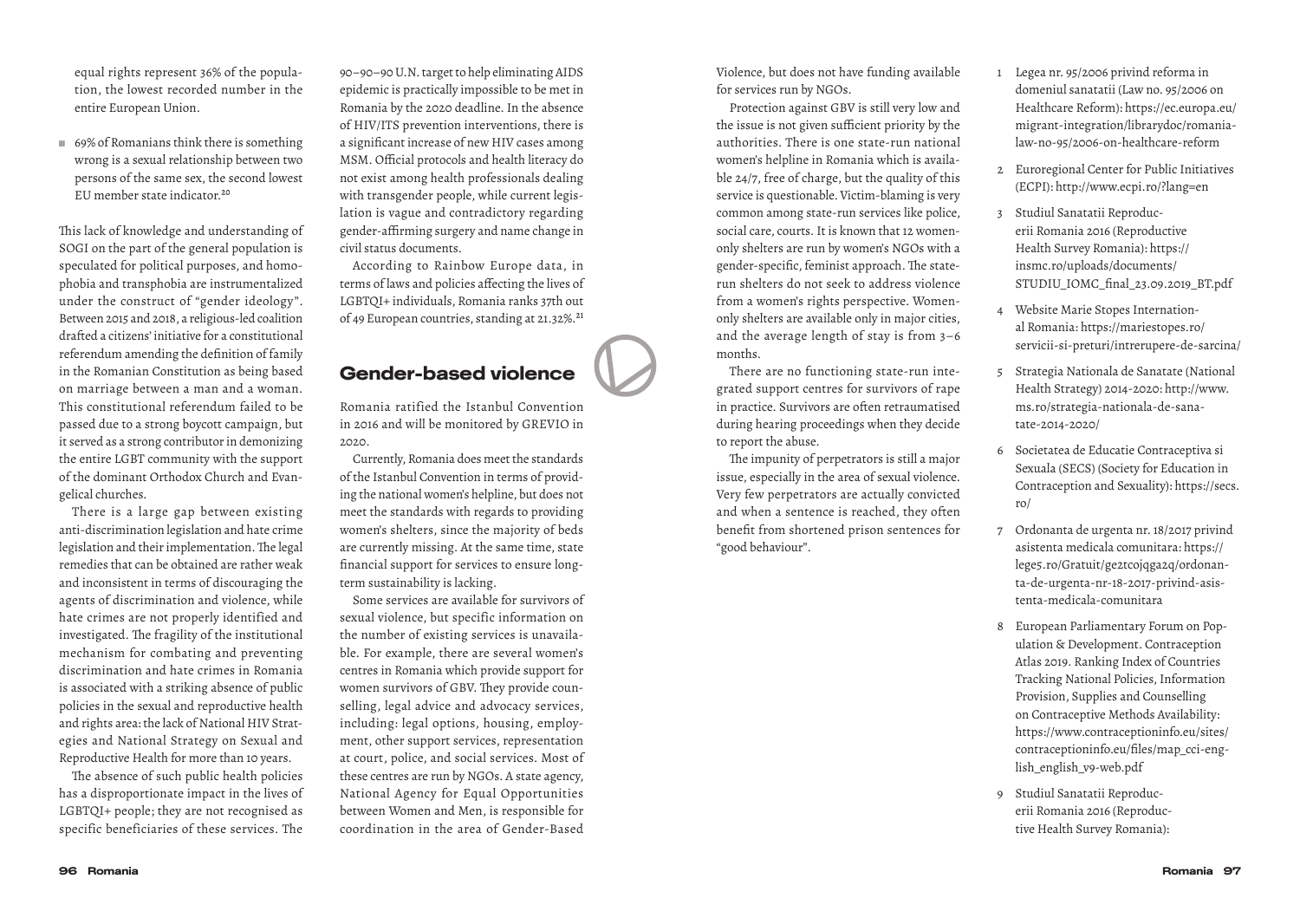equal rights represent 36% of the population, the lowest recorded number in the entire European Union.

- 69% of Romanians think there is something wrong is a sexual relationship between two persons of the same sex, the second lowest EU member state indicator.[20]

This lack of knowledge and understanding of SOGI on the part of the general population is speculated for political purposes, and homophobia and transphobia are instrumentalized under the construct of "gender ideology". Between 2015 and 2018, a religious-led coalition drafted a citizens' initiative for a constitutional referendum amending the definition of family in the Romanian Constitution as being based on marriage between a man and a woman. This constitutional referendum failed to be passed due to a strong boycott campaign, but it served as a strong contributor in demonizing the entire LGBT community with the support of the dominant Orthodox Church and Evangelical churches.

There is a large gap between existing anti-discrimination legislation and hate crime legislation and their implementation. The legal remedies that can be obtained are rather weak and inconsistent in terms of discouraging the agents of discrimination and violence, while hate crimes are not properly identified and investigated. The fragility of the institutional mechanism for combating and preventing discrimination and hate crimes in Romania is associated with a striking absence of public policies in the sexual and reproductive health and rights area: the lack of National HIV Strategies and National Strategy on Sexual and Reproductive Health for more than 10 years.

The absence of such public health policies has a disproportionate impact in the lives of LGBTQI+ people; they are not recognised as specific beneficiaries of these services. The 90–90–90 U.N. target to help eliminating AIDS epidemic is practically impossible to be met in Romania by the 2020 deadline. In the absence of HIV/ITS prevention interventions, there is a significant increase of new HIV cases among MSM. Official protocols and health literacy do not exist among health professionals dealing with transgender people, while current legislation is vague and contradictory regarding gender-affirming surgery and name change in civil status documents.

According to Rainbow Europe data, in terms of laws and policies affecting the lives of LGBTQI+ individuals, Romania ranks 37th out of 49 European countries, standing at 21.32%.[21]

## Gender-based violence

Romania ratified the Istanbul Convention in 2016 and will be monitored by GREVIO in 2020.

Currently, Romania does meet the standards of the Istanbul Convention in terms of providing the national women's helpline, but does not meet the standards with regards to providing women's shelters, since the majority of beds are currently missing. At the same time, state financial support for services to ensure long-term sustainability is lacking.

Some services are available for survivors of sexual violence, but specific information on the number of existing services is unavailable. For example, there are several women's centres in Romania which provide support for women survivors of GBV. They provide counselling, legal advice and advocacy services, including: legal options, housing, employment, other support services, representation at court, police, and social services. Most of these centres are run by NGOs. A state agency, National Agency for Equal Opportunities between Women and Men, is responsible for coordination in the area of Gender-Based Violence, but does not have funding available for services run by NGOs.

Protection against GBV is still very low and the issue is not given sufficient priority by the authorities. There is one state-run national women's helpline in Romania which is available 24/7, free of charge, but the quality of this service is questionable. Victim-blaming is very common among state-run services like police, social care, courts. It is known that 12 women-only shelters are run by women's NGOs with a gender-specific, feminist approach. The state-run shelters do not seek to address violence from a women's rights perspective. Women-only shelters are available only in major cities, and the average length of stay is from 3–6 months.

There are no functioning state-run integrated support centres for survivors of rape in practice. Survivors are often retraumatised during hearing proceedings when they decide to report the abuse.

The impunity of perpetrators is still a major issue, especially in the area of sexual violence. Very few perpetrators are actually convicted and when a sentence is reached, they often benefit from shortened prison sentences for "good behaviour".

1. Legea nr. 95/2006 privind reforma in domeniul sanatatii (Law no. 95/2006 on Healthcare Reform): https://ec.europa.eu/migrant-integration/librarydoc/romania-law-no-95/2006-on-healthcare-reform
2. Euroregional Center for Public Initiatives (ECPI): http://www.ecpi.ro/?lang=en
3. Studiul Sanatatii Reproducerii Romania 2016 (Reproductive Health Survey Romania): https://insmc.ro/uploads/documents/STUDIU_IOMC_final_23.09.2019_BT.pdf
4. Website Marie Stopes International Romania: https://mariestopes.ro/servicii-si-preturi/intrerupere-de-sarcina/
5. Strategia Nationala de Sanatate (National Health Strategy) 2014-2020: http://www.ms.ro/strategia-nationala-de-sanatate-2014-2020/
6. Societatea de Educatie Contraceptiva si Sexuala (SECS) (Society for Education in Contraception and Sexuality): https://secs.ro/
7. Ordonanta de urgenta nr. 18/2017 privind asistenta medicala comunitara: https://lege5.ro/Gratuit/ge2tcojqga2q/ordonanta-de-urgenta-nr-18-2017-privind-asistenta-medicala-comunitara
8. European Parliamentary Forum on Population & Development. Contraception Atlas 2019. Ranking Index of Countries Tracking National Policies, Information Provision, Supplies and Counselling on Contraceptive Methods Availability: https://www.contraceptioninfo.eu/sites/contraceptioninfo.eu/files/map_cci-english_english_v9-web.pdf
9. Studiul Sanatatii Reproducerii Romania 2016 (Reproductive Health Survey Romania):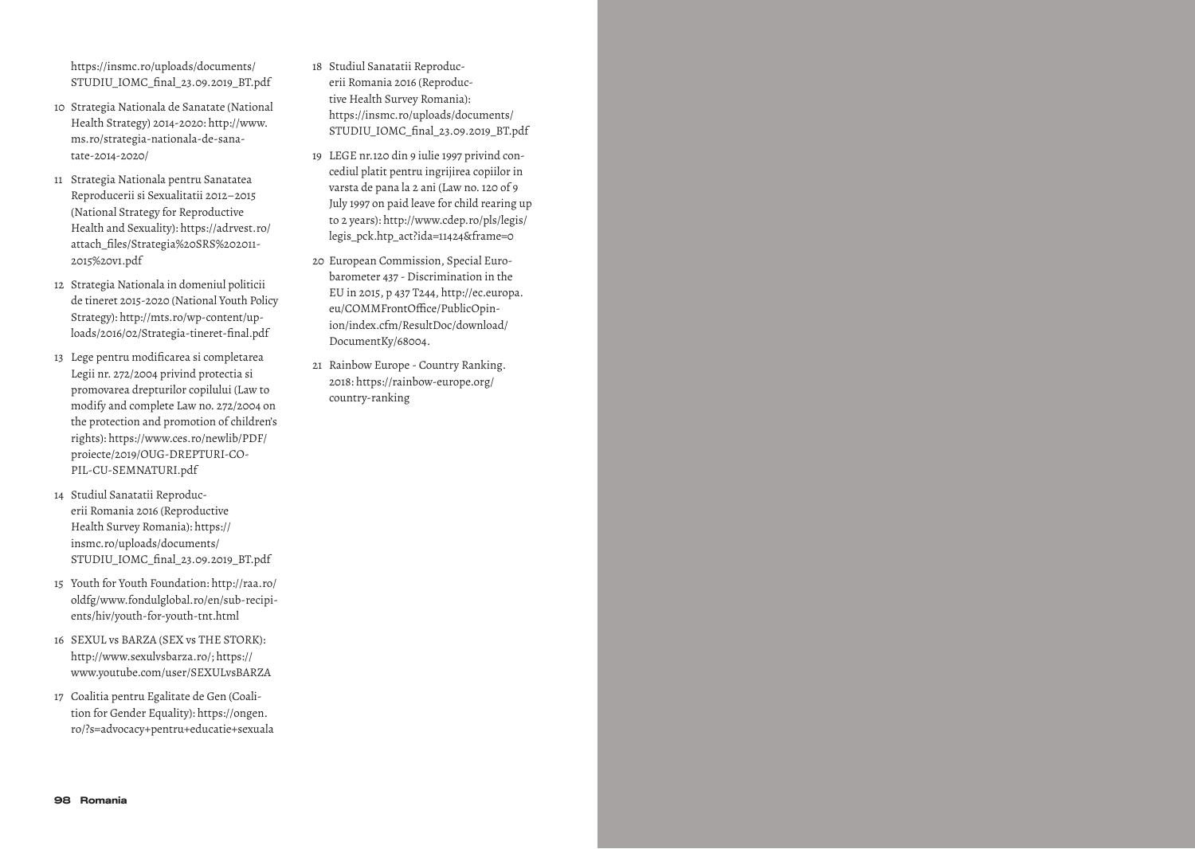https://insmc.ro/uploads/documents/STUDIU_IOMC_final_23.09.2019_BT.pdf

10 Strategia Nationala de Sanatate (National Health Strategy) 2014-2020: http://www.ms.ro/strategia-nationala-de-sanatate-2014-2020/

11 Strategia Nationala pentru Sanatatea Reproducerii si Sexualitatii 2012–2015 (National Strategy for Reproductive Health and Sexuality): https://adrvest.ro/attach_files/Strategia%20SRS%202011-2015%20v1.pdf

12 Strategia Nationala in domeniul politicii de tineret 2015-2020 (National Youth Policy Strategy): http://mts.ro/wp-content/uploads/2016/02/Strategia-tineret-final.pdf

13 Lege pentru modificarea si completarea Legii nr. 272/2004 privind protectia si promovarea drepturilor copilului (Law to modify and complete Law no. 272/2004 on the protection and promotion of children's rights): https://www.ces.ro/newlib/PDF/proiecte/2019/OUG-DREPTURI-COPIL-CU-SEMNATURI.pdf

14 Studiul Sanatatii Reproducerii Romania 2016 (Reproductive Health Survey Romania): https://insmc.ro/uploads/documents/STUDIU_IOMC_final_23.09.2019_BT.pdf

15 Youth for Youth Foundation: http://raa.ro/oldfg/www.fondulglobal.ro/en/sub-recipients/hiv/youth-for-youth-tnt.html

16 SEXUL vs BARZA (SEX vs THE STORK): http://www.sexulvsbarza.ro/; https://www.youtube.com/user/SEXULvsBARZA

17 Coalitia pentru Egalitate de Gen (Coalition for Gender Equality): https://ongen.ro/?s=advocacy+pentru+educatie+sexuala

18 Studiul Sanatatii Reproducerii Romania 2016 (Reproductive Health Survey Romania): https://insmc.ro/uploads/documents/STUDIU_IOMC_final_23.09.2019_BT.pdf

19 LEGE nr.120 din 9 iulie 1997 privind concediul platit pentru ingrijirea copiilor in varsta de pana la 2 ani (Law no. 120 of 9 July 1997 on paid leave for child rearing up to 2 years): http://www.cdep.ro/pls/legis/legis_pck.htp_act?ida=11424&frame=0

20 European Commission, Special Eurobarometer 437 - Discrimination in the EU in 2015, p 437 T244, http://ec.europa.eu/COMMFrontOffice/PublicOpinion/index.cfm/ResultDoc/download/DocumentKy/68004.

21 Rainbow Europe - Country Ranking. 2018: https://rainbow-europe.org/country-ranking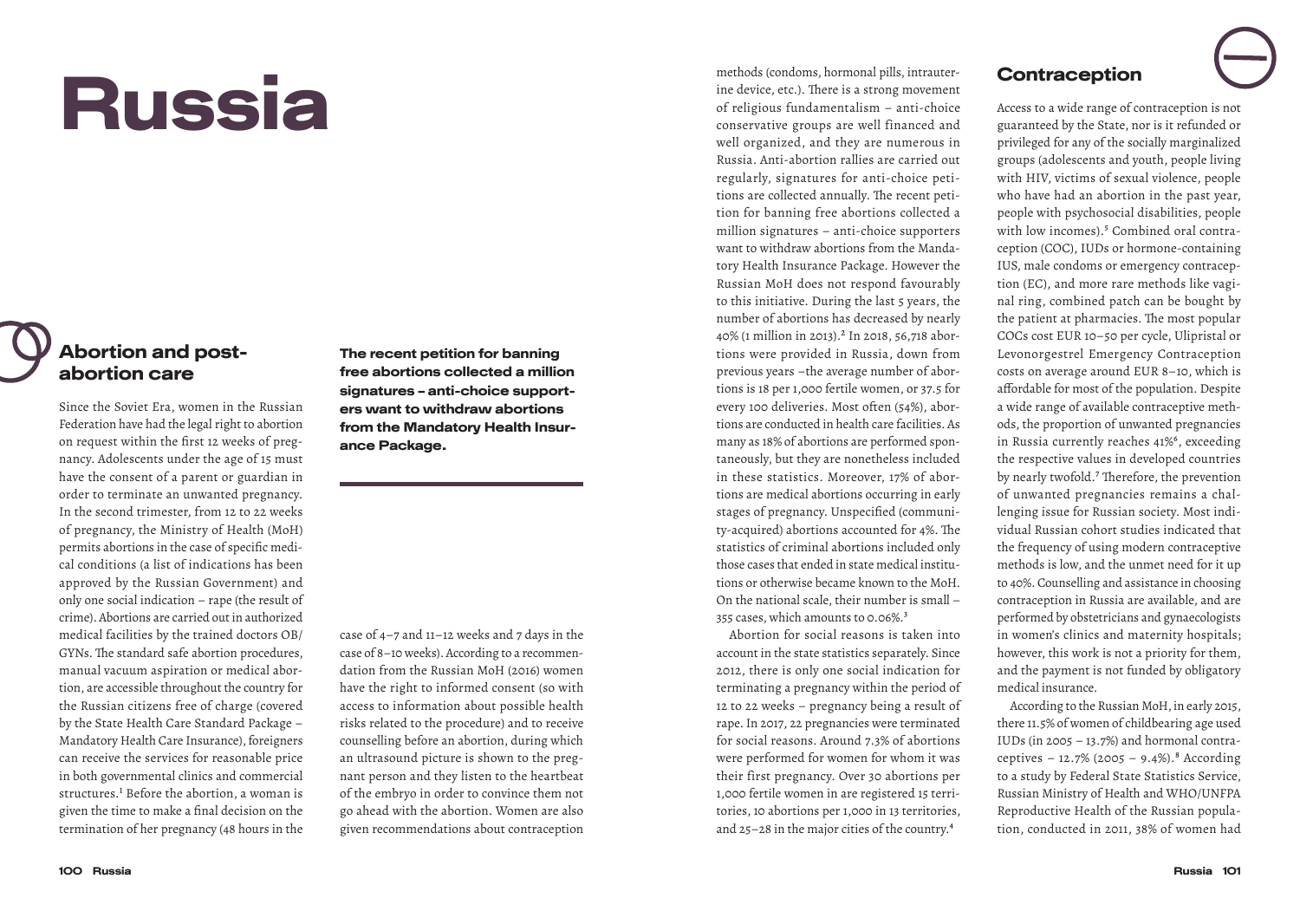# Russia

## Abortion and post-abortion care

Since the Soviet Era, women in the Russian Federation have had the legal right to abortion on request within the first 12 weeks of pregnancy. Adolescents under the age of 15 must have the consent of a parent or guardian in order to terminate an unwanted pregnancy. In the second trimester, from 12 to 22 weeks of pregnancy, the Ministry of Health (MoH) permits abortions in the case of specific medical conditions (a list of indications has been approved by the Russian Government) and only one social indication – rape (the result of crime). Abortions are carried out in authorized medical facilities by the trained doctors OB/GYNs. The standard safe abortion procedures, manual vacuum aspiration or medical abortion, are accessible throughout the country for the Russian citizens free of charge (covered by the State Health Care Standard Package – Mandatory Health Care Insurance), foreigners can receive the services for reasonable price in both governmental clinics and commercial structures.[1] Before the abortion, a woman is given the time to make a final decision on the termination of her pregnancy (48 hours in the case of 4–7 and 11–12 weeks and 7 days in the case of 8–10 weeks). According to a recommendation from the Russian MoH (2016) women have the right to informed consent (so with access to information about possible health risks related to the procedure) and to receive counselling before an abortion, during which an ultrasound picture is shown to the pregnant person and they listen to the heartbeat of the embryo in order to convince them not go ahead with the abortion. Women are also given recommendations about contraception methods (condoms, hormonal pills, intrauterine device, etc.). There is a strong movement of religious fundamentalism – anti-choice conservative groups are well financed and well organized, and they are numerous in Russia. Anti-abortion rallies are carried out regularly, signatures for anti-choice petitions are collected annually. The recent petition for banning free abortions collected a million signatures – anti-choice supporters want to withdraw abortions from the Mandatory Health Insurance Package. However the Russian MoH does not respond favourably to this initiative. During the last 5 years, the number of abortions has decreased by nearly 40% (1 million in 2013).[2] In 2018, 56,718 abortions were provided in Russia, down from previous years –the average number of abortions is 18 per 1,000 fertile women, or 37.5 for every 100 deliveries. Most often (54%), abortions are conducted in health care facilities. As many as 18% of abortions are performed spontaneously, but they are nonetheless included in these statistics. Moreover, 17% of abortions are medical abortions occurring in early stages of pregnancy. Unspecified (community-acquired) abortions accounted for 4%. The statistics of criminal abortions included only those cases that ended in state medical institutions or otherwise became known to the MoH. On the national scale, their number is small – 355 cases, which amounts to 0.06%.[3]

**The recent petition for banning free abortions collected a million signatures – anti-choice supporters want to withdraw abortions from the Mandatory Health Insurance Package.**

Abortion for social reasons is taken into account in the state statistics separately. Since 2012, there is only one social indication for terminating a pregnancy within the period of 12 to 22 weeks – pregnancy being a result of rape. In 2017, 22 pregnancies were terminated for social reasons. Around 7.3% of abortions were performed for women for whom it was their first pregnancy. Over 30 abortions per 1,000 fertile women in are registered 15 territories, 10 abortions per 1,000 in 13 territories, and 25–28 in the major cities of the country.[4]

## Contraception

Access to a wide range of contraception is not guaranteed by the State, nor is it refunded or privileged for any of the socially marginalized groups (adolescents and youth, people living with HIV, victims of sexual violence, people who have had an abortion in the past year, people with psychosocial disabilities, people with low incomes).[5] Combined oral contraception (COC), IUDs or hormone-containing IUS, male condoms or emergency contraception (EC), and more rare methods like vaginal ring, combined patch can be bought by the patient at pharmacies. The most popular COCs cost EUR 10–50 per cycle, Ulipristal or Levonorgestrel Emergency Contraception costs on average around EUR 8–10, which is affordable for most of the population. Despite a wide range of available contraceptive methods, the proportion of unwanted pregnancies in Russia currently reaches 41%[6], exceeding the respective values in developed countries by nearly twofold.[7] Therefore, the prevention of unwanted pregnancies remains a challenging issue for Russian society. Most individual Russian cohort studies indicated that the frequency of using modern contraceptive methods is low, and the unmet need for it up to 40%. Counselling and assistance in choosing contraception in Russia are available, and are performed by obstetricians and gynaecologists in women's clinics and maternity hospitals; however, this work is not a priority for them, and the payment is not funded by obligatory medical insurance.

According to the Russian MoH, in early 2015, there 11.5% of women of childbearing age used IUDs (in 2005 – 13.7%) and hormonal contraceptives – 12.7% (2005 – 9.4%).[8] According to a study by Federal State Statistics Service, Russian Ministry of Health and WHO/UNFPA Reproductive Health of the Russian population, conducted in 2011, 38% of women had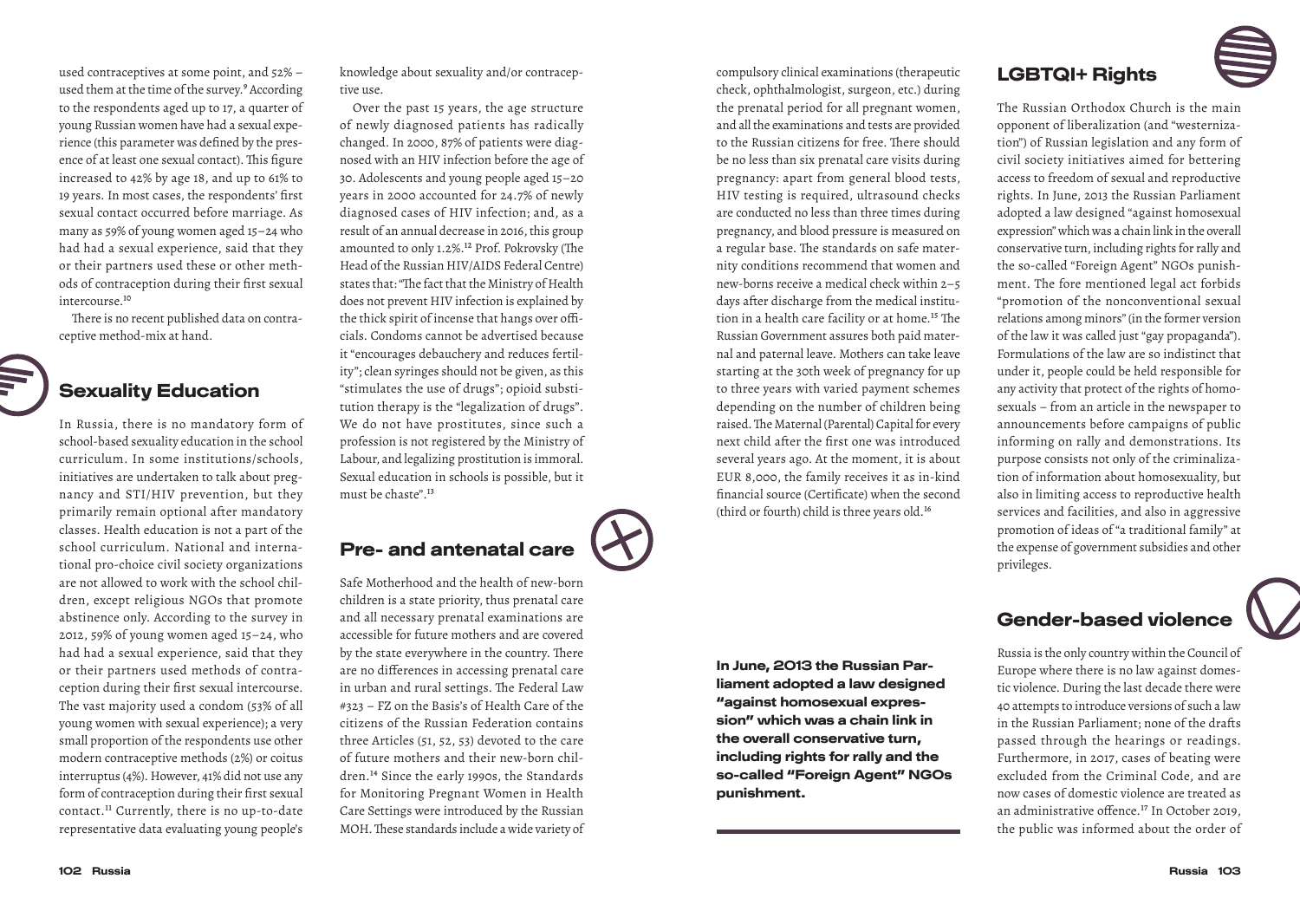used contraceptives at some point, and 52% – used them at the time of the survey.[9] According to the respondents aged up to 17, a quarter of young Russian women have had a sexual experience (this parameter was defined by the presence of at least one sexual contact). This figure increased to 42% by age 18, and up to 61% to 19 years. In most cases, the respondents' first sexual contact occurred before marriage. As many as 59% of young women aged 15–24 who had had a sexual experience, said that they or their partners used these or other methods of contraception during their first sexual intercourse.[10]

There is no recent published data on contraceptive method-mix at hand.

## Sexuality Education

In Russia, there is no mandatory form of school-based sexuality education in the school curriculum. In some institutions/schools, initiatives are undertaken to talk about pregnancy and STI/HIV prevention, but they primarily remain optional after mandatory classes. Health education is not a part of the school curriculum. National and international pro-choice civil society organizations are not allowed to work with the school children, except religious NGOs that promote abstinence only. According to the survey in 2012, 59% of young women aged 15–24, who had had a sexual experience, said that they or their partners used methods of contraception during their first sexual intercourse. The vast majority used a condom (53% of all young women with sexual experience); a very small proportion of the respondents use other modern contraceptive methods (2%) or coitus interruptus (4%). However, 41% did not use any form of contraception during their first sexual contact.[11] Currently, there is no up-to-date representative data evaluating young people's knowledge about sexuality and/or contraceptive use.

Over the past 15 years, the age structure of newly diagnosed patients has radically changed. In 2000, 87% of patients were diagnosed with an HIV infection before the age of 30. Adolescents and young people aged 15–20 years in 2000 accounted for 24.7% of newly diagnosed cases of HIV infection; and, as a result of an annual decrease in 2016, this group amounted to only 1.2%.[12] Prof. Pokrovsky (The Head of the Russian HIV/AIDS Federal Centre) states that: "The fact that the Ministry of Health does not prevent HIV infection is explained by the thick spirit of incense that hangs over officials. Condoms cannot be advertised because it "encourages debauchery and reduces fertility"; clean syringes should not be given, as this "stimulates the use of drugs"; opioid substitution therapy is the "legalization of drugs". We do not have prostitutes, since such a profession is not registered by the Ministry of Labour, and legalizing prostitution is immoral. Sexual education in schools is possible, but it must be chaste".[13]

## Pre- and antenatal care

Safe Motherhood and the health of new-born children is a state priority, thus prenatal care and all necessary prenatal examinations are accessible for future mothers and are covered by the state everywhere in the country. There are no differences in accessing prenatal care in urban and rural settings. The Federal Law #323 – FZ on the Basis's of Health Care of the citizens of the Russian Federation contains three Articles (51, 52, 53) devoted to the care of future mothers and their new-born children.[14] Since the early 1990s, the Standards for Monitoring Pregnant Women in Health Care Settings were introduced by the Russian MOH. These standards include a wide variety of compulsory clinical examinations (therapeutic check, ophthalmologist, surgeon, etc.) during the prenatal period for all pregnant women, and all the examinations and tests are provided to the Russian citizens for free. There should be no less than six prenatal care visits during pregnancy: apart from general blood tests, HIV testing is required, ultrasound checks are conducted no less than three times during pregnancy, and blood pressure is measured on a regular base. The standards on safe maternity conditions recommend that women and new-borns receive a medical check within 2–5 days after discharge from the medical institution in a health care facility or at home.[15] The Russian Government assures both paid maternal and paternal leave. Mothers can take leave starting at the 30th week of pregnancy for up to three years with varied payment schemes depending on the number of children being raised. The Maternal (Parental) Capital for every next child after the first one was introduced several years ago. At the moment, it is about EUR 8,000, the family receives it as in-kind financial source (Certificate) when the second (third or fourth) child is three years old.[16]

**In June, 2013 the Russian Parliament adopted a law designed "against homosexual expression" which was a chain link in the overall conservative turn, including rights for rally and the so-called "Foreign Agent" NGOs punishment.**

## LGBTQI+ Rights

The Russian Orthodox Church is the main opponent of liberalization (and "westernization") of Russian legislation and any form of civil society initiatives aimed for bettering access to freedom of sexual and reproductive rights. In June, 2013 the Russian Parliament adopted a law designed "against homosexual expression" which was a chain link in the overall conservative turn, including rights for rally and the so-called "Foreign Agent" NGOs punishment. The fore mentioned legal act forbids "promotion of the nonconventional sexual relations among minors" (in the former version of the law it was called just "gay propaganda"). Formulations of the law are so indistinct that under it, people could be held responsible for any activity that protect of the rights of homosexuals – from an article in the newspaper to announcements before campaigns of public informing on rally and demonstrations. Its purpose consists not only of the criminalization of information about homosexuality, but also in limiting access to reproductive health services and facilities, and also in aggressive promotion of ideas of "a traditional family" at the expense of government subsidies and other privileges.

## Gender-based violence

Russia is the only country within the Council of Europe where there is no law against domestic violence. During the last decade there were 40 attempts to introduce versions of such a law in the Russian Parliament; none of the drafts passed through the hearings or readings. Furthermore, in 2017, cases of beating were excluded from the Criminal Code, and are now cases of domestic violence are treated as an administrative offence.[17] In October 2019, the public was informed about the order of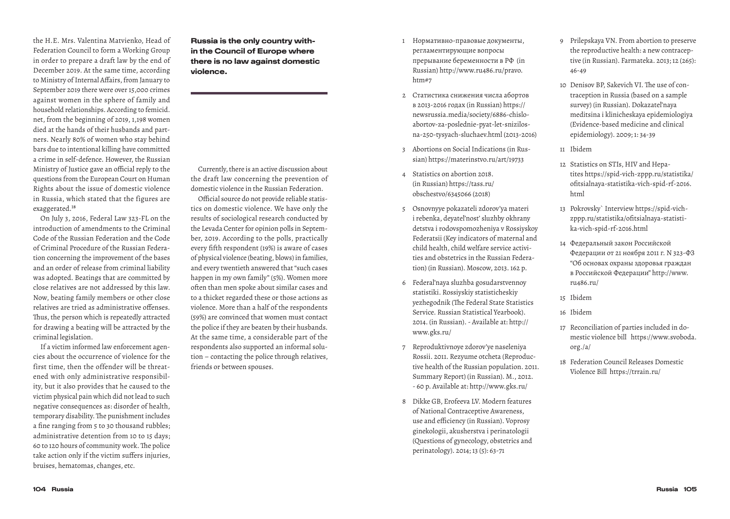the H.E. Mrs. Valentina Matvienko, Head of Federation Council to form a Working Group in order to prepare a draft law by the end of December 2019. At the same time, according to Ministry of Internal Affairs, from January to September 2019 there were over 15,000 crimes against women in the sphere of family and household relationships. According to femicid.net, from the beginning of 2019, 1,198 women died at the hands of their husbands and partners. Nearly 80% of women who stay behind bars due to intentional killing have committed a crime in self-defence. However, the Russian Ministry of Justice gave an official reply to the questions from the European Court on Human Rights about the issue of domestic violence in Russia, which stated that the figures are exaggerated.[18]

On July 3, 2016, Federal Law 323-FL on the introduction of amendments to the Criminal Code of the Russian Federation and the Code of Criminal Procedure of the Russian Federation concerning the improvement of the bases and an order of release from criminal liability was adopted. Beatings that are committed by close relatives are not addressed by this law. Now, beating family members or other close relatives are tried as administrative offenses. Thus, the person which is repeatedly attracted for drawing a beating will be attracted by the criminal legislation.

If a victim informed law enforcement agencies about the occurrence of violence for the first time, then the offender will be threatened with only administrative responsibility, but it also provides that he caused to the victim physical pain which did not lead to such negative consequences as: disorder of health, temporary disability. The punishment includes a fine ranging from 5 to 30 thousand rubbles; administrative detention from 10 to 15 days; 60 to 120 hours of community work. The police take action only if the victim suffers injuries, bruises, hematomas, changes, etc.

**Russia is the only country within the Council of Europe where there is no law against domestic violence.**

Currently, there is an active discussion about the draft law concerning the prevention of domestic violence in the Russian Federation.

Official source do not provide reliable statistics on domestic violence. We have only the results of sociological research conducted by the Levada Center for opinion polls in September, 2019. According to the polls, practically every fifth respondent (19%) is aware of cases of physical violence (beating, blows) in families, and every twentieth answered that "such cases happen in my own family" (5%). Women more often than men spoke about similar cases and to a thicket regarded these or those actions as violence. More than a half of the respondents (59%) are convinced that women must contact the police if they are beaten by their husbands. At the same time, a considerable part of the respondents also supported an informal solution – contacting the police through relatives, friends or between spouses.

1. Нормативно-правовые документы, регламентирующие вопросы прерывание беременности в РФ (in Russian) http://www.ru486.ru/pravo.htm#7
2. Статистика снижения числа абортов в 2013-2016 годах (in Russian) https://newsrussia.media/society/6886-chislo-abortov-za-poslednie-pyat-let-snizilos-na-250-tysyach-sluchaev.html (2013-2016)
3. Abortions on Social Indications (in Russian) https://materinstvo.ru/art/19733
4. Statistics on abortion 2018. (in Russian) https://tass.ru/obschestvo/6345066 (2018)
5. Osnovnyye pokazateli zdorov'ya materi i rebenka, deyatel'nost' sluzhby okhrany detstva i rodovspomozheniya v Rossiyskoy Federatsii (Key indicators of maternal and child health, child welfare service activities and obstetrics in the Russian Federation) (in Russian). Moscow, 2013. 162 p.
6. Federal'naya sluzhba gosudarstvennoy statistiki. Rossiyskiy statisticheskiy yezhegodnik (The Federal State Statistics Service. Russian Statistical Yearbook). 2014. (in Russian). - Available at: http://www.gks.ru/
7. Reproduktivnoye zdorov'ye naseleniya Rossii. 2011. Rezyume otcheta (Reproductive health of the Russian population. 2011. Summary Report) (in Russian). M., 2012. - 60 p. Available at: http://www.gks.ru/
8. Dikke GB, Erofeeva LV. Modern features of National Contraceptive Awareness, use and efficiency (in Russian). Voprosy ginekologii, akusherstva i perinatologii (Questions of gynecology, obstetrics and perinatology). 2014; 13 (5): 63-71
9. Prilepskaya VN. From abortion to preserve the reproductive health: a new contraceptive (in Russian). Farmateka. 2013; 12 (265): 46-49
10. Denisov BP, Sakevich VI. The use of contraception in Russia (based on a sample survey) (in Russian). Dokazatel'naya meditsina i klinicheskaya epidemiologiya (Evidence-based medicine and clinical epidemiology). 2009; 1: 34-39
11. Ibidem
12. Statistics on STIs, HIV and Hepatites https://spid-vich-zppp.ru/statistika/ofitsialnaya-statistika-vich-spid-rf-2016.html
13. Pokrovsky` Interview https://spid-vich-zppp.ru/statistika/ofitsialnaya-statistika-vich-spid-rf-2016.html
14. Федеральный закон Российской Федерации от 21 ноября 2011 г. N 323-ФЗ "Об основах охраны здоровья граждан в Российской Федерации" http://www.ru486.ru/
15. Ibidem
16. Ibidem
17. Reconciliation of parties included in domestic violence bill https://www.svoboda.org./a/
18. Federation Council Releases Domestic Violence Bill https://trrain.ru/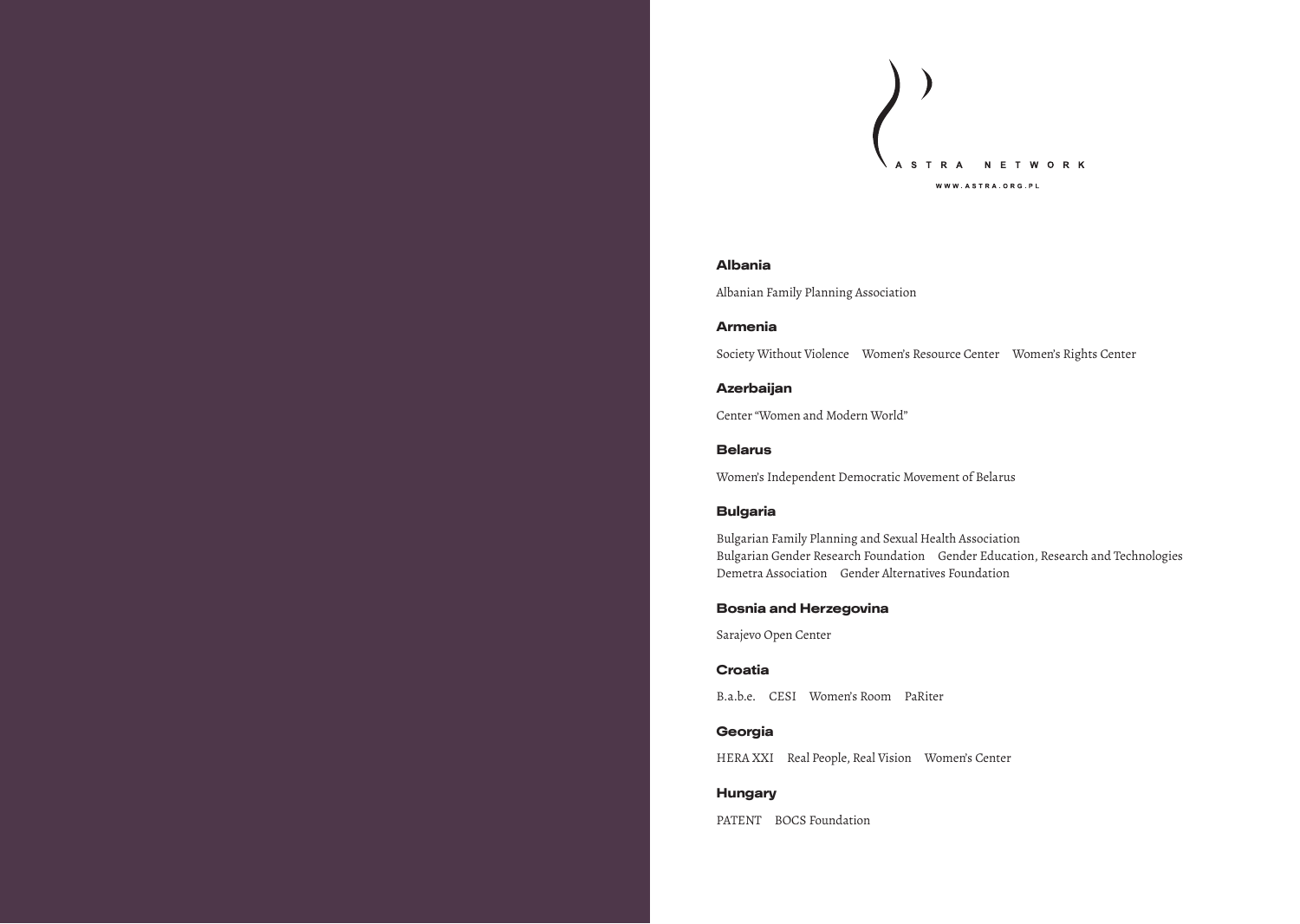ASTRA NETWORK

WWW.ASTRA.ORG.PL

## Albania

Albanian Family Planning Association

## Armenia

Society Without Violence    Women's Resource Center    Women's Rights Center

## Azerbaijan

Center "Women and Modern World"

## Belarus

Women's Independent Democratic Movement of Belarus

## Bulgaria

Bulgarian Family Planning and Sexual Health Association
Bulgarian Gender Research Foundation    Gender Education, Research and Technologies
Demetra Association    Gender Alternatives Foundation

## Bosnia and Herzegovina

Sarajevo Open Center

## Croatia

B.a.b.e.    CESI    Women's Room    PaRiter

## Georgia

HERA XXI    Real People, Real Vision    Women's Center

## Hungary

PATENT    BOCS Foundation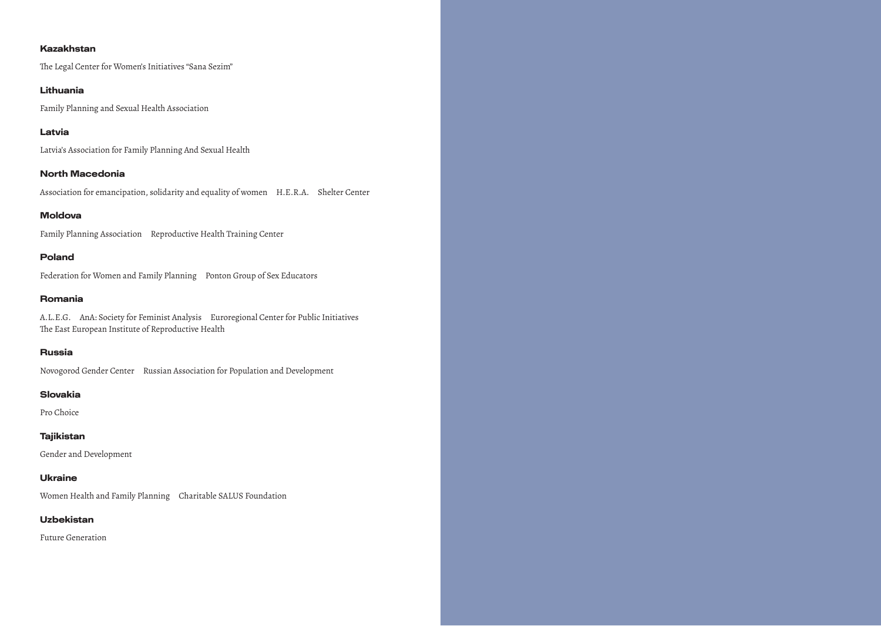**Kazakhstan**

The Legal Center for Women's Initiatives "Sana Sezim"

**Lithuania**

Family Planning and Sexual Health Association

**Latvia**

Latvia's Association for Family Planning And Sexual Health

**North Macedonia**

Association for emancipation, solidarity and equality of women H.E.R.A. Shelter Center

**Moldova**

Family Planning Association Reproductive Health Training Center

**Poland**

Federation for Women and Family Planning Ponton Group of Sex Educators

**Romania**

A.L.E.G. AnA: Society for Feminist Analysis Euroregional Center for Public Initiatives The East European Institute of Reproductive Health

**Russia**

Novogorod Gender Center Russian Association for Population and Development

**Slovakia**

Pro Choice

**Tajikistan**

Gender and Development

**Ukraine**

Women Health and Family Planning Charitable SALUS Foundation

**Uzbekistan**

Future Generation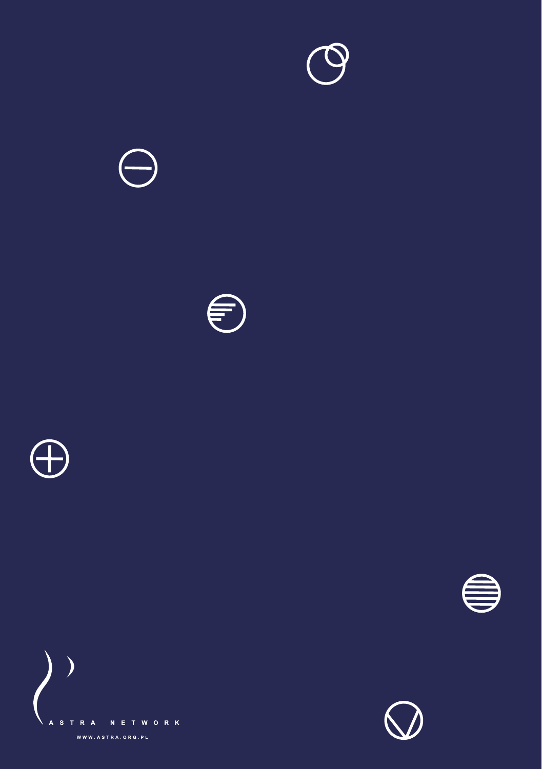ASTRA NETWORK

WWW.ASTRA.ORG.PL